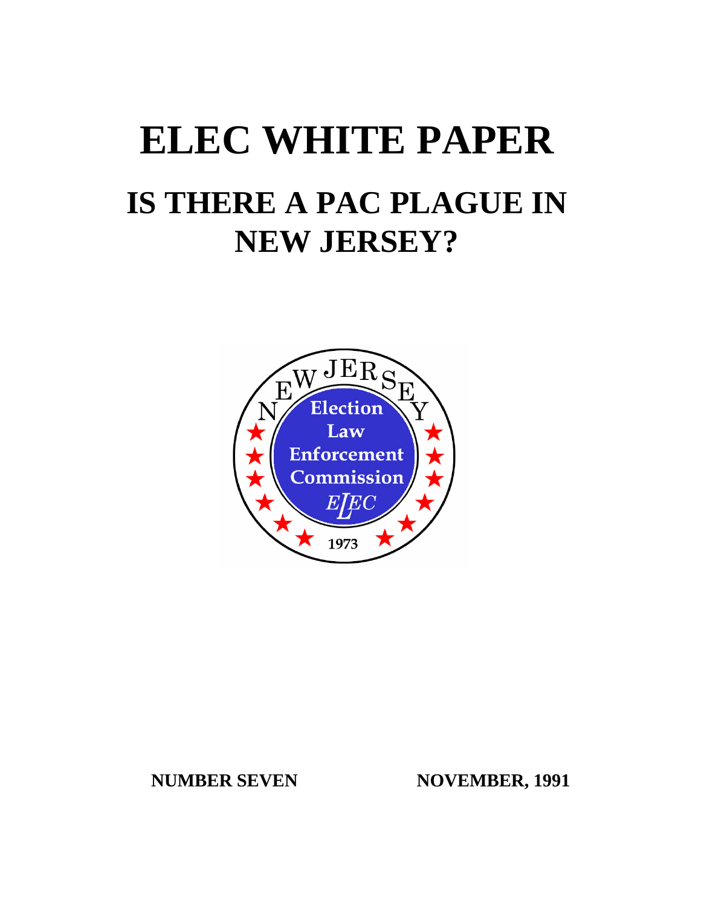# ELEC WHITE PAPER

## IS THERE A PAC PLAGUE IN NEW JERSEY?

NEW JERSEY

Election Law Enforcement Commission

ELEC

1973

**NUMBER SEVEN** **NOVEMBER, 1991**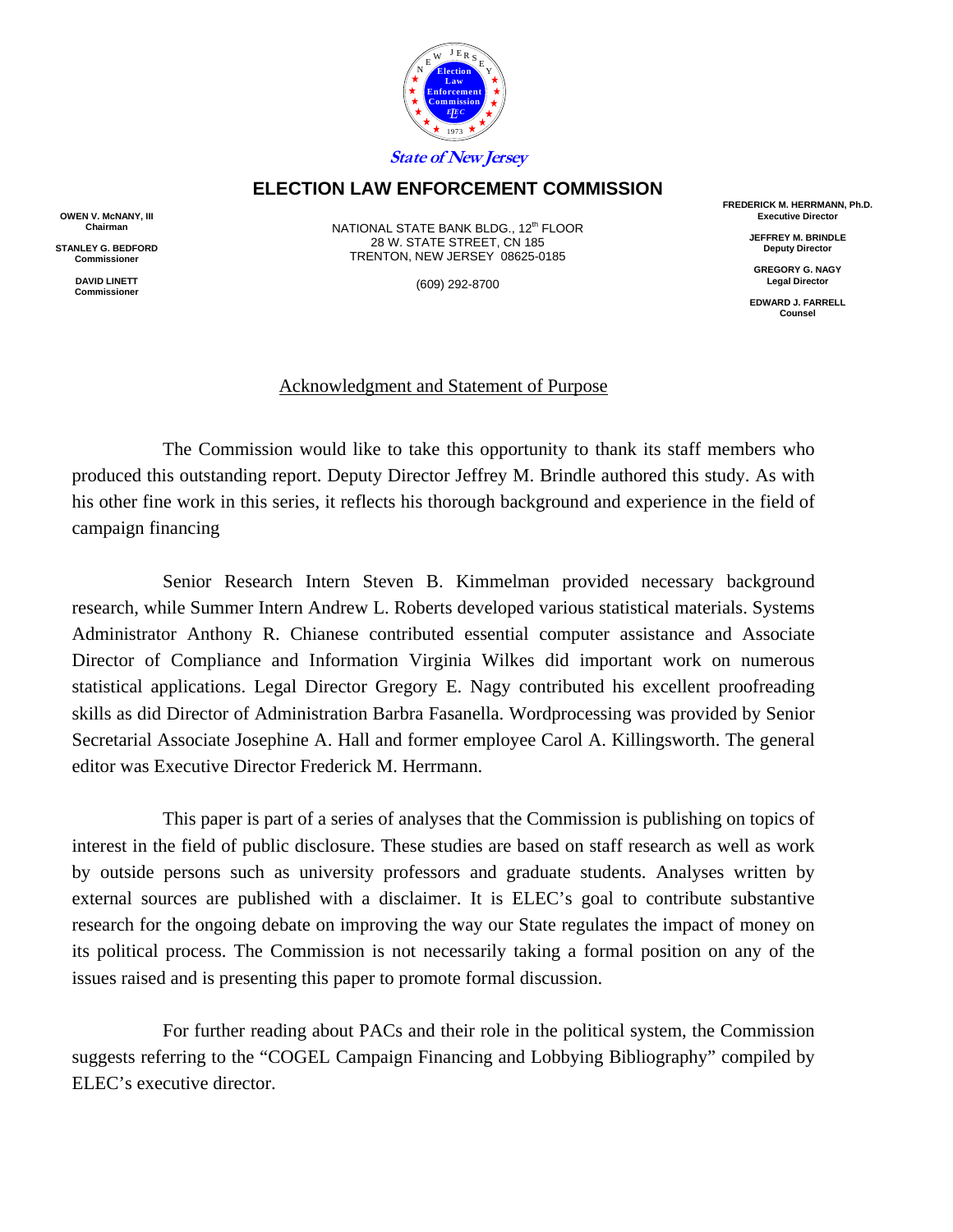State of New Jersey

# ELECTION LAW ENFORCEMENT COMMISSION

**OWEN V. McNANY, III**
Chairman

**STANLEY G. BEDFORD**
Commissioner

**DAVID LINETT**
Commissioner

NATIONAL STATE BANK BLDG., 12th FLOOR
28 W. STATE STREET, CN 185
TRENTON, NEW JERSEY 08625-0185

(609) 292-8700

**FREDERICK M. HERRMANN, Ph.D.**
Executive Director

**JEFFREY M. BRINDLE**
Deputy Director

**GREGORY G. NAGY**
Legal Director

**EDWARD J. FARRELL**
Counsel

## Acknowledgment and Statement of Purpose

The Commission would like to take this opportunity to thank its staff members who produced this outstanding report. Deputy Director Jeffrey M. Brindle authored this study. As with his other fine work in this series, it reflects his thorough background and experience in the field of campaign financing

Senior Research Intern Steven B. Kimmelman provided necessary background research, while Summer Intern Andrew L. Roberts developed various statistical materials. Systems Administrator Anthony R. Chianese contributed essential computer assistance and Associate Director of Compliance and Information Virginia Wilkes did important work on numerous statistical applications. Legal Director Gregory E. Nagy contributed his excellent proofreading skills as did Director of Administration Barbra Fasanella. Wordprocessing was provided by Senior Secretarial Associate Josephine A. Hall and former employee Carol A. Killingsworth. The general editor was Executive Director Frederick M. Herrmann.

This paper is part of a series of analyses that the Commission is publishing on topics of interest in the field of public disclosure. These studies are based on staff research as well as work by outside persons such as university professors and graduate students. Analyses written by external sources are published with a disclaimer. It is ELEC's goal to contribute substantive research for the ongoing debate on improving the way our State regulates the impact of money on its political process. The Commission is not necessarily taking a formal position on any of the issues raised and is presenting this paper to promote formal discussion.

For further reading about PACs and their role in the political system, the Commission suggests referring to the "COGEL Campaign Financing and Lobbying Bibliography" compiled by ELEC's executive director.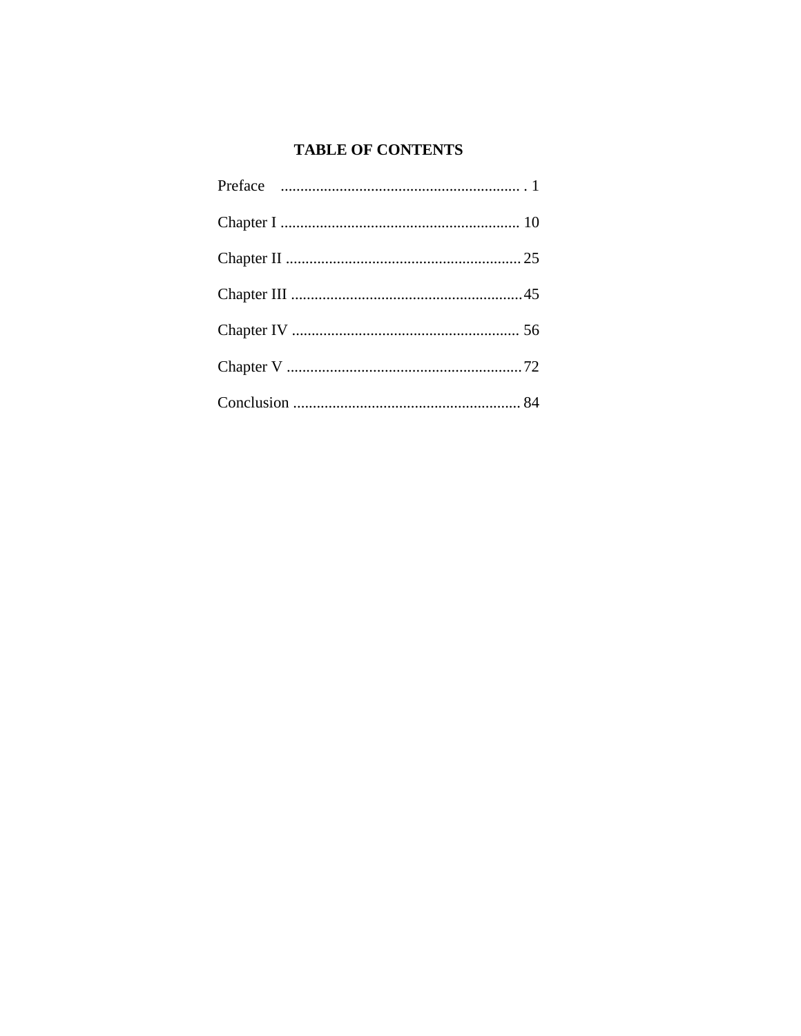# TABLE OF CONTENTS

Preface ............................................................. . 1

Chapter I ............................................................. 10

Chapter II ............................................................ 25

Chapter III ........................................................... 45

Chapter IV .......................................................... 56

Chapter V ............................................................ 72

Conclusion .......................................................... 84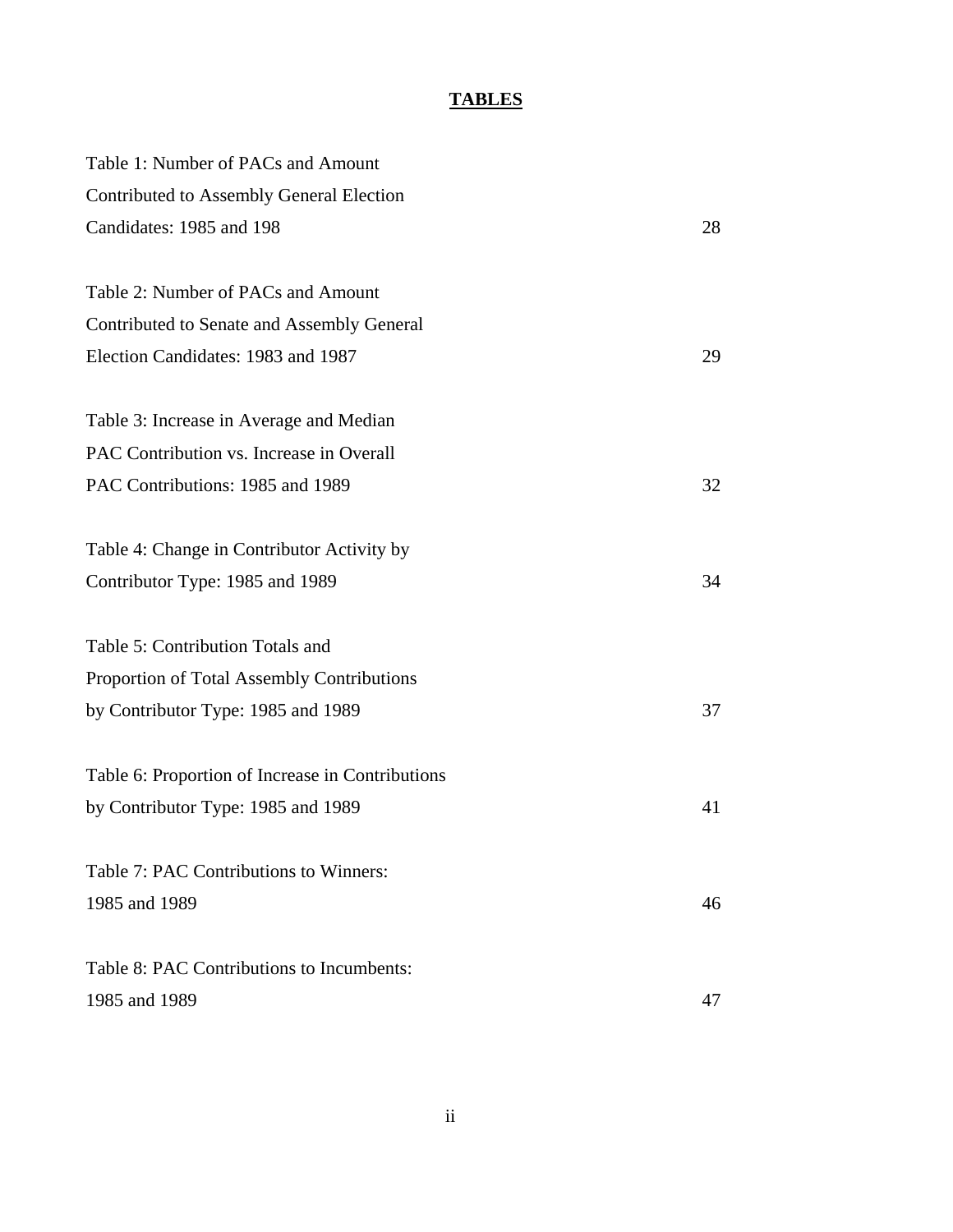# TABLES

Table 1: Number of PACs and Amount Contributed to Assembly General Election Candidates: 1985 and 198 — 28

Table 2: Number of PACs and Amount Contributed to Senate and Assembly General Election Candidates: 1983 and 1987 — 29

Table 3: Increase in Average and Median PAC Contribution vs. Increase in Overall PAC Contributions: 1985 and 1989 — 32

Table 4: Change in Contributor Activity by Contributor Type: 1985 and 1989 — 34

Table 5: Contribution Totals and Proportion of Total Assembly Contributions by Contributor Type: 1985 and 1989 — 37

Table 6: Proportion of Increase in Contributions by Contributor Type: 1985 and 1989 — 41

Table 7: PAC Contributions to Winners: 1985 and 1989 — 46

Table 8: PAC Contributions to Incumbents: 1985 and 1989 — 47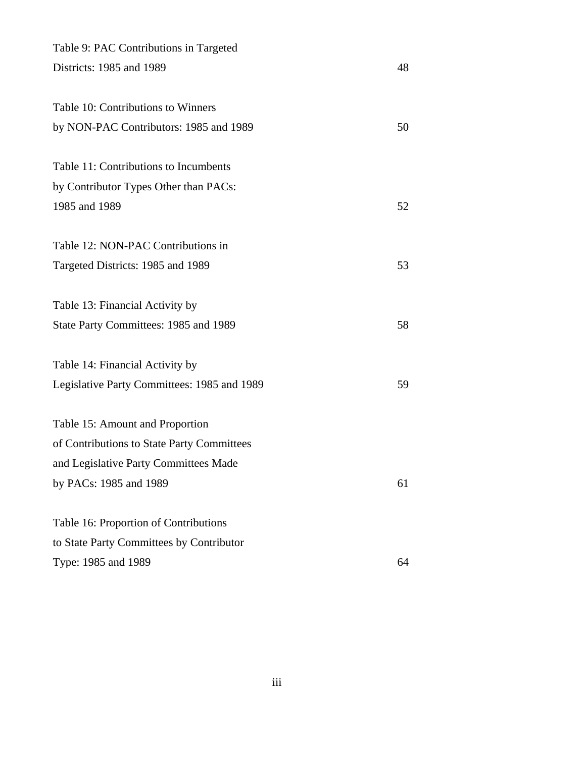Table 9: PAC Contributions in Targeted Districts: 1985 and 1989 48

Table 10: Contributions to Winners by NON-PAC Contributors: 1985 and 1989 50

Table 11: Contributions to Incumbents by Contributor Types Other than PACs: 1985 and 1989 52

Table 12: NON-PAC Contributions in Targeted Districts: 1985 and 1989 53

Table 13: Financial Activity by State Party Committees: 1985 and 1989 58

Table 14: Financial Activity by Legislative Party Committees: 1985 and 1989 59

Table 15: Amount and Proportion of Contributions to State Party Committees and Legislative Party Committees Made by PACs: 1985 and 1989 61

Table 16: Proportion of Contributions to State Party Committees by Contributor Type: 1985 and 1989 64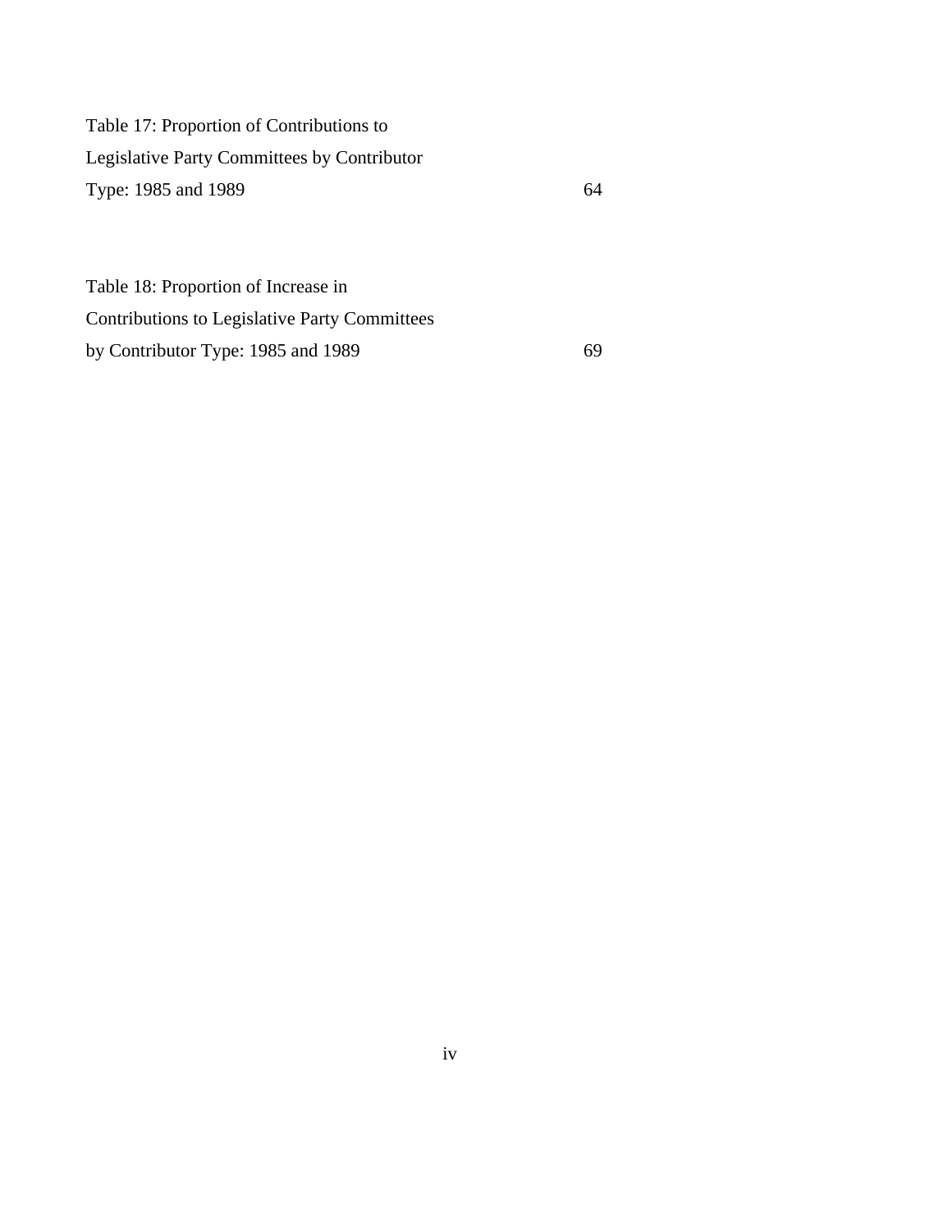Table 17: Proportion of Contributions to Legislative Party Committees by Contributor Type: 1985 and 1989 64

Table 18: Proportion of Increase in Contributions to Legislative Party Committees by Contributor Type: 1985 and 1989 69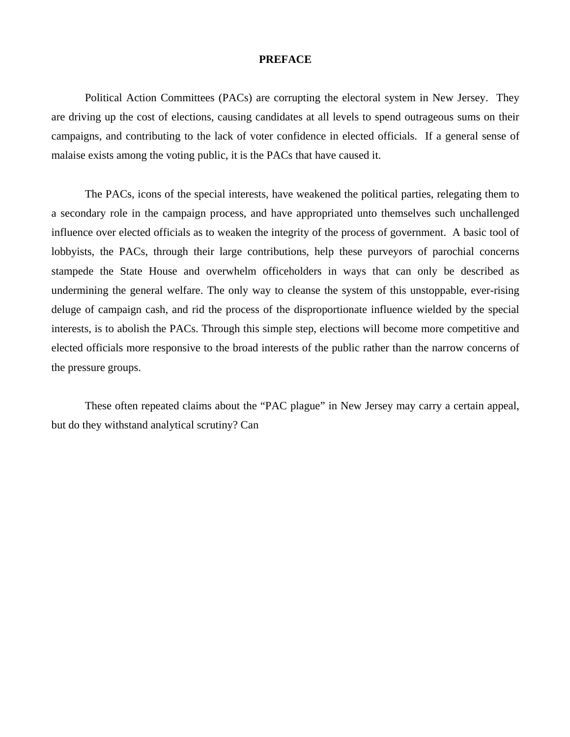# PREFACE

Political Action Committees (PACs) are corrupting the electoral system in New Jersey. They are driving up the cost of elections, causing candidates at all levels to spend outrageous sums on their campaigns, and contributing to the lack of voter confidence in elected officials. If a general sense of malaise exists among the voting public, it is the PACs that have caused it.

The PACs, icons of the special interests, have weakened the political parties, relegating them to a secondary role in the campaign process, and have appropriated unto themselves such unchallenged influence over elected officials as to weaken the integrity of the process of government. A basic tool of lobbyists, the PACs, through their large contributions, help these purveyors of parochial concerns stampede the State House and overwhelm officeholders in ways that can only be described as undermining the general welfare. The only way to cleanse the system of this unstoppable, ever-rising deluge of campaign cash, and rid the process of the disproportionate influence wielded by the special interests, is to abolish the PACs. Through this simple step, elections will become more competitive and elected officials more responsive to the broad interests of the public rather than the narrow concerns of the pressure groups.

These often repeated claims about the "PAC plague" in New Jersey may carry a certain appeal, but do they withstand analytical scrutiny? Can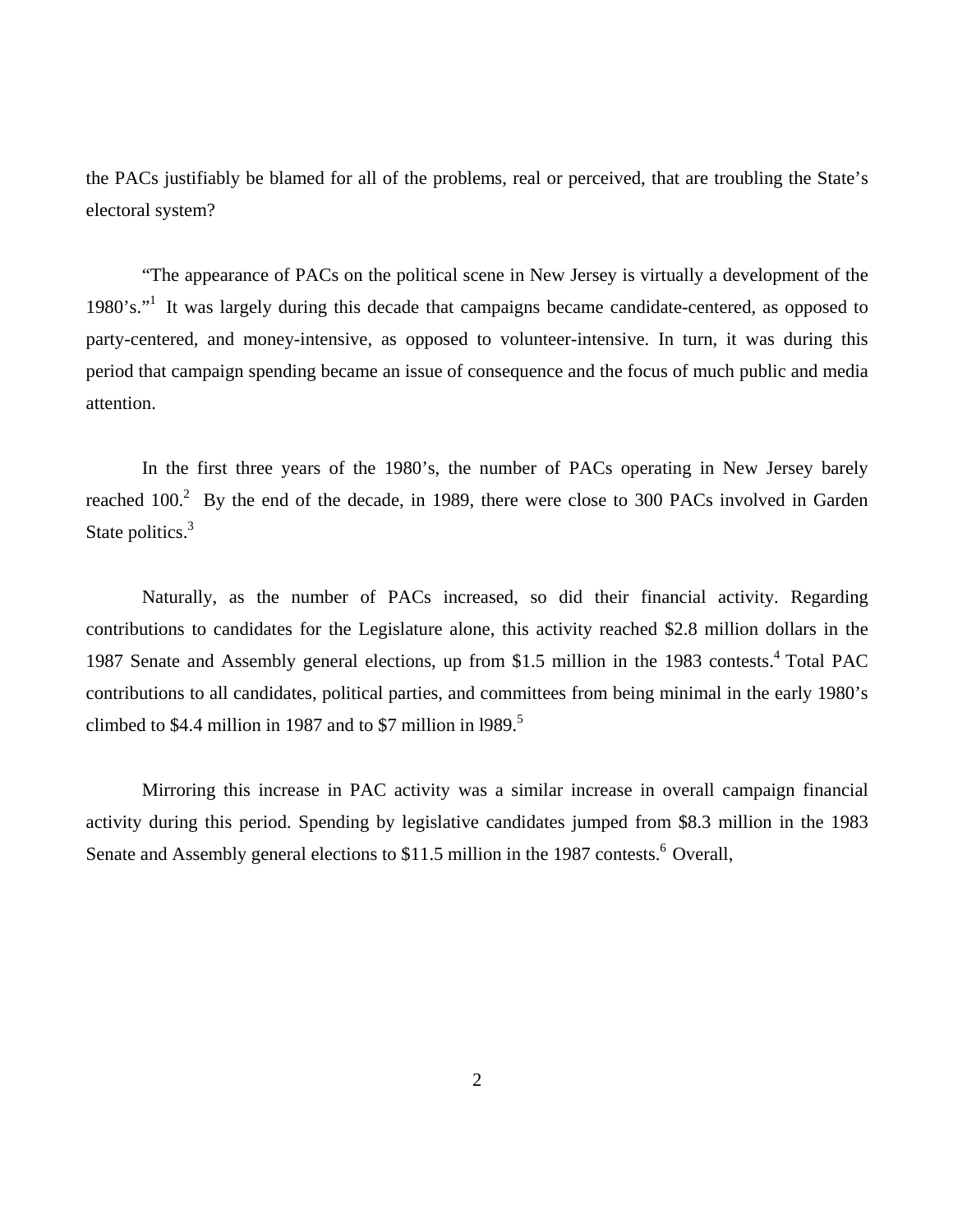the PACs justifiably be blamed for all of the problems, real or perceived, that are troubling the State's electoral system?

"The appearance of PACs on the political scene in New Jersey is virtually a development of the 1980's."[1] It was largely during this decade that campaigns became candidate-centered, as opposed to party-centered, and money-intensive, as opposed to volunteer-intensive. In turn, it was during this period that campaign spending became an issue of consequence and the focus of much public and media attention.

In the first three years of the 1980's, the number of PACs operating in New Jersey barely reached 100.[2] By the end of the decade, in 1989, there were close to 300 PACs involved in Garden State politics.[3]

Naturally, as the number of PACs increased, so did their financial activity. Regarding contributions to candidates for the Legislature alone, this activity reached $2.8 million dollars in the 1987 Senate and Assembly general elections, up from $1.5 million in the 1983 contests.[4] Total PAC contributions to all candidates, political parties, and committees from being minimal in the early 1980's climbed to $4.4 million in 1987 and to $7 million in l989.[5]

Mirroring this increase in PAC activity was a similar increase in overall campaign financial activity during this period. Spending by legislative candidates jumped from $8.3 million in the 1983 Senate and Assembly general elections to $11.5 million in the 1987 contests.[6] Overall,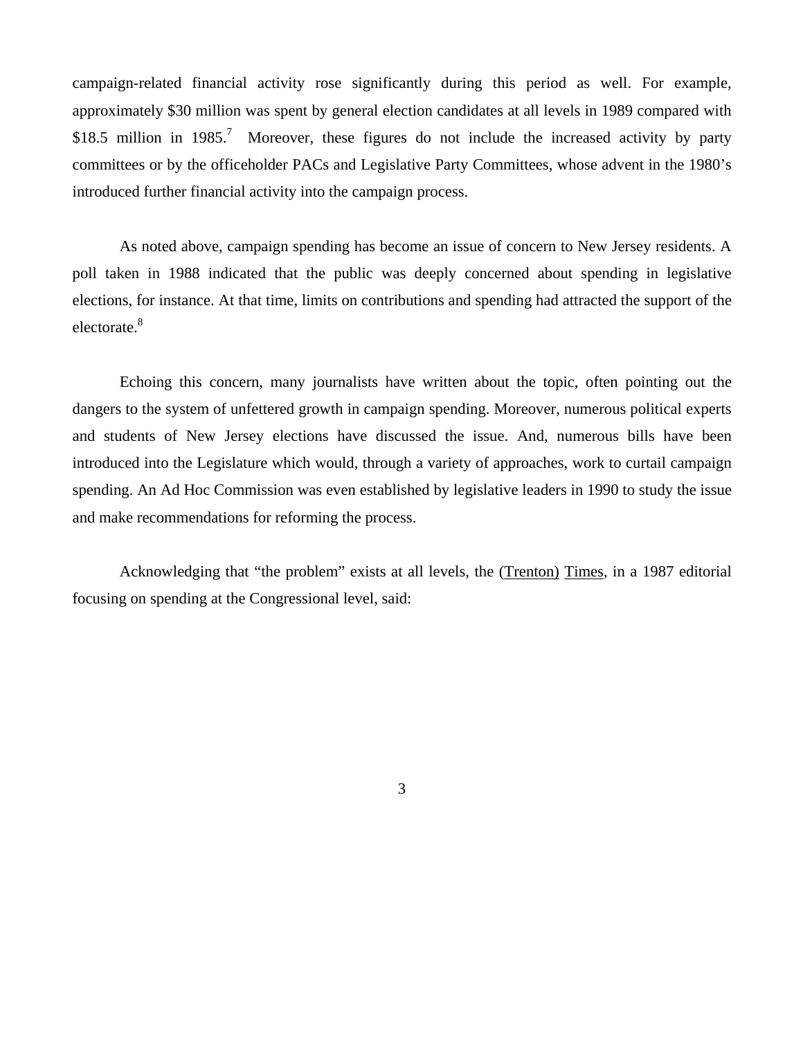campaign-related financial activity rose significantly during this period as well. For example, approximately $30 million was spent by general election candidates at all levels in 1989 compared with $18.5 million in 1985.[7] Moreover, these figures do not include the increased activity by party committees or by the officeholder PACs and Legislative Party Committees, whose advent in the 1980's introduced further financial activity into the campaign process.

As noted above, campaign spending has become an issue of concern to New Jersey residents. A poll taken in 1988 indicated that the public was deeply concerned about spending in legislative elections, for instance. At that time, limits on contributions and spending had attracted the support of the electorate.[8]

Echoing this concern, many journalists have written about the topic, often pointing out the dangers to the system of unfettered growth in campaign spending. Moreover, numerous political experts and students of New Jersey elections have discussed the issue. And, numerous bills have been introduced into the Legislature which would, through a variety of approaches, work to curtail campaign spending. An Ad Hoc Commission was even established by legislative leaders in 1990 to study the issue and make recommendations for reforming the process.

Acknowledging that "the problem" exists at all levels, the (Trenton) Times, in a 1987 editorial focusing on spending at the Congressional level, said: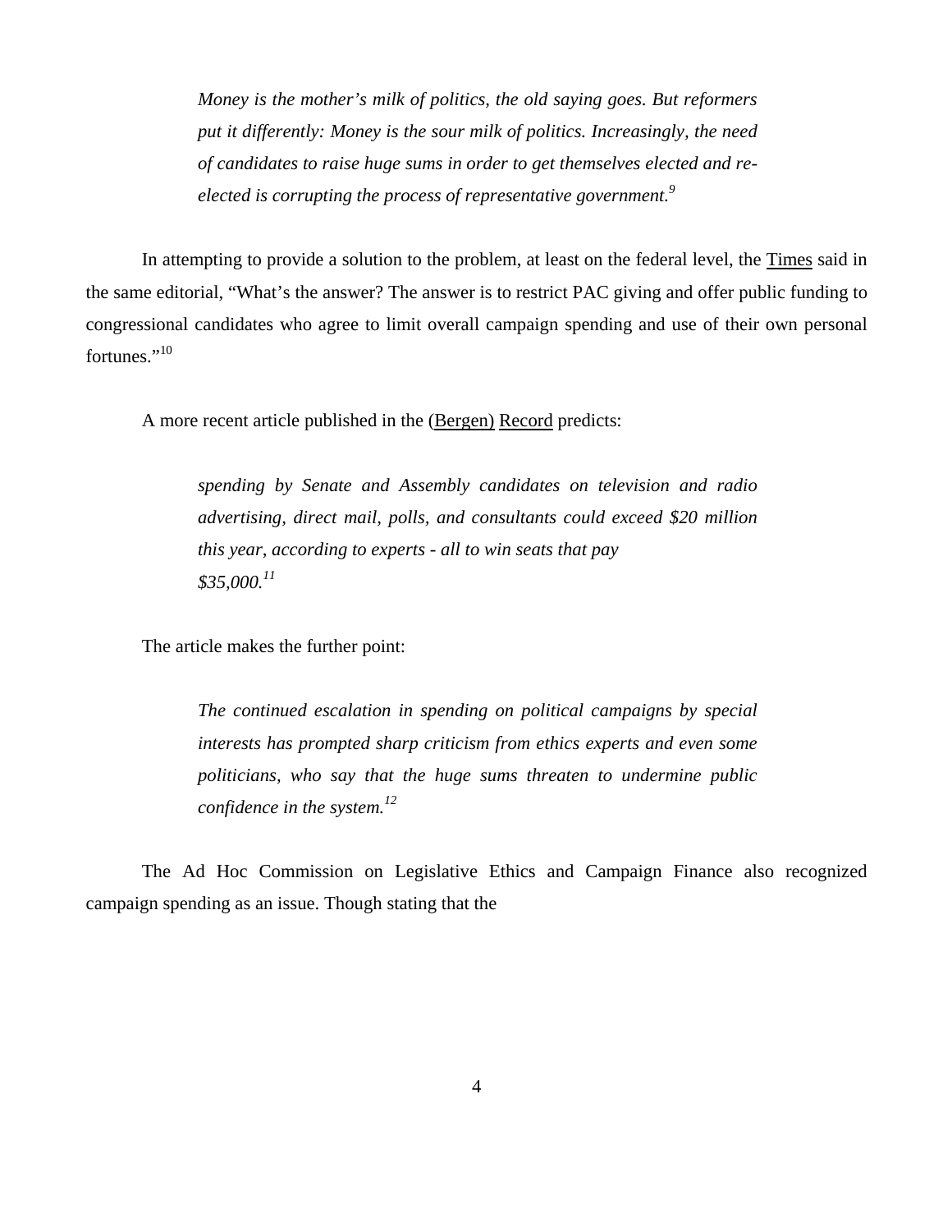> *Money is the mother's milk of politics, the old saying goes. But reformers put it differently: Money is the sour milk of politics. Increasingly, the need of candidates to raise huge sums in order to get themselves elected and re-elected is corrupting the process of representative government.*[9]

In attempting to provide a solution to the problem, at least on the federal level, the Times said in the same editorial, "What's the answer? The answer is to restrict PAC giving and offer public funding to congressional candidates who agree to limit overall campaign spending and use of their own personal fortunes."[10]

A more recent article published in the (Bergen) Record predicts:

> *spending by Senate and Assembly candidates on television and radio advertising, direct mail, polls, and consultants could exceed $20 million this year, according to experts - all to win seats that pay $35,000.*[11]

The article makes the further point:

> *The continued escalation in spending on political campaigns by special interests has prompted sharp criticism from ethics experts and even some politicians, who say that the huge sums threaten to undermine public confidence in the system.*[12]

The Ad Hoc Commission on Legislative Ethics and Campaign Finance also recognized campaign spending as an issue. Though stating that the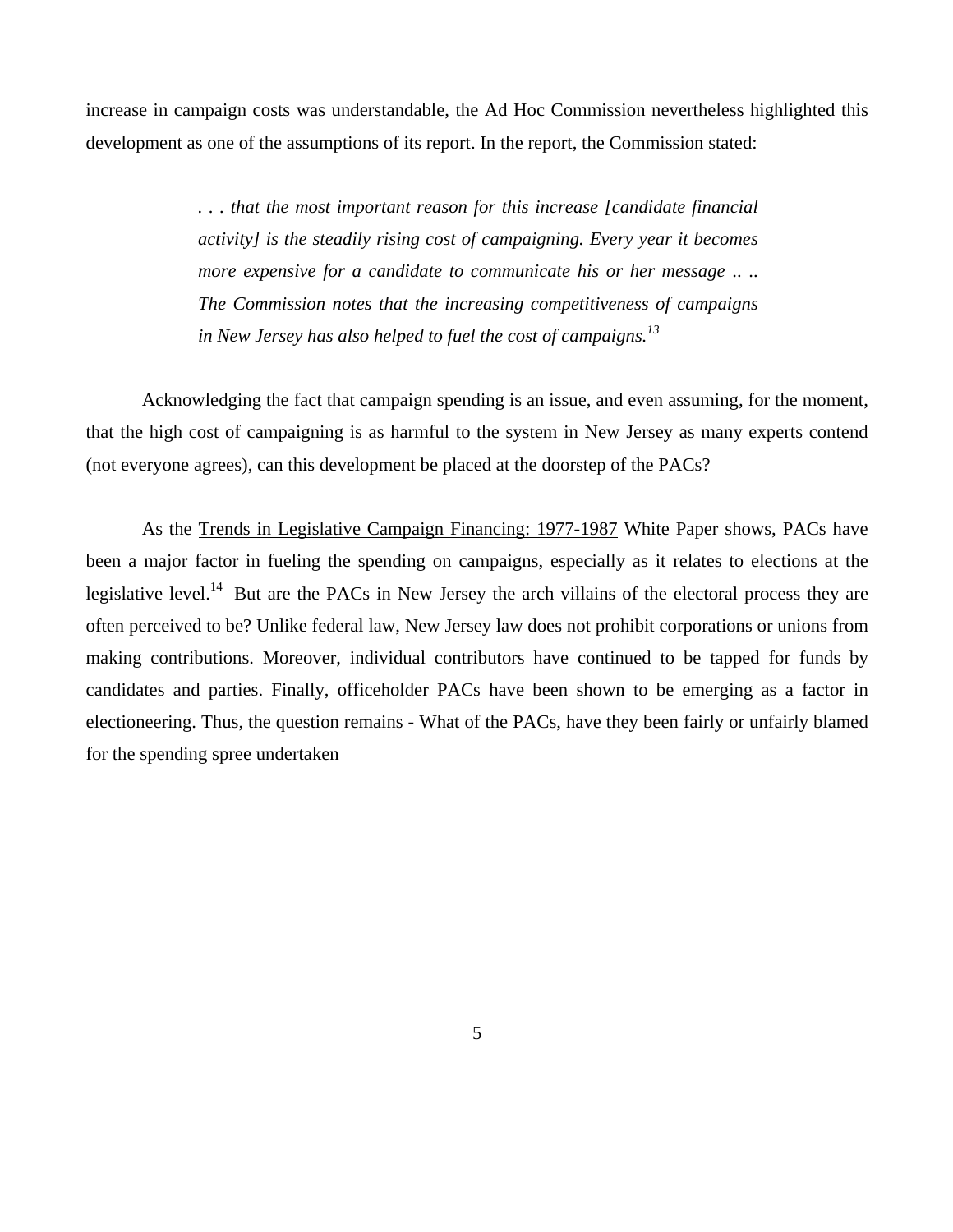increase in campaign costs was understandable, the Ad Hoc Commission nevertheless highlighted this development as one of the assumptions of its report. In the report, the Commission stated:

> *. . . that the most important reason for this increase [candidate financial activity] is the steadily rising cost of campaigning. Every year it becomes more expensive for a candidate to communicate his or her message .. .. The Commission notes that the increasing competitiveness of campaigns in New Jersey has also helped to fuel the cost of campaigns.*[13]

Acknowledging the fact that campaign spending is an issue, and even assuming, for the moment, that the high cost of campaigning is as harmful to the system in New Jersey as many experts contend (not everyone agrees), can this development be placed at the doorstep of the PACs?

As the Trends in Legislative Campaign Financing: 1977-1987 White Paper shows, PACs have been a major factor in fueling the spending on campaigns, especially as it relates to elections at the legislative level.[14] But are the PACs in New Jersey the arch villains of the electoral process they are often perceived to be? Unlike federal law, New Jersey law does not prohibit corporations or unions from making contributions. Moreover, individual contributors have continued to be tapped for funds by candidates and parties. Finally, officeholder PACs have been shown to be emerging as a factor in electioneering. Thus, the question remains - What of the PACs, have they been fairly or unfairly blamed for the spending spree undertaken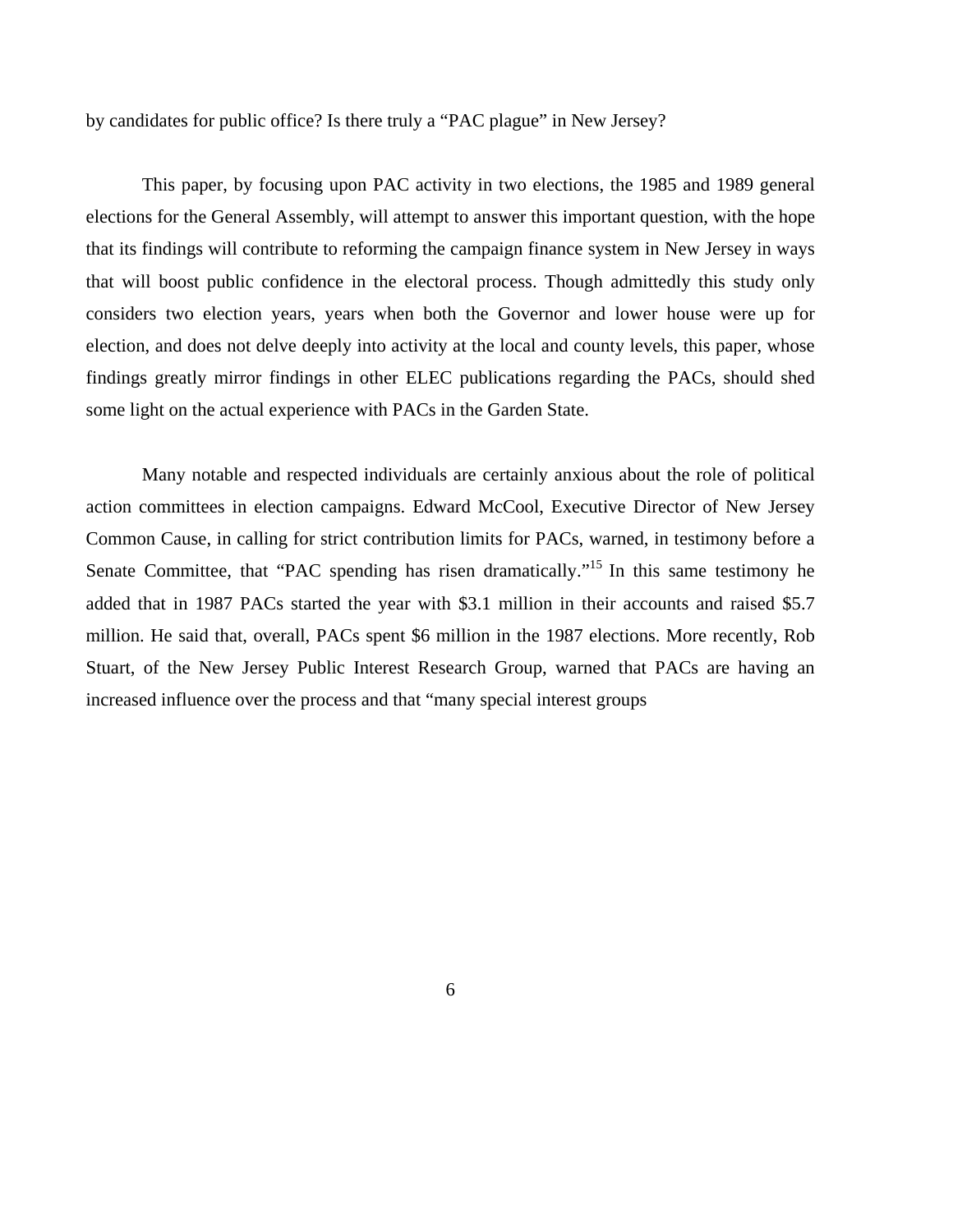by candidates for public office? Is there truly a "PAC plague" in New Jersey?

This paper, by focusing upon PAC activity in two elections, the 1985 and 1989 general elections for the General Assembly, will attempt to answer this important question, with the hope that its findings will contribute to reforming the campaign finance system in New Jersey in ways that will boost public confidence in the electoral process. Though admittedly this study only considers two election years, years when both the Governor and lower house were up for election, and does not delve deeply into activity at the local and county levels, this paper, whose findings greatly mirror findings in other ELEC publications regarding the PACs, should shed some light on the actual experience with PACs in the Garden State.

Many notable and respected individuals are certainly anxious about the role of political action committees in election campaigns. Edward McCool, Executive Director of New Jersey Common Cause, in calling for strict contribution limits for PACs, warned, in testimony before a Senate Committee, that "PAC spending has risen dramatically."[15] In this same testimony he added that in 1987 PACs started the year with $3.1 million in their accounts and raised $5.7 million. He said that, overall, PACs spent $6 million in the 1987 elections. More recently, Rob Stuart, of the New Jersey Public Interest Research Group, warned that PACs are having an increased influence over the process and that "many special interest groups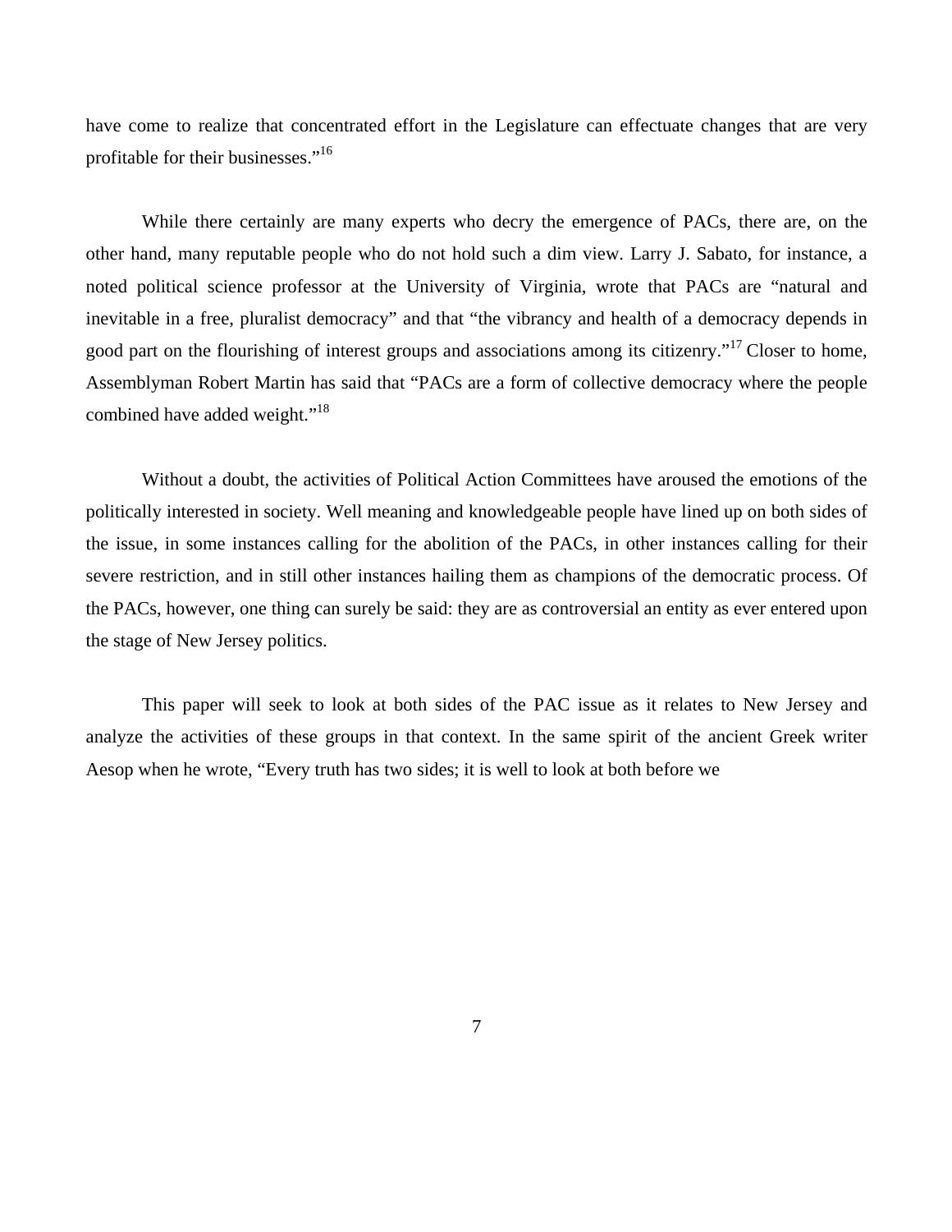have come to realize that concentrated effort in the Legislature can effectuate changes that are very profitable for their businesses."[16]

While there certainly are many experts who decry the emergence of PACs, there are, on the other hand, many reputable people who do not hold such a dim view. Larry J. Sabato, for instance, a noted political science professor at the University of Virginia, wrote that PACs are "natural and inevitable in a free, pluralist democracy" and that "the vibrancy and health of a democracy depends in good part on the flourishing of interest groups and associations among its citizenry."[17] Closer to home, Assemblyman Robert Martin has said that "PACs are a form of collective democracy where the people combined have added weight."[18]

Without a doubt, the activities of Political Action Committees have aroused the emotions of the politically interested in society. Well meaning and knowledgeable people have lined up on both sides of the issue, in some instances calling for the abolition of the PACs, in other instances calling for their severe restriction, and in still other instances hailing them as champions of the democratic process. Of the PACs, however, one thing can surely be said: they are as controversial an entity as ever entered upon the stage of New Jersey politics.

This paper will seek to look at both sides of the PAC issue as it relates to New Jersey and analyze the activities of these groups in that context. In the same spirit of the ancient Greek writer Aesop when he wrote, "Every truth has two sides; it is well to look at both before we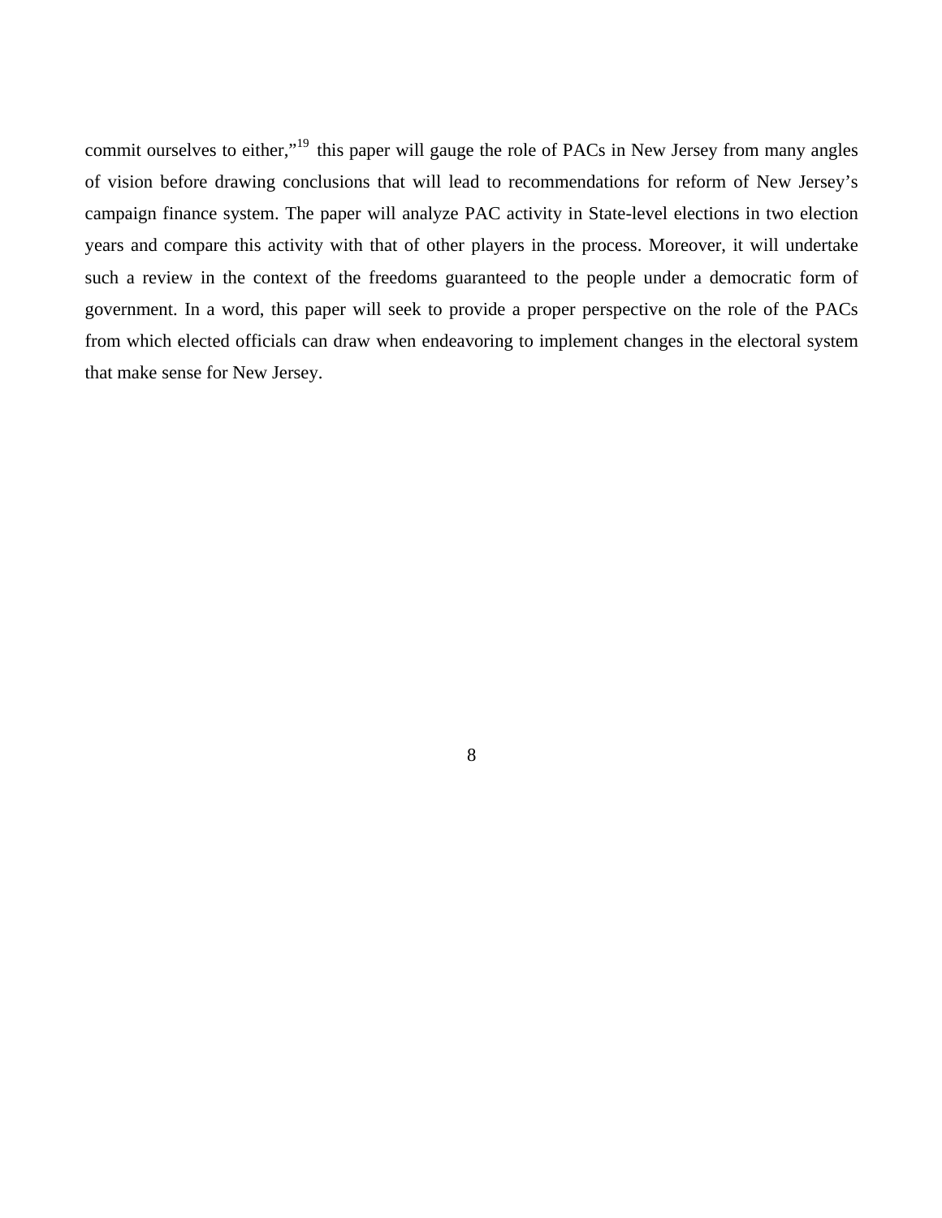commit ourselves to either,"[19] this paper will gauge the role of PACs in New Jersey from many angles of vision before drawing conclusions that will lead to recommendations for reform of New Jersey's campaign finance system. The paper will analyze PAC activity in State-level elections in two election years and compare this activity with that of other players in the process. Moreover, it will undertake such a review in the context of the freedoms guaranteed to the people under a democratic form of government. In a word, this paper will seek to provide a proper perspective on the role of the PACs from which elected officials can draw when endeavoring to implement changes in the electoral system that make sense for New Jersey.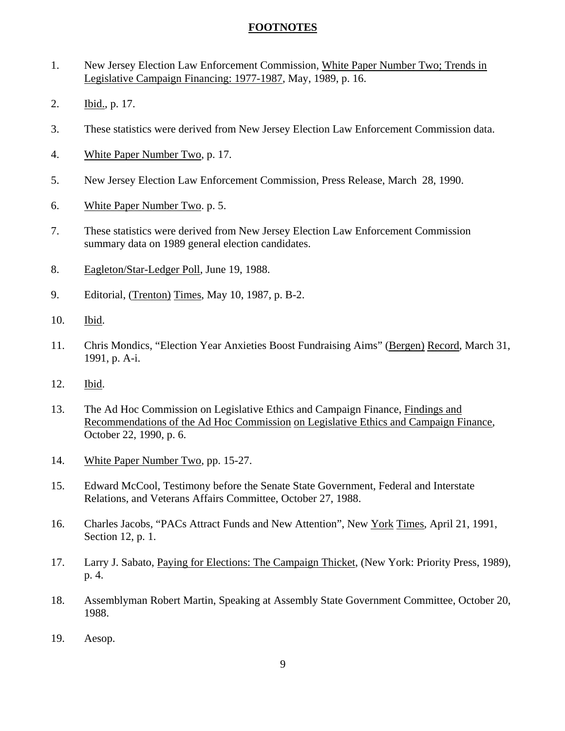# FOOTNOTES

1. New Jersey Election Law Enforcement Commission, White Paper Number Two; Trends in Legislative Campaign Financing: 1977-1987, May, 1989, p. 16.

2. Ibid., p. 17.

3. These statistics were derived from New Jersey Election Law Enforcement Commission data.

4. White Paper Number Two, p. 17.

5. New Jersey Election Law Enforcement Commission, Press Release, March 28, 1990.

6. White Paper Number Two. p. 5.

7. These statistics were derived from New Jersey Election Law Enforcement Commission summary data on 1989 general election candidates.

8. Eagleton/Star-Ledger Poll, June 19, 1988.

9. Editorial, (Trenton) Times, May 10, 1987, p. B-2.

10. Ibid.

11. Chris Mondics, "Election Year Anxieties Boost Fundraising Aims" (Bergen) Record, March 31, 1991, p. A-i.

12. Ibid.

13. The Ad Hoc Commission on Legislative Ethics and Campaign Finance, Findings and Recommendations of the Ad Hoc Commission on Legislative Ethics and Campaign Finance, October 22, 1990, p. 6.

14. White Paper Number Two, pp. 15-27.

15. Edward McCool, Testimony before the Senate State Government, Federal and Interstate Relations, and Veterans Affairs Committee, October 27, 1988.

16. Charles Jacobs, "PACs Attract Funds and New Attention", New York Times, April 21, 1991, Section 12, p. 1.

17. Larry J. Sabato, Paying for Elections: The Campaign Thicket, (New York: Priority Press, 1989), p. 4.

18. Assemblyman Robert Martin, Speaking at Assembly State Government Committee, October 20, 1988.

19. Aesop.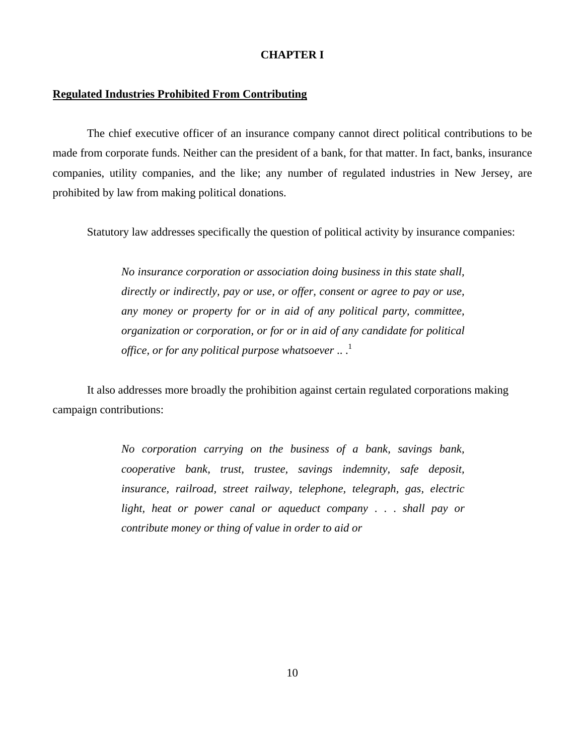## CHAPTER I

**Regulated Industries Prohibited From Contributing**

The chief executive officer of an insurance company cannot direct political contributions to be made from corporate funds. Neither can the president of a bank, for that matter. In fact, banks, insurance companies, utility companies, and the like; any number of regulated industries in New Jersey, are prohibited by law from making political donations.

Statutory law addresses specifically the question of political activity by insurance companies:

> *No insurance corporation or association doing business in this state shall, directly or indirectly, pay or use, or offer, consent or agree to pay or use, any money or property for or in aid of any political party, committee, organization or corporation, or for or in aid of any candidate for political office, or for any political purpose whatsoever .. .*[1]

It also addresses more broadly the prohibition against certain regulated corporations making campaign contributions:

> *No corporation carrying on the business of a bank, savings bank, cooperative bank, trust, trustee, savings indemnity, safe deposit, insurance, railroad, street railway, telephone, telegraph, gas, electric light, heat or power canal or aqueduct company . . . shall pay or contribute money or thing of value in order to aid or*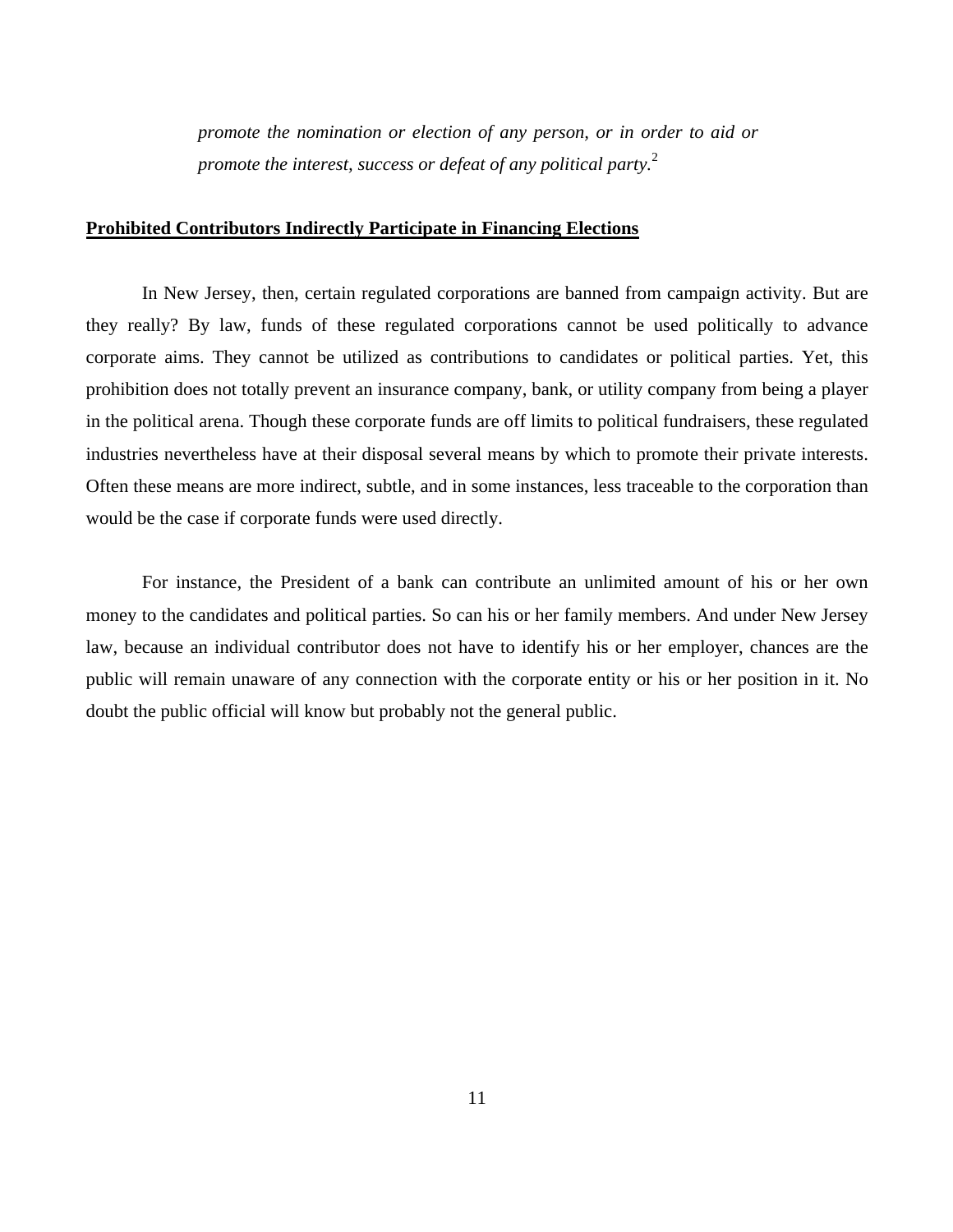*promote the nomination or election of any person, or in order to aid or promote the interest, success or defeat of any political party.*[2]

**<u>Prohibited Contributors Indirectly Participate in Financing Elections</u>**

In New Jersey, then, certain regulated corporations are banned from campaign activity. But are they really? By law, funds of these regulated corporations cannot be used politically to advance corporate aims. They cannot be utilized as contributions to candidates or political parties. Yet, this prohibition does not totally prevent an insurance company, bank, or utility company from being a player in the political arena. Though these corporate funds are off limits to political fundraisers, these regulated industries nevertheless have at their disposal several means by which to promote their private interests. Often these means are more indirect, subtle, and in some instances, less traceable to the corporation than would be the case if corporate funds were used directly.

For instance, the President of a bank can contribute an unlimited amount of his or her own money to the candidates and political parties. So can his or her family members. And under New Jersey law, because an individual contributor does not have to identify his or her employer, chances are the public will remain unaware of any connection with the corporate entity or his or her position in it. No doubt the public official will know but probably not the general public.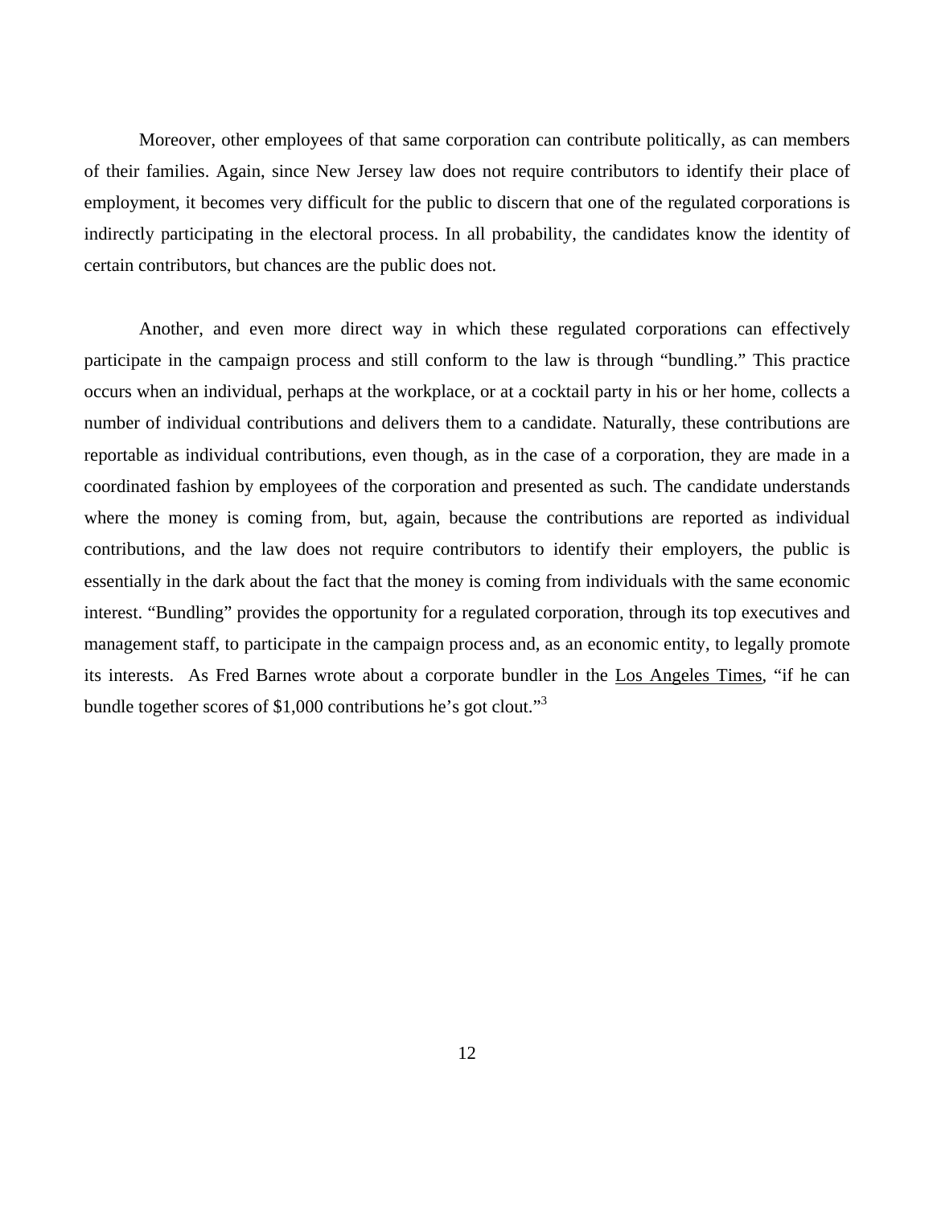Moreover, other employees of that same corporation can contribute politically, as can members of their families. Again, since New Jersey law does not require contributors to identify their place of employment, it becomes very difficult for the public to discern that one of the regulated corporations is indirectly participating in the electoral process. In all probability, the candidates know the identity of certain contributors, but chances are the public does not.

Another, and even more direct way in which these regulated corporations can effectively participate in the campaign process and still conform to the law is through "bundling." This practice occurs when an individual, perhaps at the workplace, or at a cocktail party in his or her home, collects a number of individual contributions and delivers them to a candidate. Naturally, these contributions are reportable as individual contributions, even though, as in the case of a corporation, they are made in a coordinated fashion by employees of the corporation and presented as such. The candidate understands where the money is coming from, but, again, because the contributions are reported as individual contributions, and the law does not require contributors to identify their employers, the public is essentially in the dark about the fact that the money is coming from individuals with the same economic interest. "Bundling" provides the opportunity for a regulated corporation, through its top executives and management staff, to participate in the campaign process and, as an economic entity, to legally promote its interests. As Fred Barnes wrote about a corporate bundler in the Los Angeles Times, "if he can bundle together scores of $1,000 contributions he's got clout."[3]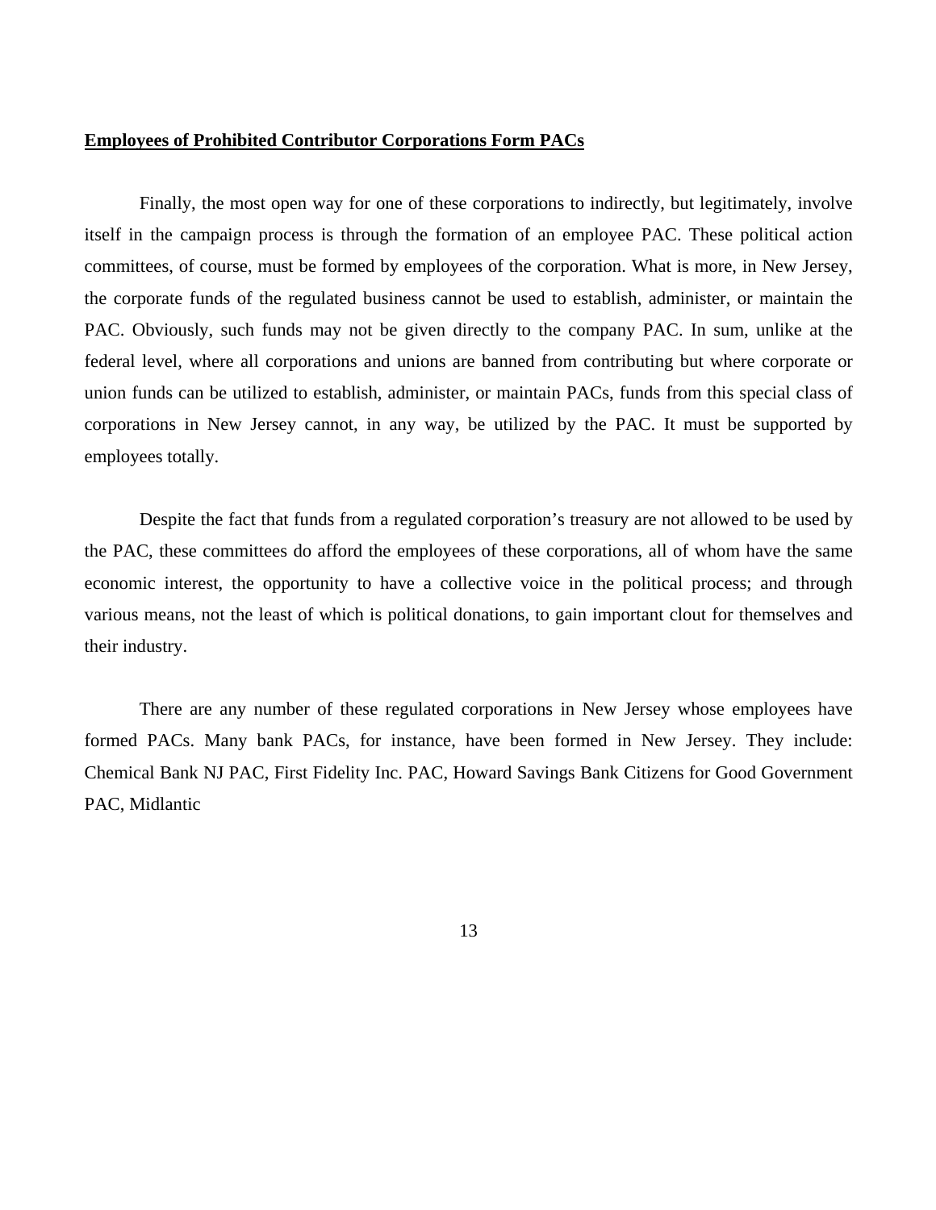**Employees of Prohibited Contributor Corporations Form PACs**

Finally, the most open way for one of these corporations to indirectly, but legitimately, involve itself in the campaign process is through the formation of an employee PAC. These political action committees, of course, must be formed by employees of the corporation. What is more, in New Jersey, the corporate funds of the regulated business cannot be used to establish, administer, or maintain the PAC. Obviously, such funds may not be given directly to the company PAC. In sum, unlike at the federal level, where all corporations and unions are banned from contributing but where corporate or union funds can be utilized to establish, administer, or maintain PACs, funds from this special class of corporations in New Jersey cannot, in any way, be utilized by the PAC. It must be supported by employees totally.

Despite the fact that funds from a regulated corporation's treasury are not allowed to be used by the PAC, these committees do afford the employees of these corporations, all of whom have the same economic interest, the opportunity to have a collective voice in the political process; and through various means, not the least of which is political donations, to gain important clout for themselves and their industry.

There are any number of these regulated corporations in New Jersey whose employees have formed PACs. Many bank PACs, for instance, have been formed in New Jersey. They include: Chemical Bank NJ PAC, First Fidelity Inc. PAC, Howard Savings Bank Citizens for Good Government PAC, Midlantic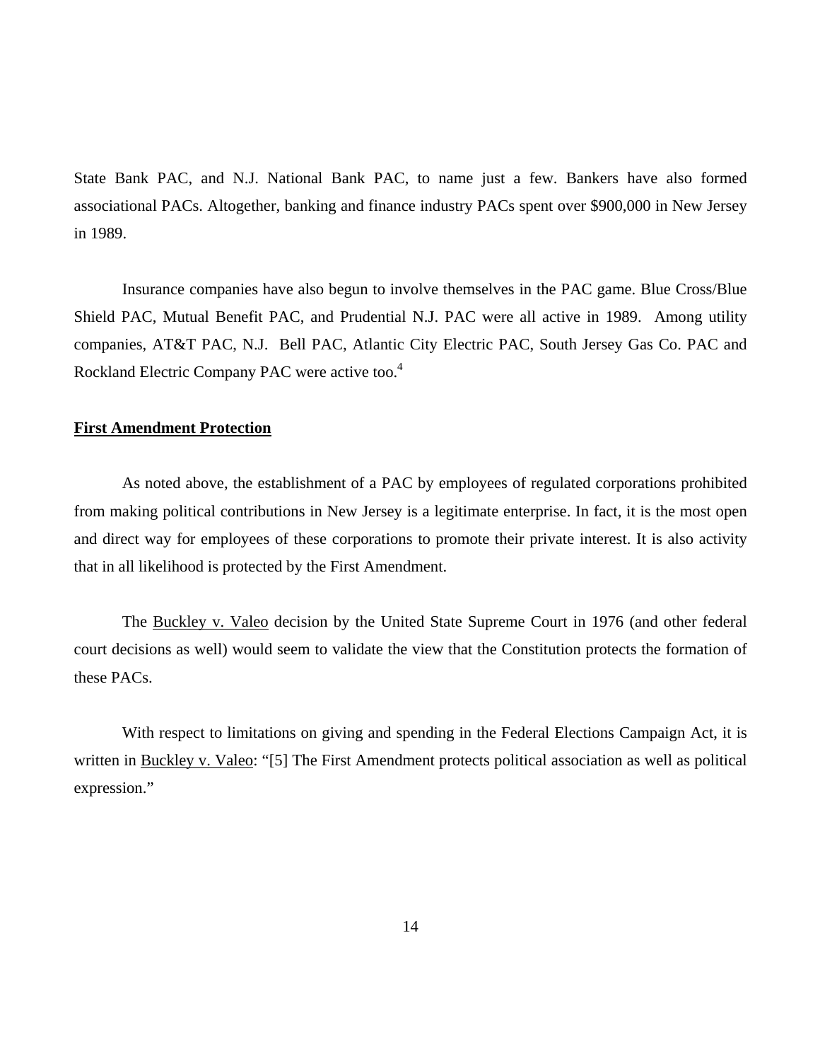State Bank PAC, and N.J. National Bank PAC, to name just a few. Bankers have also formed associational PACs. Altogether, banking and finance industry PACs spent over $900,000 in New Jersey in 1989.

Insurance companies have also begun to involve themselves in the PAC game. Blue Cross/Blue Shield PAC, Mutual Benefit PAC, and Prudential N.J. PAC were all active in 1989. Among utility companies, AT&T PAC, N.J. Bell PAC, Atlantic City Electric PAC, South Jersey Gas Co. PAC and Rockland Electric Company PAC were active too.[4]

**First Amendment Protection**

As noted above, the establishment of a PAC by employees of regulated corporations prohibited from making political contributions in New Jersey is a legitimate enterprise. In fact, it is the most open and direct way for employees of these corporations to promote their private interest. It is also activity that in all likelihood is protected by the First Amendment.

The Buckley v. Valeo decision by the United State Supreme Court in 1976 (and other federal court decisions as well) would seem to validate the view that the Constitution protects the formation of these PACs.

With respect to limitations on giving and spending in the Federal Elections Campaign Act, it is written in Buckley v. Valeo: "[5] The First Amendment protects political association as well as political expression."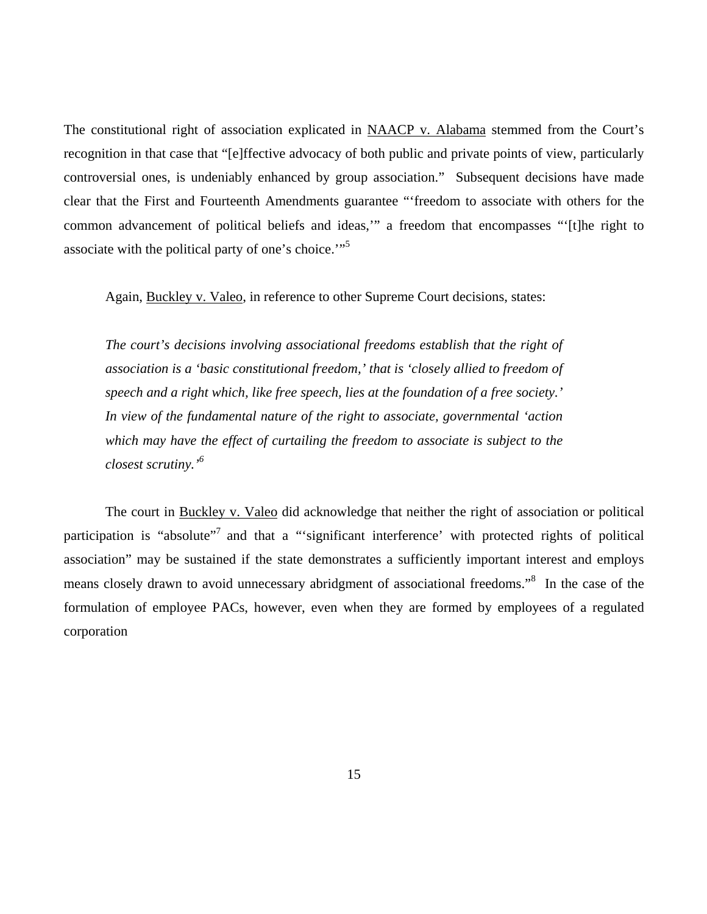The constitutional right of association explicated in NAACP v. Alabama stemmed from the Court's recognition in that case that "[e]ffective advocacy of both public and private points of view, particularly controversial ones, is undeniably enhanced by group association." Subsequent decisions have made clear that the First and Fourteenth Amendments guarantee "'freedom to associate with others for the common advancement of political beliefs and ideas,'" a freedom that encompasses "'[t]he right to associate with the political party of one's choice.'"[5]

Again, Buckley v. Valeo, in reference to other Supreme Court decisions, states:

> *The court's decisions involving associational freedoms establish that the right of association is a 'basic constitutional freedom,' that is 'closely allied to freedom of speech and a right which, like free speech, lies at the foundation of a free society.' In view of the fundamental nature of the right to associate, governmental 'action which may have the effect of curtailing the freedom to associate is subject to the closest scrutiny.'*[6]

The court in Buckley v. Valeo did acknowledge that neither the right of association or political participation is "absolute"[7] and that a "'significant interference' with protected rights of political association" may be sustained if the state demonstrates a sufficiently important interest and employs means closely drawn to avoid unnecessary abridgment of associational freedoms."[8] In the case of the formulation of employee PACs, however, even when they are formed by employees of a regulated corporation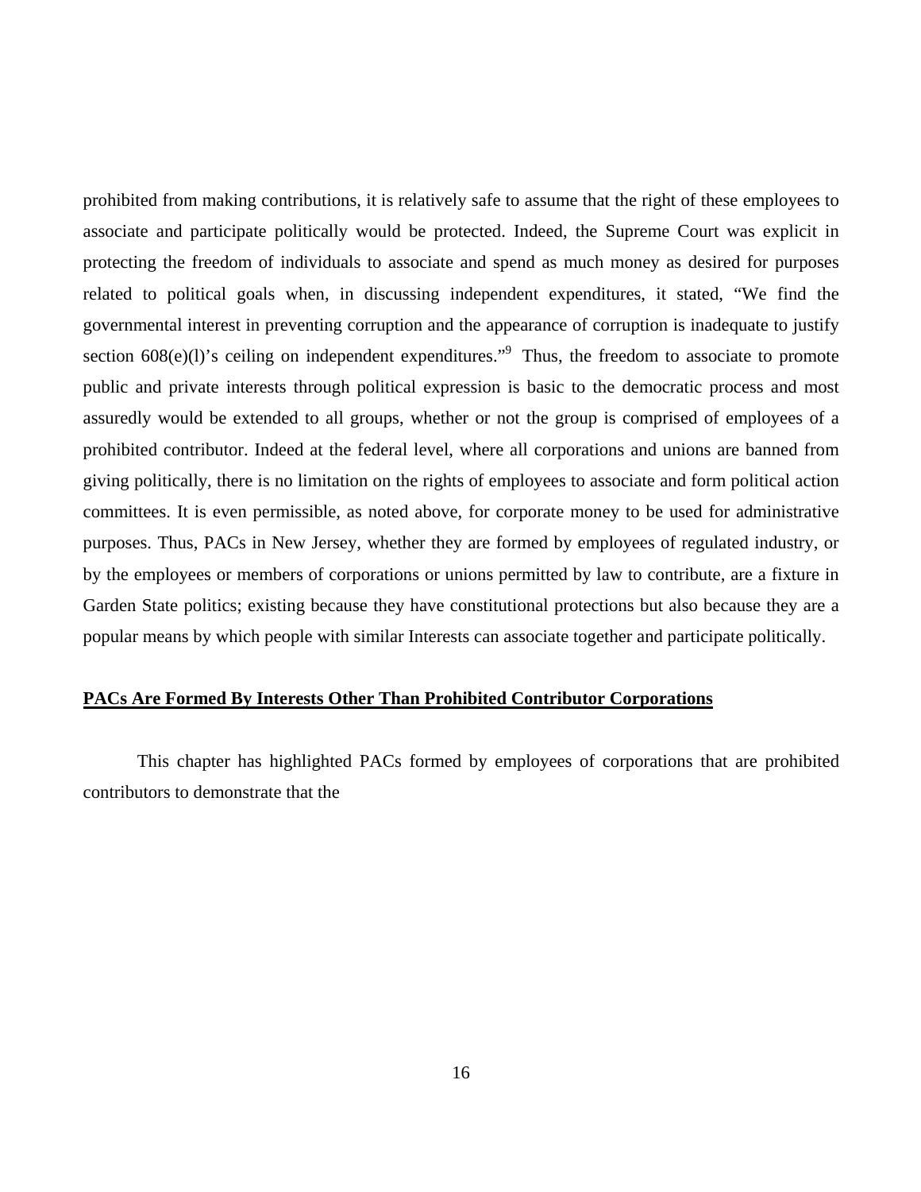prohibited from making contributions, it is relatively safe to assume that the right of these employees to associate and participate politically would be protected. Indeed, the Supreme Court was explicit in protecting the freedom of individuals to associate and spend as much money as desired for purposes related to political goals when, in discussing independent expenditures, it stated, "We find the governmental interest in preventing corruption and the appearance of corruption is inadequate to justify section 608(e)(l)'s ceiling on independent expenditures."[9] Thus, the freedom to associate to promote public and private interests through political expression is basic to the democratic process and most assuredly would be extended to all groups, whether or not the group is comprised of employees of a prohibited contributor. Indeed at the federal level, where all corporations and unions are banned from giving politically, there is no limitation on the rights of employees to associate and form political action committees. It is even permissible, as noted above, for corporate money to be used for administrative purposes. Thus, PACs in New Jersey, whether they are formed by employees of regulated industry, or by the employees or members of corporations or unions permitted by law to contribute, are a fixture in Garden State politics; existing because they have constitutional protections but also because they are a popular means by which people with similar Interests can associate together and participate politically.

**PACs Are Formed By Interests Other Than Prohibited Contributor Corporations**

This chapter has highlighted PACs formed by employees of corporations that are prohibited contributors to demonstrate that the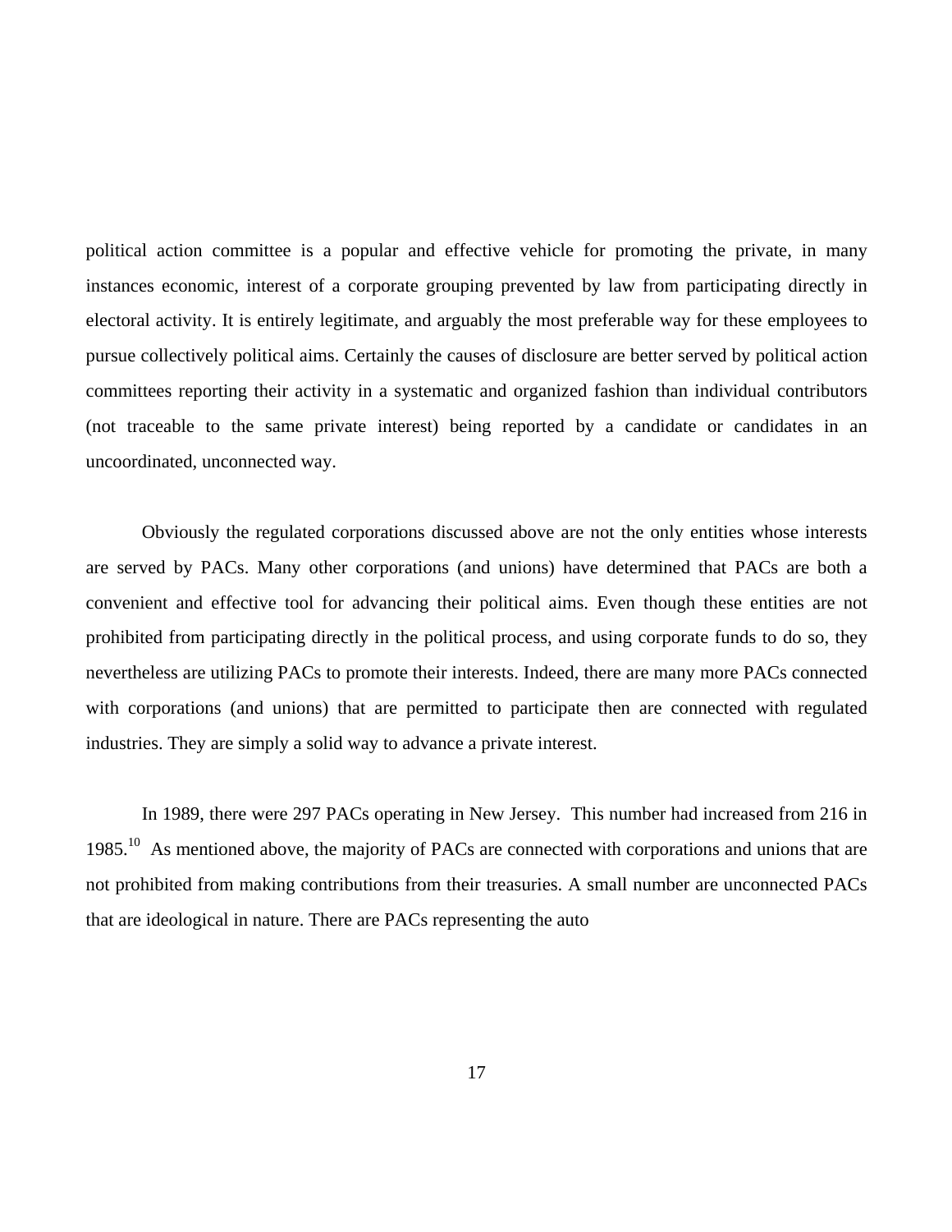political action committee is a popular and effective vehicle for promoting the private, in many instances economic, interest of a corporate grouping prevented by law from participating directly in electoral activity. It is entirely legitimate, and arguably the most preferable way for these employees to pursue collectively political aims. Certainly the causes of disclosure are better served by political action committees reporting their activity in a systematic and organized fashion than individual contributors (not traceable to the same private interest) being reported by a candidate or candidates in an uncoordinated, unconnected way.

Obviously the regulated corporations discussed above are not the only entities whose interests are served by PACs. Many other corporations (and unions) have determined that PACs are both a convenient and effective tool for advancing their political aims. Even though these entities are not prohibited from participating directly in the political process, and using corporate funds to do so, they nevertheless are utilizing PACs to promote their interests. Indeed, there are many more PACs connected with corporations (and unions) that are permitted to participate then are connected with regulated industries. They are simply a solid way to advance a private interest.

In 1989, there were 297 PACs operating in New Jersey. This number had increased from 216 in 1985.[10] As mentioned above, the majority of PACs are connected with corporations and unions that are not prohibited from making contributions from their treasuries. A small number are unconnected PACs that are ideological in nature. There are PACs representing the auto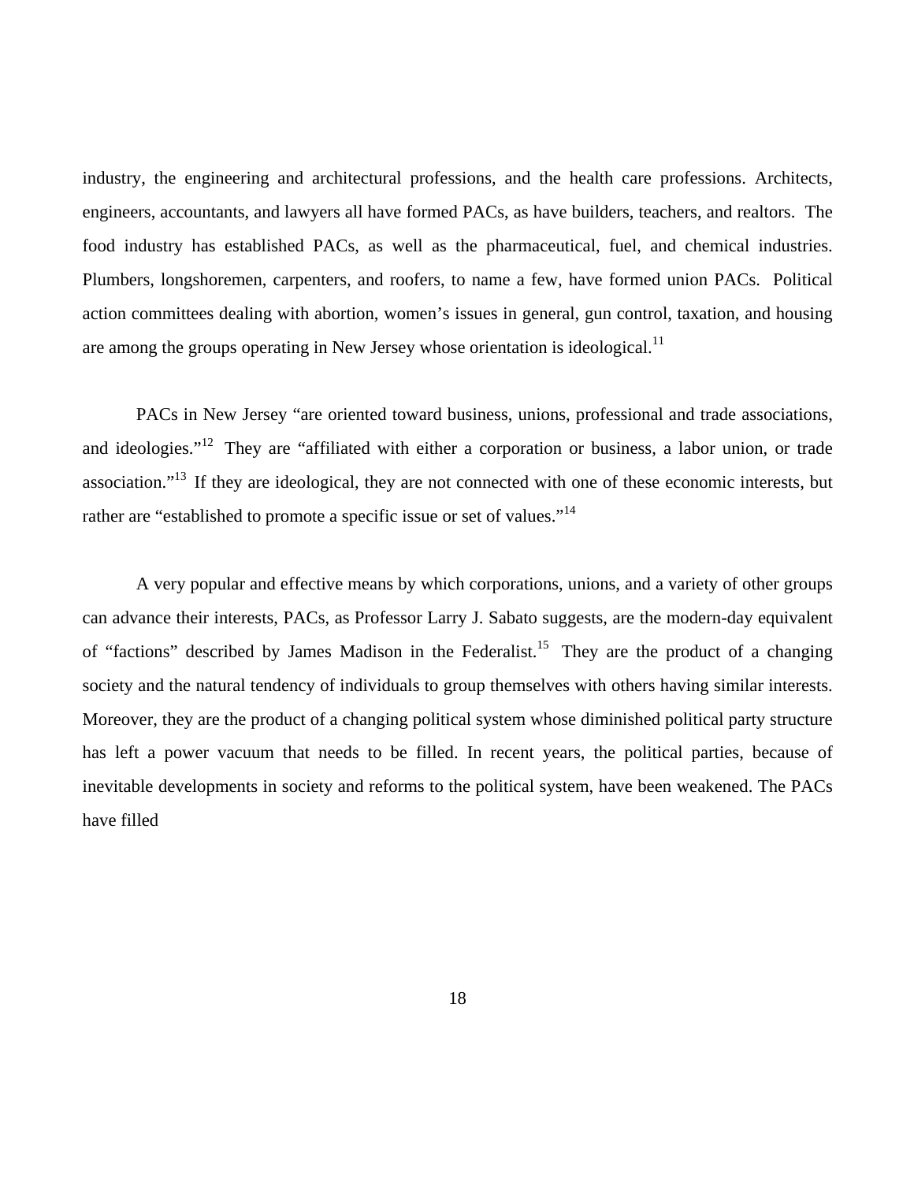industry, the engineering and architectural professions, and the health care professions. Architects, engineers, accountants, and lawyers all have formed PACs, as have builders, teachers, and realtors. The food industry has established PACs, as well as the pharmaceutical, fuel, and chemical industries. Plumbers, longshoremen, carpenters, and roofers, to name a few, have formed union PACs. Political action committees dealing with abortion, women's issues in general, gun control, taxation, and housing are among the groups operating in New Jersey whose orientation is ideological.[11]

PACs in New Jersey "are oriented toward business, unions, professional and trade associations, and ideologies."[12] They are "affiliated with either a corporation or business, a labor union, or trade association."[13] If they are ideological, they are not connected with one of these economic interests, but rather are "established to promote a specific issue or set of values."[14]

A very popular and effective means by which corporations, unions, and a variety of other groups can advance their interests, PACs, as Professor Larry J. Sabato suggests, are the modern-day equivalent of "factions" described by James Madison in the Federalist.[15] They are the product of a changing society and the natural tendency of individuals to group themselves with others having similar interests. Moreover, they are the product of a changing political system whose diminished political party structure has left a power vacuum that needs to be filled. In recent years, the political parties, because of inevitable developments in society and reforms to the political system, have been weakened. The PACs have filled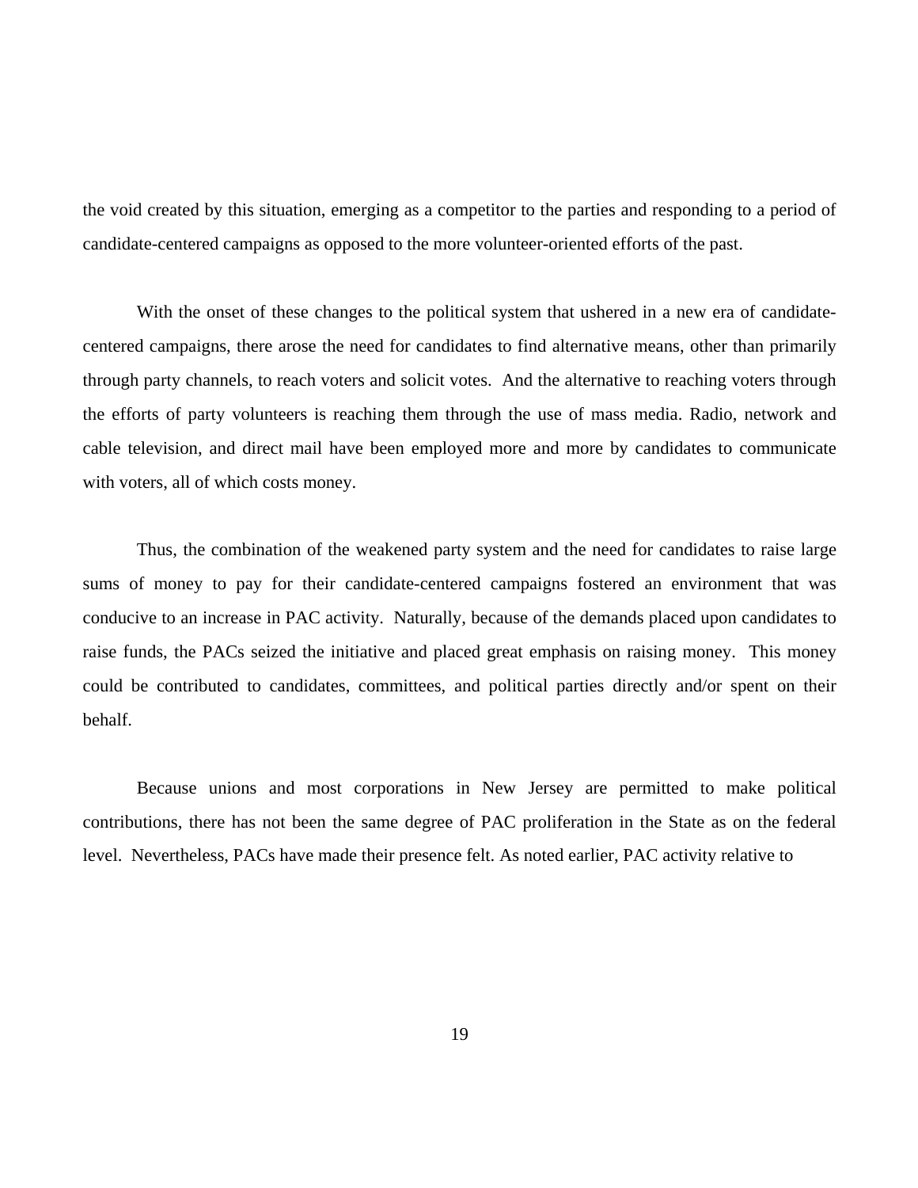the void created by this situation, emerging as a competitor to the parties and responding to a period of candidate-centered campaigns as opposed to the more volunteer-oriented efforts of the past.

With the onset of these changes to the political system that ushered in a new era of candidate-centered campaigns, there arose the need for candidates to find alternative means, other than primarily through party channels, to reach voters and solicit votes. And the alternative to reaching voters through the efforts of party volunteers is reaching them through the use of mass media. Radio, network and cable television, and direct mail have been employed more and more by candidates to communicate with voters, all of which costs money.

Thus, the combination of the weakened party system and the need for candidates to raise large sums of money to pay for their candidate-centered campaigns fostered an environment that was conducive to an increase in PAC activity. Naturally, because of the demands placed upon candidates to raise funds, the PACs seized the initiative and placed great emphasis on raising money. This money could be contributed to candidates, committees, and political parties directly and/or spent on their behalf.

Because unions and most corporations in New Jersey are permitted to make political contributions, there has not been the same degree of PAC proliferation in the State as on the federal level. Nevertheless, PACs have made their presence felt. As noted earlier, PAC activity relative to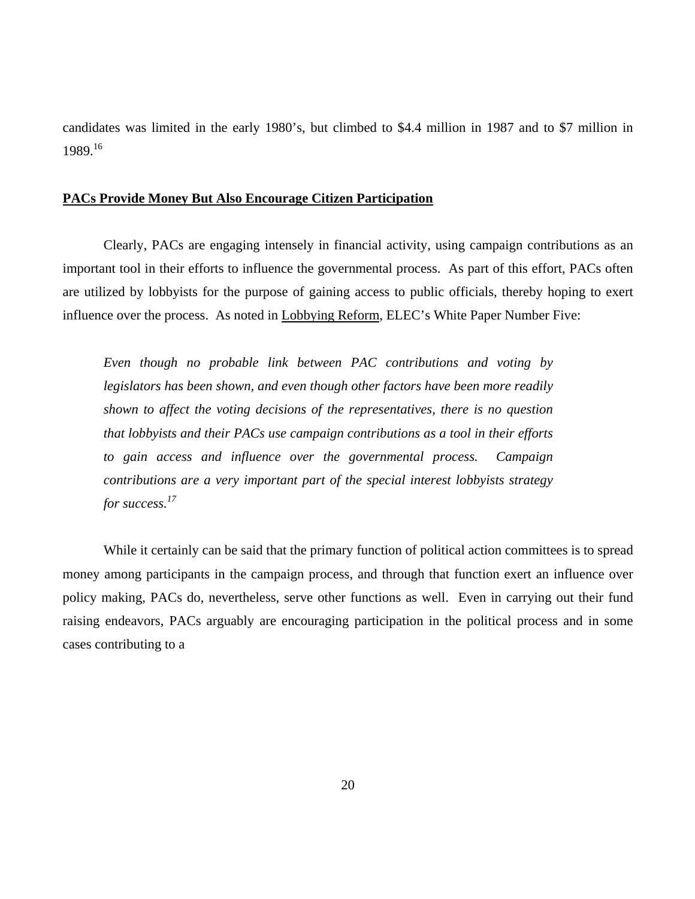candidates was limited in the early 1980's, but climbed to $4.4 million in 1987 and to $7 million in 1989.[16]

**PACs Provide Money But Also Encourage Citizen Participation**

Clearly, PACs are engaging intensely in financial activity, using campaign contributions as an important tool in their efforts to influence the governmental process. As part of this effort, PACs often are utilized by lobbyists for the purpose of gaining access to public officials, thereby hoping to exert influence over the process. As noted in Lobbying Reform, ELEC's White Paper Number Five:

> *Even though no probable link between PAC contributions and voting by legislators has been shown, and even though other factors have been more readily shown to affect the voting decisions of the representatives, there is no question that lobbyists and their PACs use campaign contributions as a tool in their efforts to gain access and influence over the governmental process. Campaign contributions are a very important part of the special interest lobbyists strategy for success.*[17]

While it certainly can be said that the primary function of political action committees is to spread money among participants in the campaign process, and through that function exert an influence over policy making, PACs do, nevertheless, serve other functions as well. Even in carrying out their fund raising endeavors, PACs arguably are encouraging participation in the political process and in some cases contributing to a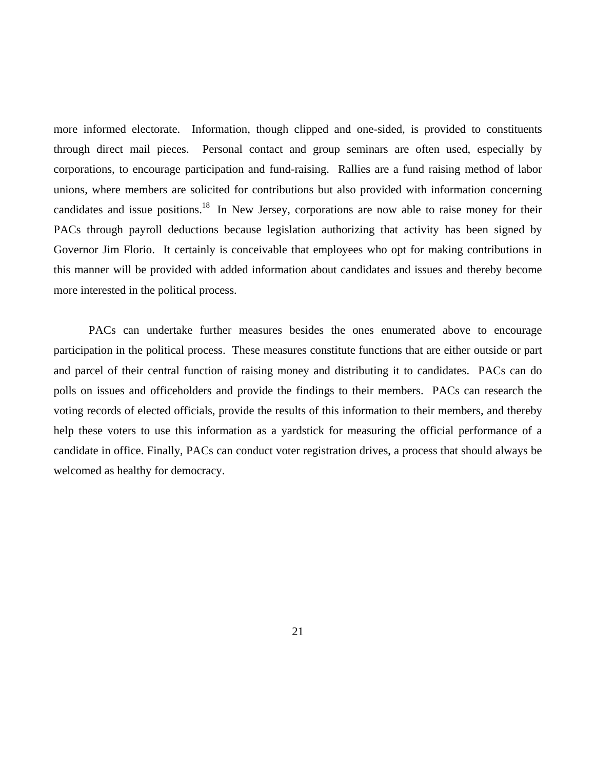more informed electorate. Information, though clipped and one-sided, is provided to constituents through direct mail pieces. Personal contact and group seminars are often used, especially by corporations, to encourage participation and fund-raising. Rallies are a fund raising method of labor unions, where members are solicited for contributions but also provided with information concerning candidates and issue positions.[18] In New Jersey, corporations are now able to raise money for their PACs through payroll deductions because legislation authorizing that activity has been signed by Governor Jim Florio. It certainly is conceivable that employees who opt for making contributions in this manner will be provided with added information about candidates and issues and thereby become more interested in the political process.

PACs can undertake further measures besides the ones enumerated above to encourage participation in the political process. These measures constitute functions that are either outside or part and parcel of their central function of raising money and distributing it to candidates. PACs can do polls on issues and officeholders and provide the findings to their members. PACs can research the voting records of elected officials, provide the results of this information to their members, and thereby help these voters to use this information as a yardstick for measuring the official performance of a candidate in office. Finally, PACs can conduct voter registration drives, a process that should always be welcomed as healthy for democracy.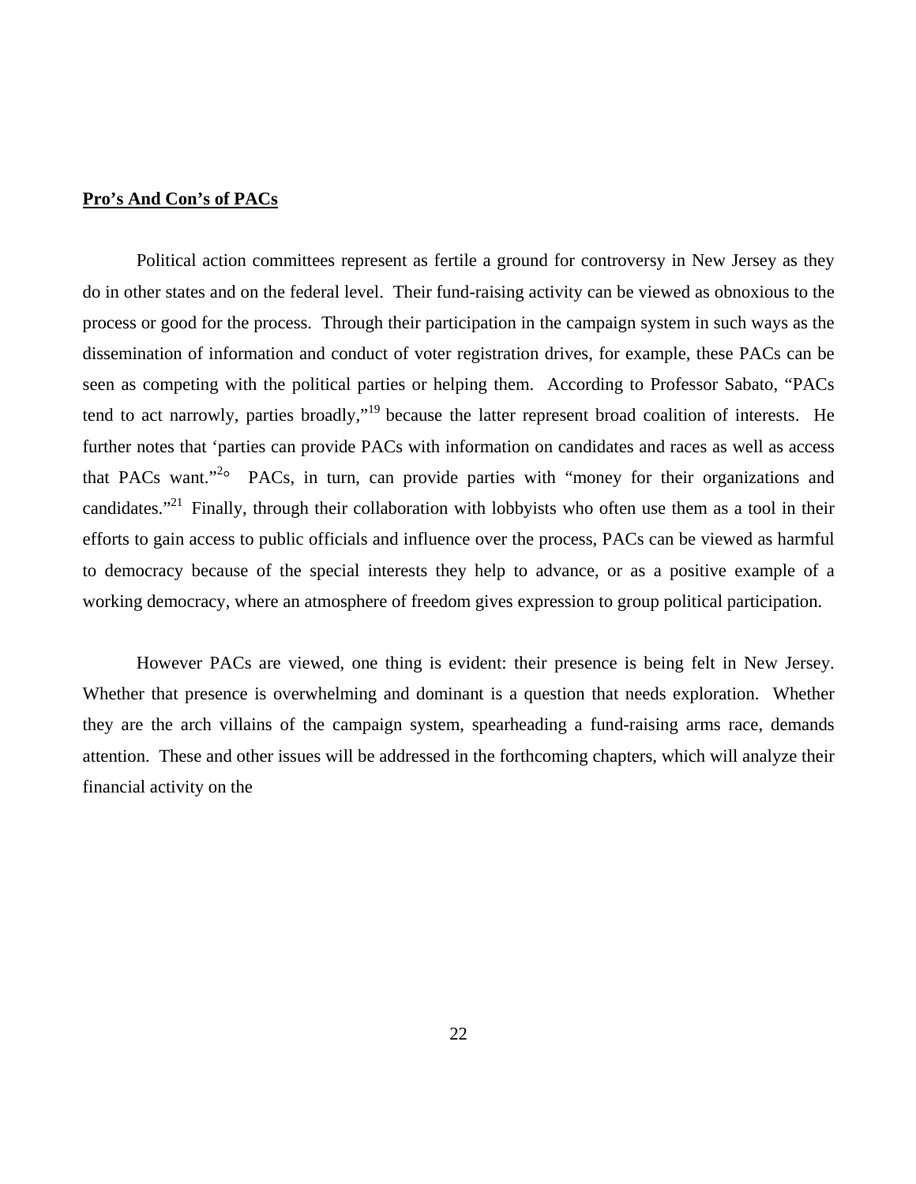**Pro's And Con's of PACs**

Political action committees represent as fertile a ground for controversy in New Jersey as they do in other states and on the federal level. Their fund-raising activity can be viewed as obnoxious to the process or good for the process. Through their participation in the campaign system in such ways as the dissemination of information and conduct of voter registration drives, for example, these PACs can be seen as competing with the political parties or helping them. According to Professor Sabato, "PACs tend to act narrowly, parties broadly,"[19] because the latter represent broad coalition of interests. He further notes that 'parties can provide PACs with information on candidates and races as well as access that PACs want."[20] PACs, in turn, can provide parties with "money for their organizations and candidates."[21] Finally, through their collaboration with lobbyists who often use them as a tool in their efforts to gain access to public officials and influence over the process, PACs can be viewed as harmful to democracy because of the special interests they help to advance, or as a positive example of a working democracy, where an atmosphere of freedom gives expression to group political participation.

However PACs are viewed, one thing is evident: their presence is being felt in New Jersey. Whether that presence is overwhelming and dominant is a question that needs exploration. Whether they are the arch villains of the campaign system, spearheading a fund-raising arms race, demands attention. These and other issues will be addressed in the forthcoming chapters, which will analyze their financial activity on the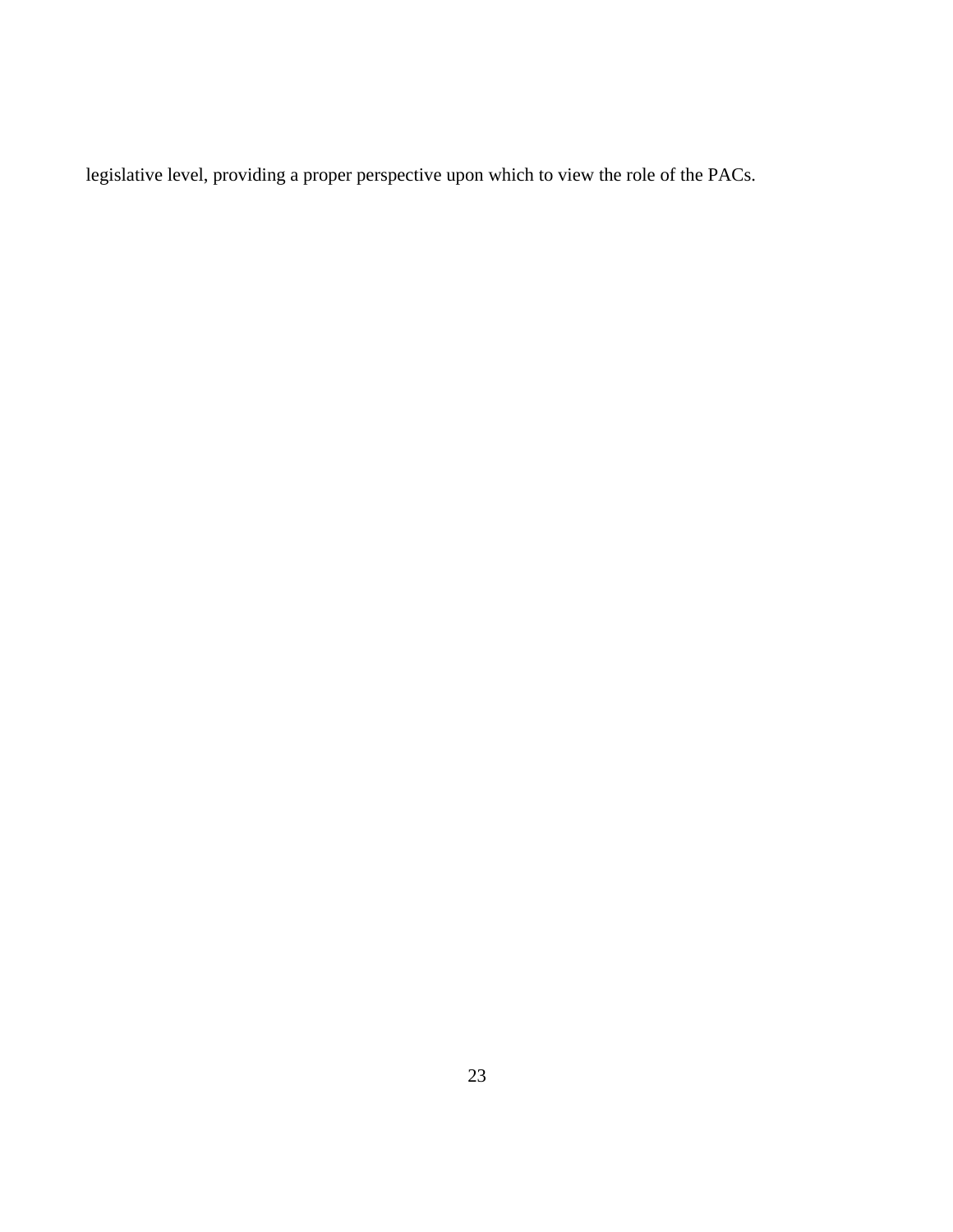legislative level, providing a proper perspective upon which to view the role of the PACs.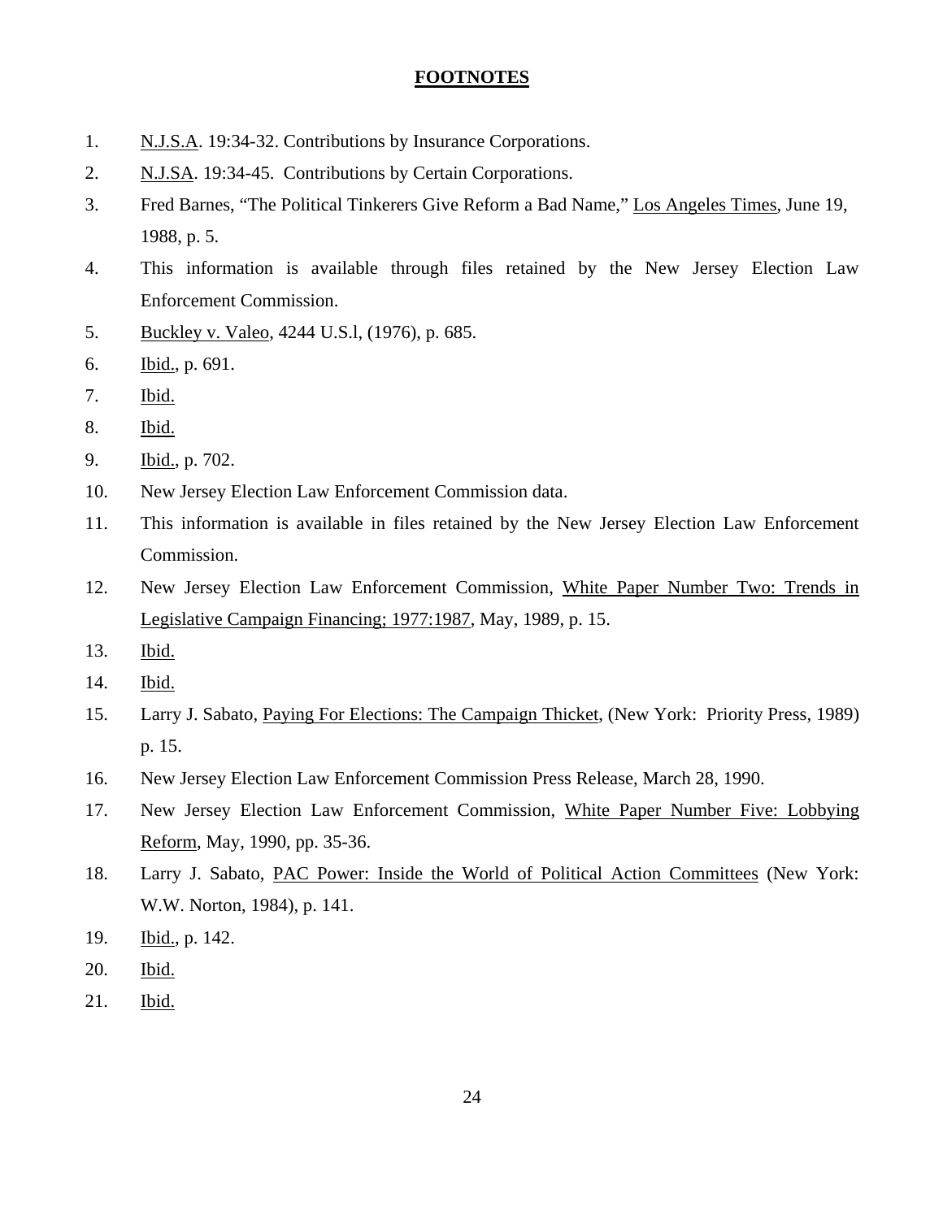## FOOTNOTES

1. N.J.S.A. 19:34-32. Contributions by Insurance Corporations.
2. N.J.SA. 19:34-45. Contributions by Certain Corporations.
3. Fred Barnes, "The Political Tinkerers Give Reform a Bad Name," Los Angeles Times, June 19, 1988, p. 5.
4. This information is available through files retained by the New Jersey Election Law Enforcement Commission.
5. Buckley v. Valeo, 4244 U.S.l, (1976), p. 685.
6. Ibid., p. 691.
7. Ibid.
8. Ibid.
9. Ibid., p. 702.
10. New Jersey Election Law Enforcement Commission data.
11. This information is available in files retained by the New Jersey Election Law Enforcement Commission.
12. New Jersey Election Law Enforcement Commission, White Paper Number Two: Trends in Legislative Campaign Financing; 1977:1987, May, 1989, p. 15.
13. Ibid.
14. Ibid.
15. Larry J. Sabato, Paying For Elections: The Campaign Thicket, (New York: Priority Press, 1989) p. 15.
16. New Jersey Election Law Enforcement Commission Press Release, March 28, 1990.
17. New Jersey Election Law Enforcement Commission, White Paper Number Five: Lobbying Reform, May, 1990, pp. 35-36.
18. Larry J. Sabato, PAC Power: Inside the World of Political Action Committees (New York: W.W. Norton, 1984), p. 141.
19. Ibid., p. 142.
20. Ibid.
21. Ibid.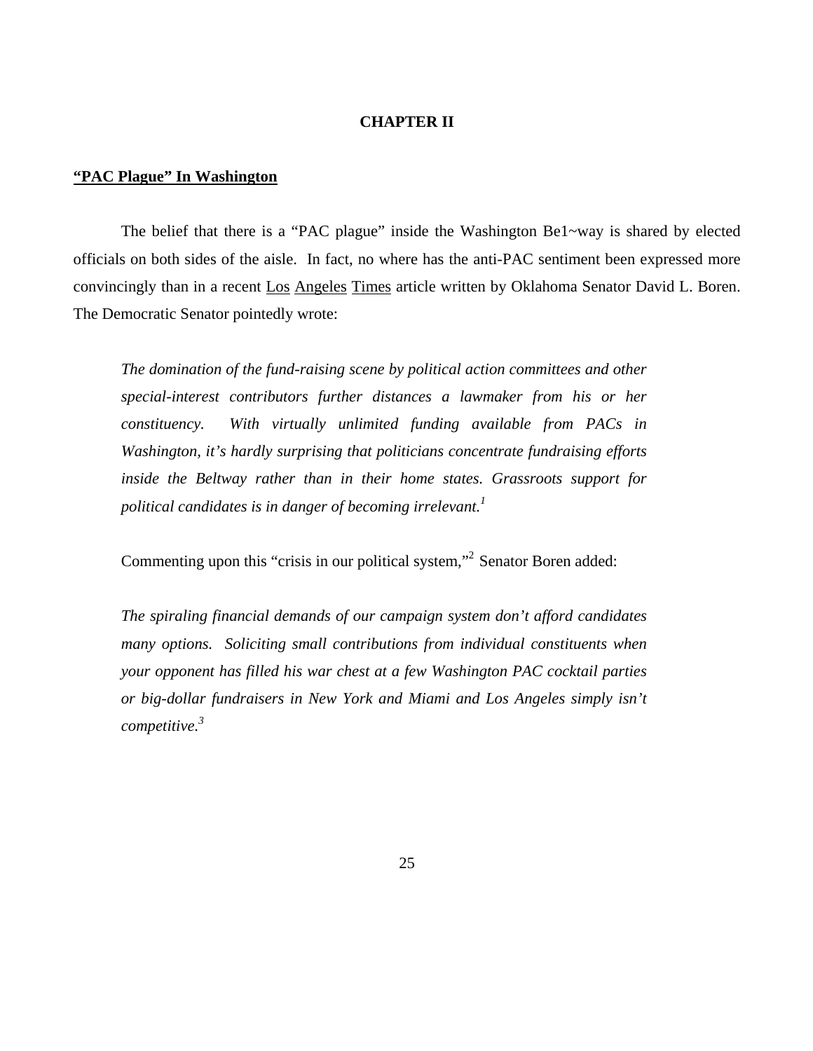# CHAPTER II

## "PAC Plague" In Washington

The belief that there is a "PAC plague" inside the Washington Be1~way is shared by elected officials on both sides of the aisle. In fact, no where has the anti-PAC sentiment been expressed more convincingly than in a recent Los Angeles Times article written by Oklahoma Senator David L. Boren. The Democratic Senator pointedly wrote:

> *The domination of the fund-raising scene by political action committees and other special-interest contributors further distances a lawmaker from his or her constituency. With virtually unlimited funding available from PACs in Washington, it's hardly surprising that politicians concentrate fundraising efforts inside the Beltway rather than in their home states. Grassroots support for political candidates is in danger of becoming irrelevant.*[1]

Commenting upon this "crisis in our political system,"[2] Senator Boren added:

> *The spiraling financial demands of our campaign system don't afford candidates many options. Soliciting small contributions from individual constituents when your opponent has filled his war chest at a few Washington PAC cocktail parties or big-dollar fundraisers in New York and Miami and Los Angeles simply isn't competitive.*[3]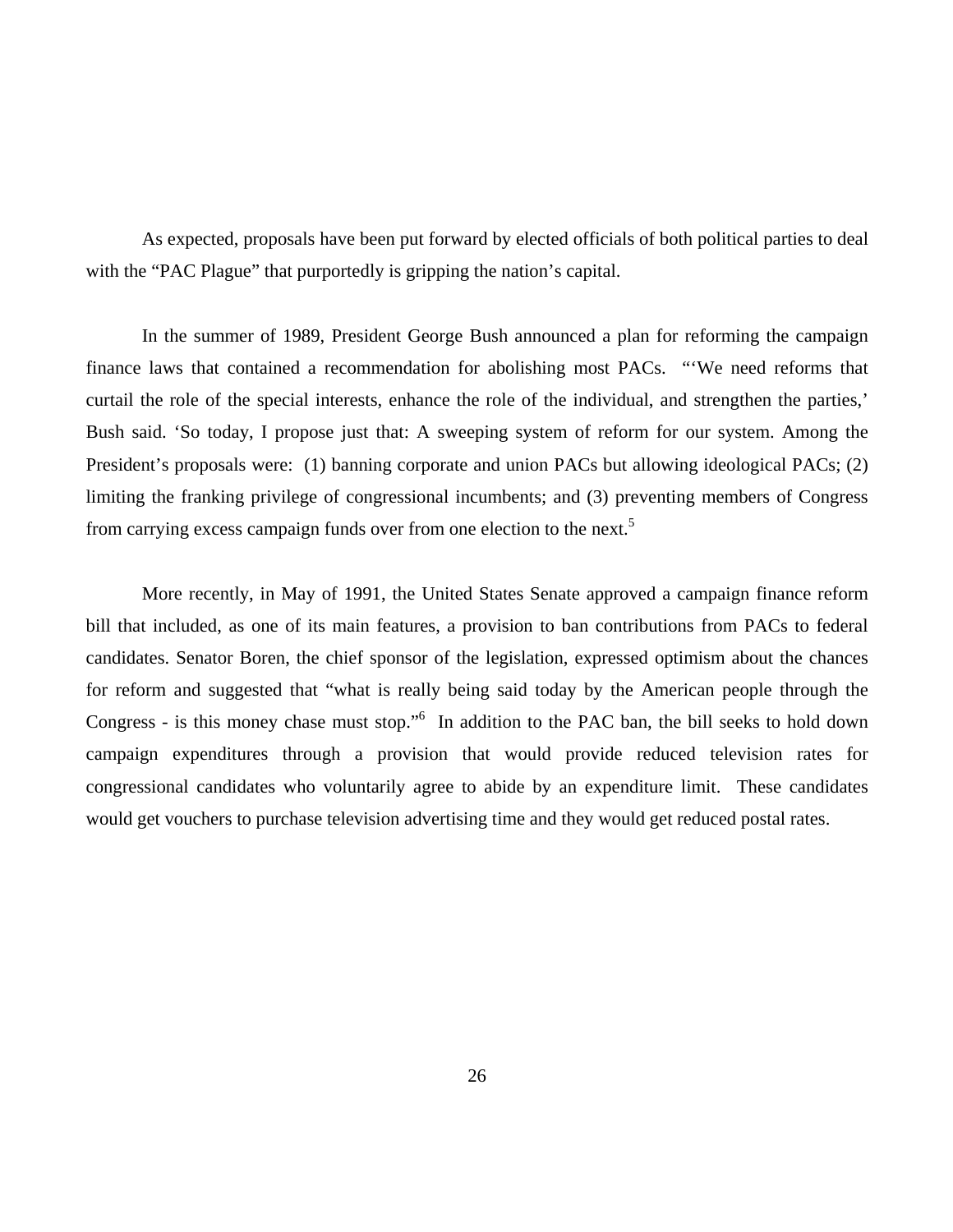As expected, proposals have been put forward by elected officials of both political parties to deal with the "PAC Plague" that purportedly is gripping the nation's capital.

In the summer of 1989, President George Bush announced a plan for reforming the campaign finance laws that contained a recommendation for abolishing most PACs. "'We need reforms that curtail the role of the special interests, enhance the role of the individual, and strengthen the parties,' Bush said. 'So today, I propose just that: A sweeping system of reform for our system. Among the President's proposals were: (1) banning corporate and union PACs but allowing ideological PACs; (2) limiting the franking privilege of congressional incumbents; and (3) preventing members of Congress from carrying excess campaign funds over from one election to the next.[5]

More recently, in May of 1991, the United States Senate approved a campaign finance reform bill that included, as one of its main features, a provision to ban contributions from PACs to federal candidates. Senator Boren, the chief sponsor of the legislation, expressed optimism about the chances for reform and suggested that "what is really being said today by the American people through the Congress - is this money chase must stop."[6] In addition to the PAC ban, the bill seeks to hold down campaign expenditures through a provision that would provide reduced television rates for congressional candidates who voluntarily agree to abide by an expenditure limit. These candidates would get vouchers to purchase television advertising time and they would get reduced postal rates.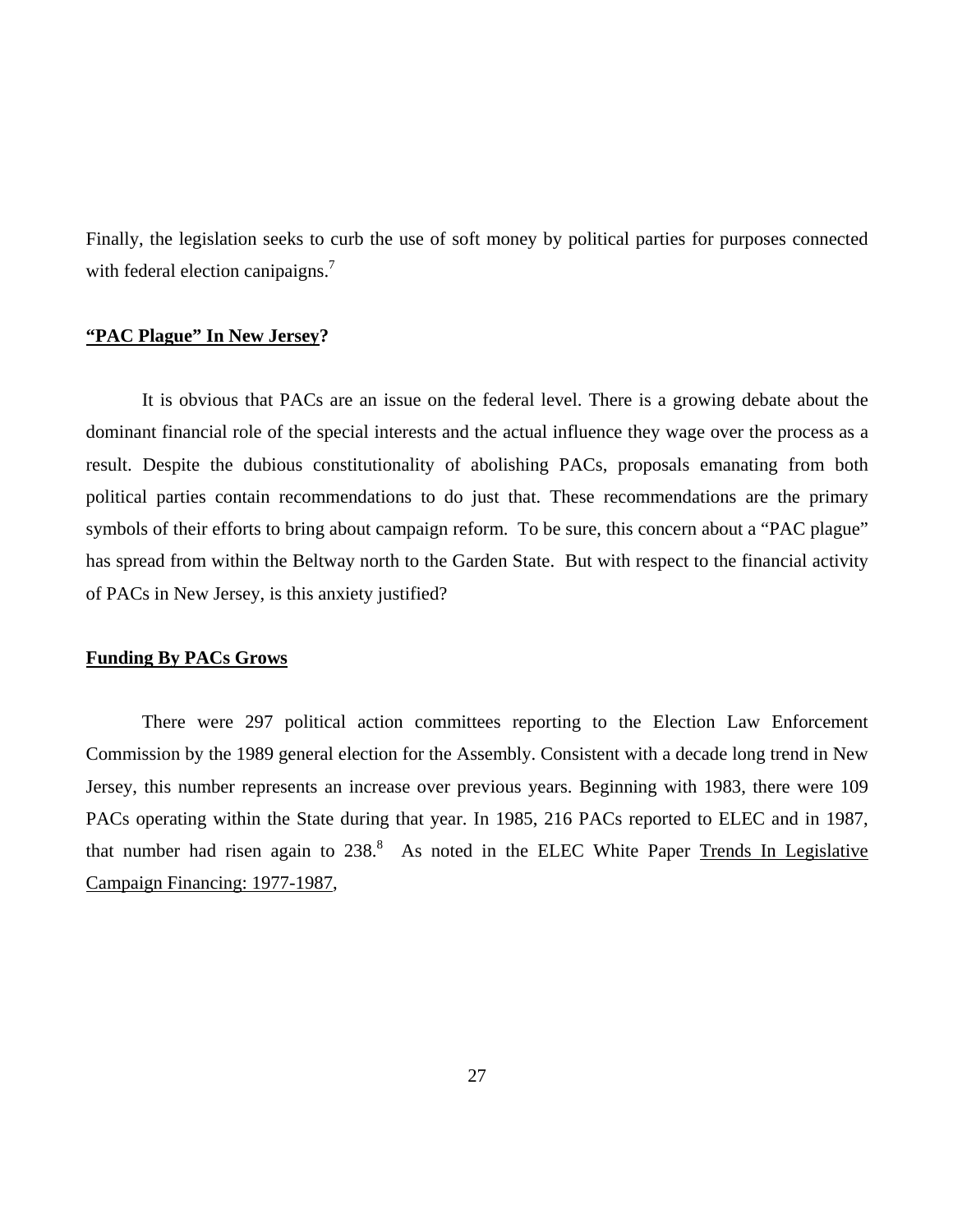Finally, the legislation seeks to curb the use of soft money by political parties for purposes connected with federal election canipaigns.[7]

**<u>"PAC Plague" In New Jersey</u>?**

It is obvious that PACs are an issue on the federal level. There is a growing debate about the dominant financial role of the special interests and the actual influence they wage over the process as a result. Despite the dubious constitutionality of abolishing PACs, proposals emanating from both political parties contain recommendations to do just that. These recommendations are the primary symbols of their efforts to bring about campaign reform. To be sure, this concern about a "PAC plague" has spread from within the Beltway north to the Garden State. But with respect to the financial activity of PACs in New Jersey, is this anxiety justified?

**<u>Funding By PACs Grows</u>**

There were 297 political action committees reporting to the Election Law Enforcement Commission by the 1989 general election for the Assembly. Consistent with a decade long trend in New Jersey, this number represents an increase over previous years. Beginning with 1983, there were 109 PACs operating within the State during that year. In 1985, 216 PACs reported to ELEC and in 1987, that number had risen again to 238.[8] As noted in the ELEC White Paper <u>Trends In Legislative Campaign Financing: 1977-1987</u>,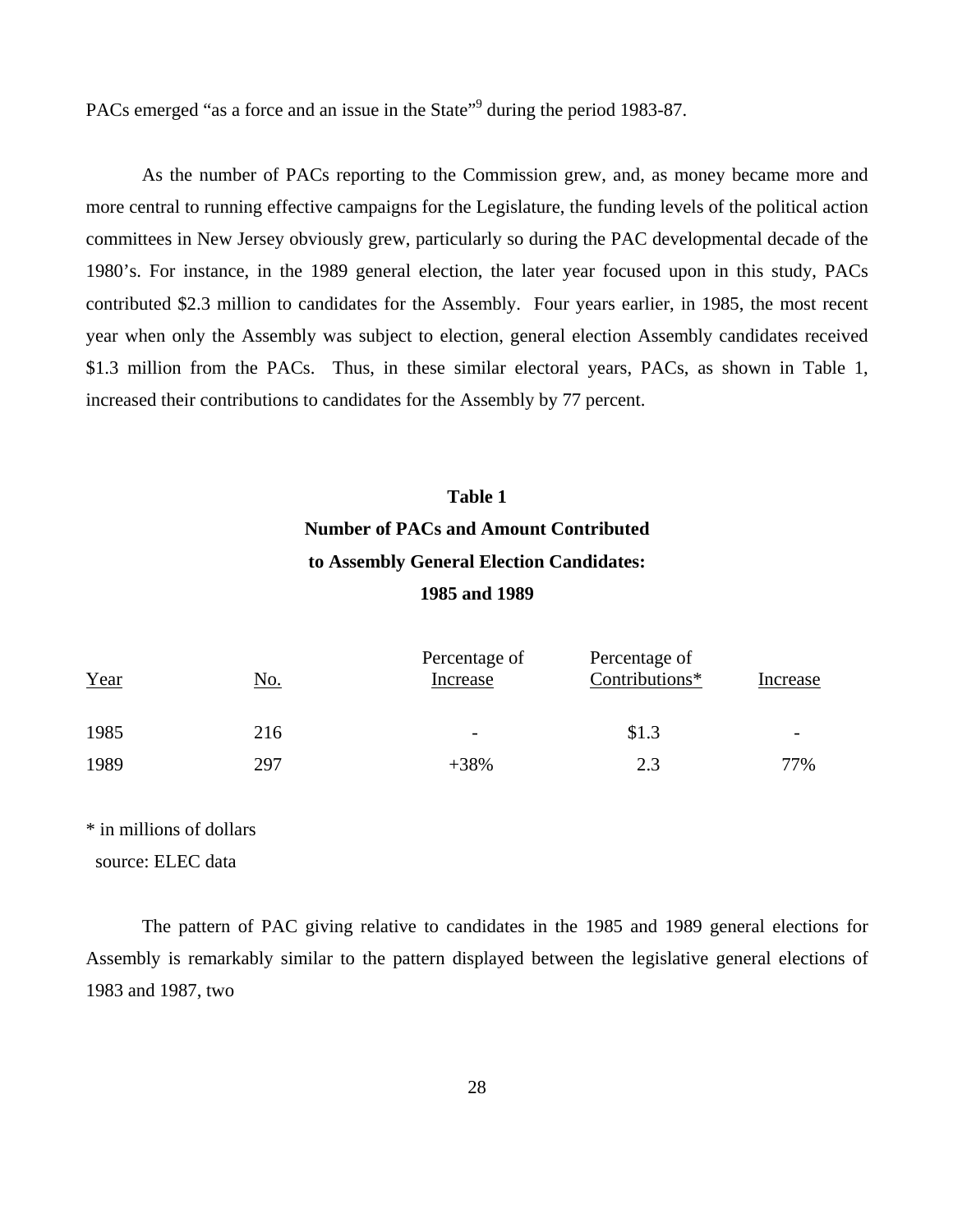PACs emerged "as a force and an issue in the State"[9] during the period 1983-87.

As the number of PACs reporting to the Commission grew, and, as money became more and more central to running effective campaigns for the Legislature, the funding levels of the political action committees in New Jersey obviously grew, particularly so during the PAC developmental decade of the 1980's. For instance, in the 1989 general election, the later year focused upon in this study, PACs contributed $2.3 million to candidates for the Assembly. Four years earlier, in 1985, the most recent year when only the Assembly was subject to election, general election Assembly candidates received $1.3 million from the PACs. Thus, in these similar electoral years, PACs, as shown in Table 1, increased their contributions to candidates for the Assembly by 77 percent.

**Table 1**
**Number of PACs and Amount Contributed to Assembly General Election Candidates: 1985 and 1989**

| Year | No. | Percentage of Increase | Percentage of Contributions* | Increase |
|---|---|---|---|---|
| 1985 | 216 | - | $1.3 | - |
| 1989 | 297 | +38% | 2.3 | 77% |

* in millions of dollars
source: ELEC data

The pattern of PAC giving relative to candidates in the 1985 and 1989 general elections for Assembly is remarkably similar to the pattern displayed between the legislative general elections of 1983 and 1987, two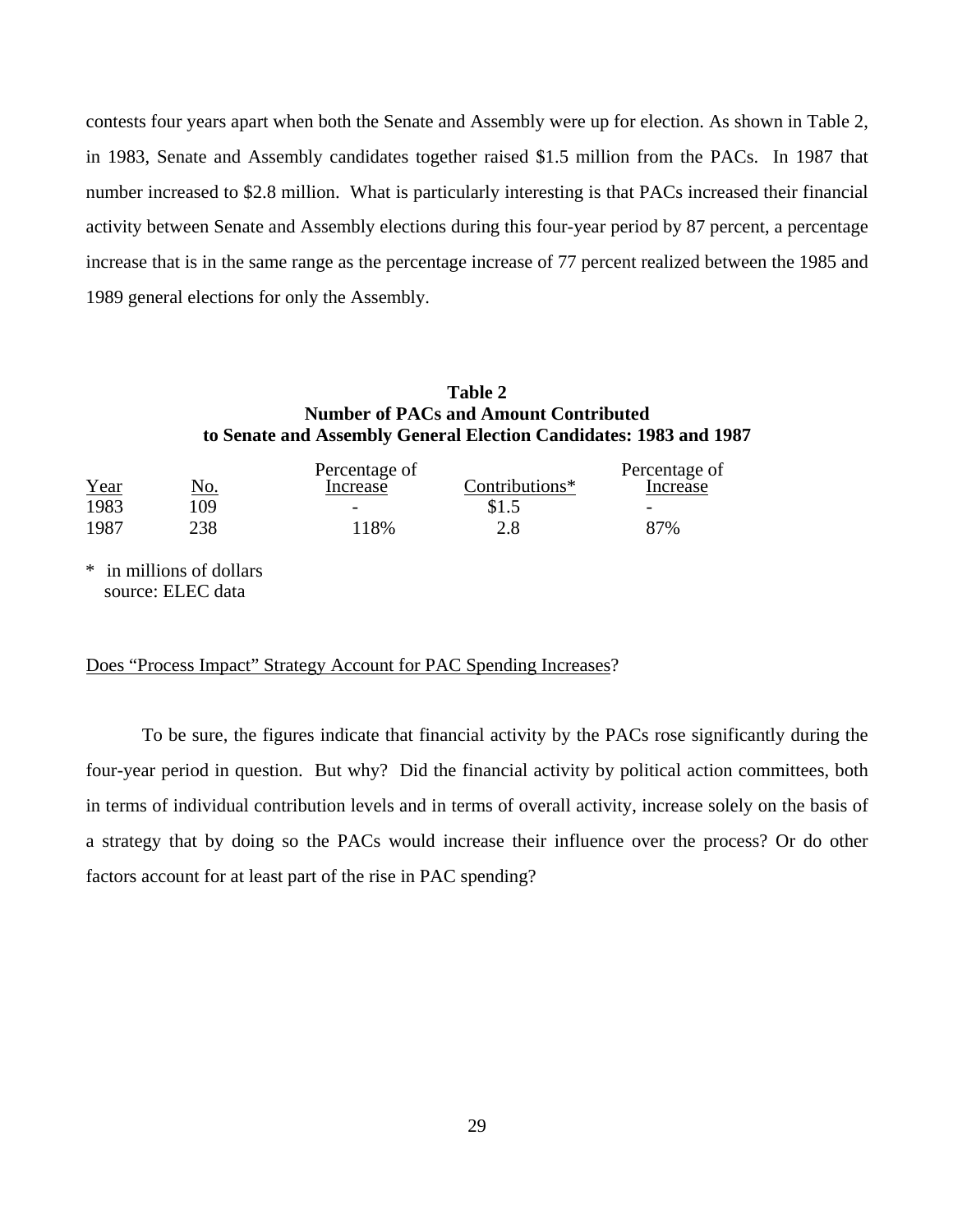contests four years apart when both the Senate and Assembly were up for election. As shown in Table 2, in 1983, Senate and Assembly candidates together raised $1.5 million from the PACs. In 1987 that number increased to $2.8 million. What is particularly interesting is that PACs increased their financial activity between Senate and Assembly elections during this four-year period by 87 percent, a percentage increase that is in the same range as the percentage increase of 77 percent realized between the 1985 and 1989 general elections for only the Assembly.

**Table 2**
**Number of PACs and Amount Contributed**
**to Senate and Assembly General Election Candidates: 1983 and 1987**

| Year | No. | Percentage of Increase | Contributions* | Percentage of Increase |
|---|---|---|---|---|
| 1983 | 109 | - | $1.5 | - |
| 1987 | 238 | 118% | 2.8 | 87% |

\* in millions of dollars
source: ELEC data

Does "Process Impact" Strategy Account for PAC Spending Increases?

To be sure, the figures indicate that financial activity by the PACs rose significantly during the four-year period in question. But why? Did the financial activity by political action committees, both in terms of individual contribution levels and in terms of overall activity, increase solely on the basis of a strategy that by doing so the PACs would increase their influence over the process? Or do other factors account for at least part of the rise in PAC spending?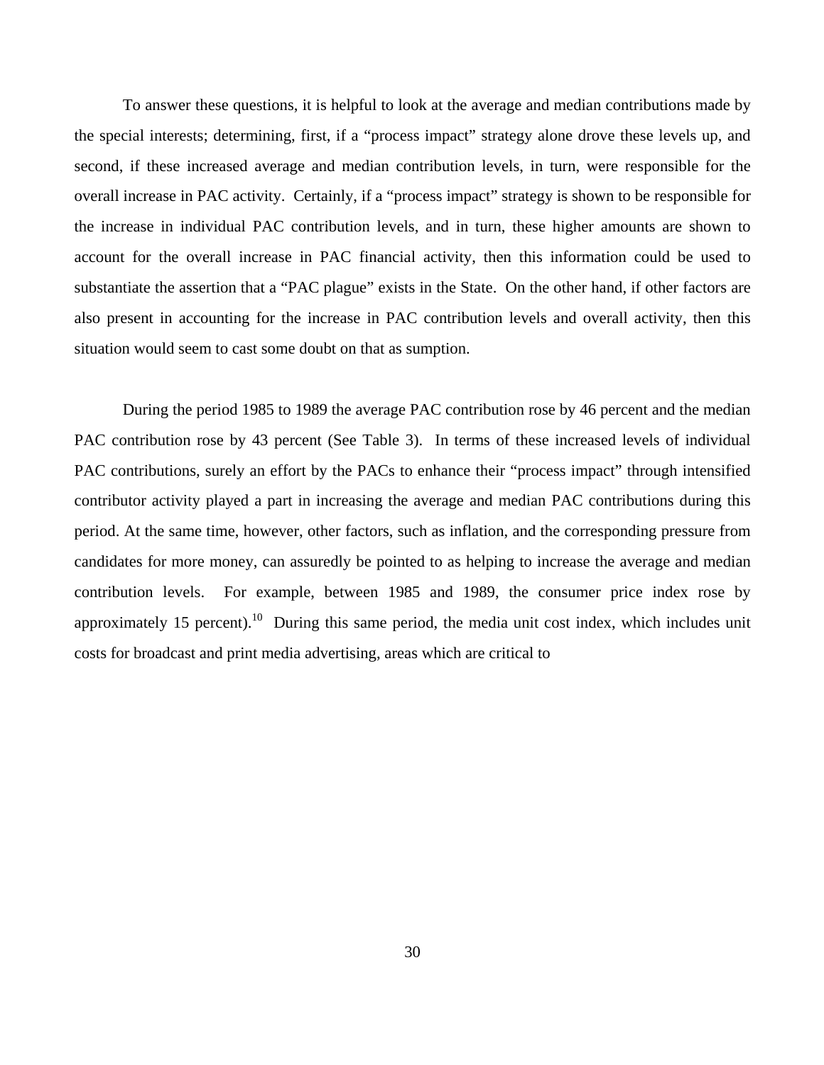To answer these questions, it is helpful to look at the average and median contributions made by the special interests; determining, first, if a "process impact" strategy alone drove these levels up, and second, if these increased average and median contribution levels, in turn, were responsible for the overall increase in PAC activity. Certainly, if a "process impact" strategy is shown to be responsible for the increase in individual PAC contribution levels, and in turn, these higher amounts are shown to account for the overall increase in PAC financial activity, then this information could be used to substantiate the assertion that a "PAC plague" exists in the State. On the other hand, if other factors are also present in accounting for the increase in PAC contribution levels and overall activity, then this situation would seem to cast some doubt on that as sumption.

During the period 1985 to 1989 the average PAC contribution rose by 46 percent and the median PAC contribution rose by 43 percent (See Table 3). In terms of these increased levels of individual PAC contributions, surely an effort by the PACs to enhance their "process impact" through intensified contributor activity played a part in increasing the average and median PAC contributions during this period. At the same time, however, other factors, such as inflation, and the corresponding pressure from candidates for more money, can assuredly be pointed to as helping to increase the average and median contribution levels. For example, between 1985 and 1989, the consumer price index rose by approximately 15 percent).[10] During this same period, the media unit cost index, which includes unit costs for broadcast and print media advertising, areas which are critical to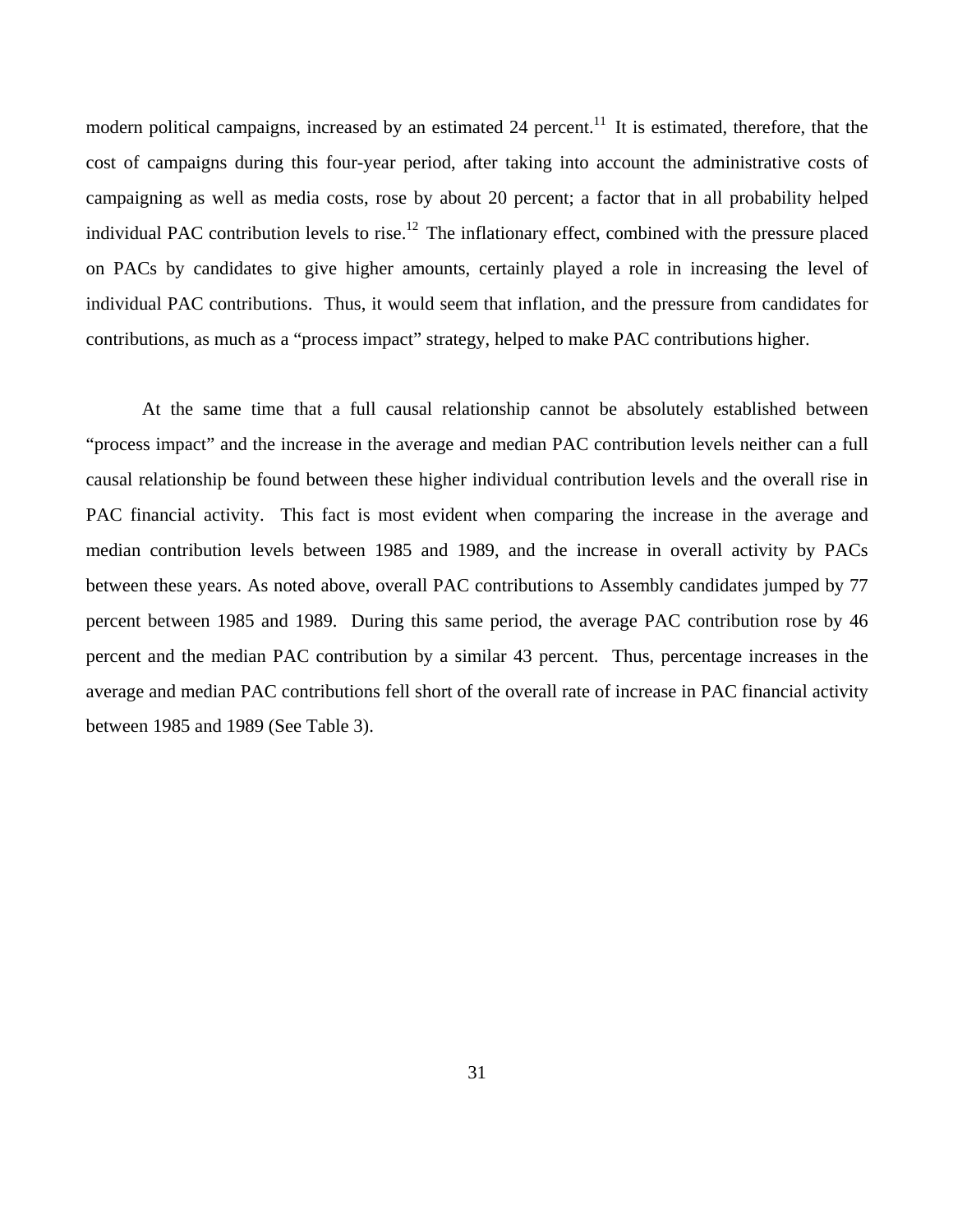modern political campaigns, increased by an estimated 24 percent.[11] It is estimated, therefore, that the cost of campaigns during this four-year period, after taking into account the administrative costs of campaigning as well as media costs, rose by about 20 percent; a factor that in all probability helped individual PAC contribution levels to rise.[12] The inflationary effect, combined with the pressure placed on PACs by candidates to give higher amounts, certainly played a role in increasing the level of individual PAC contributions. Thus, it would seem that inflation, and the pressure from candidates for contributions, as much as a "process impact" strategy, helped to make PAC contributions higher.

At the same time that a full causal relationship cannot be absolutely established between "process impact" and the increase in the average and median PAC contribution levels neither can a full causal relationship be found between these higher individual contribution levels and the overall rise in PAC financial activity. This fact is most evident when comparing the increase in the average and median contribution levels between 1985 and 1989, and the increase in overall activity by PACs between these years. As noted above, overall PAC contributions to Assembly candidates jumped by 77 percent between 1985 and 1989. During this same period, the average PAC contribution rose by 46 percent and the median PAC contribution by a similar 43 percent. Thus, percentage increases in the average and median PAC contributions fell short of the overall rate of increase in PAC financial activity between 1985 and 1989 (See Table 3).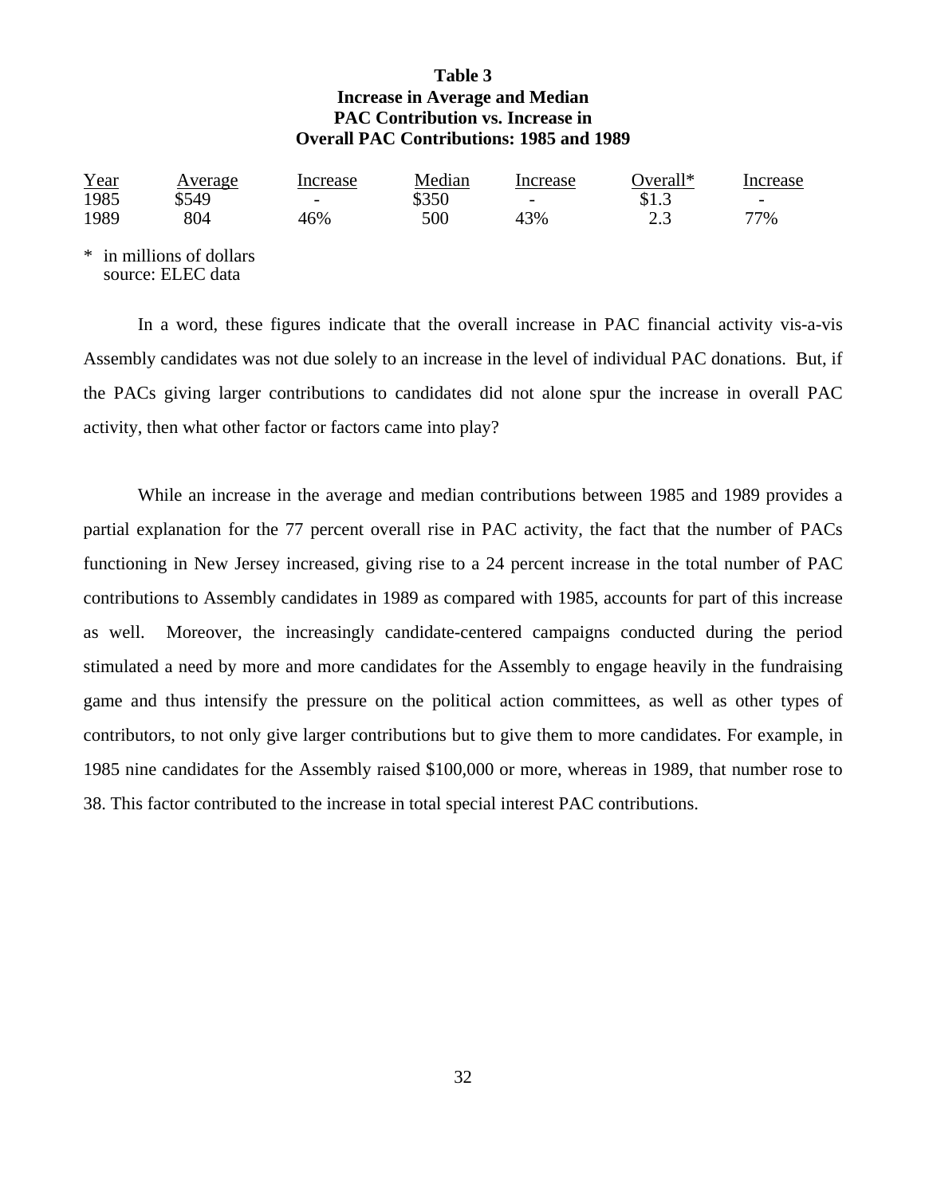**Table 3**
**Increase in Average and Median PAC Contribution vs. Increase in Overall PAC Contributions: 1985 and 1989**

| Year | Average | Increase | Median | Increase | Overall* | Increase |
|---|---|---|---|---|---|---|
| 1985 | $549 | - | $350 | - | $1.3 | - |
| 1989 | 804 | 46% | 500 | 43% | 2.3 | 77% |

\* in millions of dollars
source: ELEC data

In a word, these figures indicate that the overall increase in PAC financial activity vis-a-vis Assembly candidates was not due solely to an increase in the level of individual PAC donations. But, if the PACs giving larger contributions to candidates did not alone spur the increase in overall PAC activity, then what other factor or factors came into play?

While an increase in the average and median contributions between 1985 and 1989 provides a partial explanation for the 77 percent overall rise in PAC activity, the fact that the number of PACs functioning in New Jersey increased, giving rise to a 24 percent increase in the total number of PAC contributions to Assembly candidates in 1989 as compared with 1985, accounts for part of this increase as well. Moreover, the increasingly candidate-centered campaigns conducted during the period stimulated a need by more and more candidates for the Assembly to engage heavily in the fundraising game and thus intensify the pressure on the political action committees, as well as other types of contributors, to not only give larger contributions but to give them to more candidates. For example, in 1985 nine candidates for the Assembly raised $100,000 or more, whereas in 1989, that number rose to 38. This factor contributed to the increase in total special interest PAC contributions.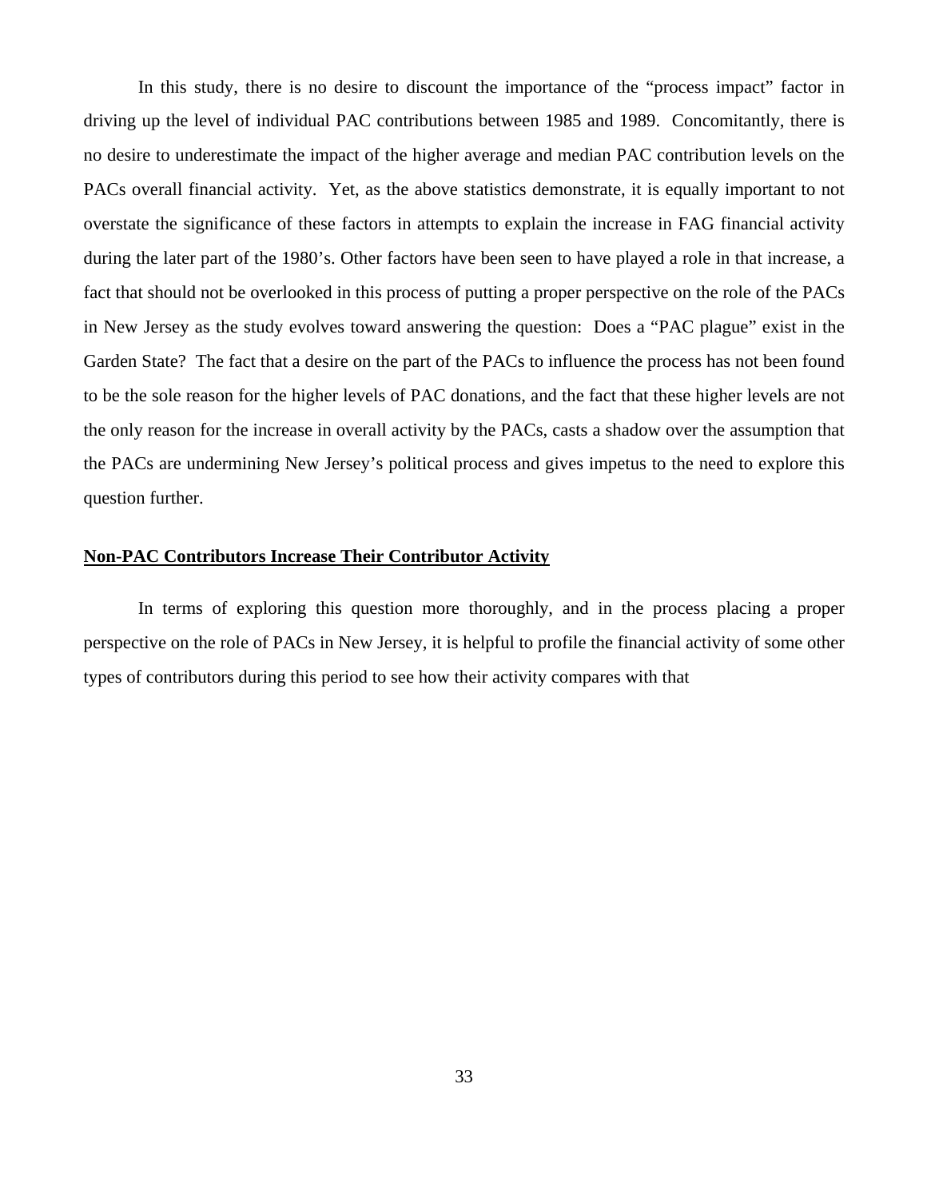In this study, there is no desire to discount the importance of the "process impact" factor in driving up the level of individual PAC contributions between 1985 and 1989. Concomitantly, there is no desire to underestimate the impact of the higher average and median PAC contribution levels on the PACs overall financial activity. Yet, as the above statistics demonstrate, it is equally important to not overstate the significance of these factors in attempts to explain the increase in FAG financial activity during the later part of the 1980's. Other factors have been seen to have played a role in that increase, a fact that should not be overlooked in this process of putting a proper perspective on the role of the PACs in New Jersey as the study evolves toward answering the question: Does a "PAC plague" exist in the Garden State? The fact that a desire on the part of the PACs to influence the process has not been found to be the sole reason for the higher levels of PAC donations, and the fact that these higher levels are not the only reason for the increase in overall activity by the PACs, casts a shadow over the assumption that the PACs are undermining New Jersey's political process and gives impetus to the need to explore this question further.

**Non-PAC Contributors Increase Their Contributor Activity**

In terms of exploring this question more thoroughly, and in the process placing a proper perspective on the role of PACs in New Jersey, it is helpful to profile the financial activity of some other types of contributors during this period to see how their activity compares with that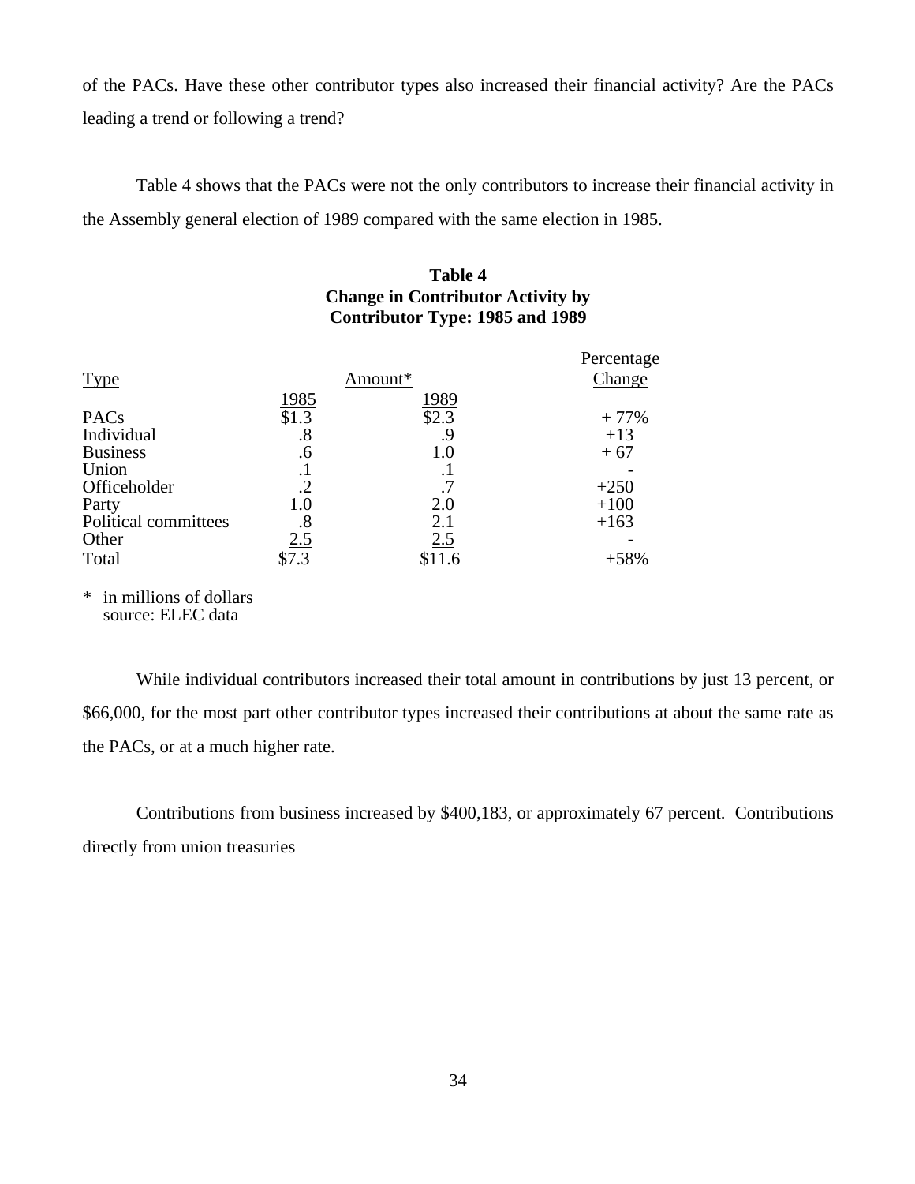of the PACs. Have these other contributor types also increased their financial activity? Are the PACs leading a trend or following a trend?

Table 4 shows that the PACs were not the only contributors to increase their financial activity in the Assembly general election of 1989 compared with the same election in 1985.

**Table 4**
**Change in Contributor Activity by Contributor Type: 1985 and 1989**

| Type | Amount* | | Percentage Change |
|---|---|---|---|
| | 1985 | 1989 | |
| PACs | $1.3 | $2.3 | + 77% |
| Individual | .8 | .9 | +13 |
| Business | .6 | 1.0 | + 67 |
| Union | .1 | .1 | - |
| Officeholder | .2 | .7 | +250 |
| Party | 1.0 | 2.0 | +100 |
| Political committees | .8 | 2.1 | +163 |
| Other | 2.5 | 2.5 | - |
| Total | $7.3 | $11.6 | +58% |

\* in millions of dollars
source: ELEC data

While individual contributors increased their total amount in contributions by just 13 percent, or $66,000, for the most part other contributor types increased their contributions at about the same rate as the PACs, or at a much higher rate.

Contributions from business increased by $400,183, or approximately 67 percent. Contributions directly from union treasuries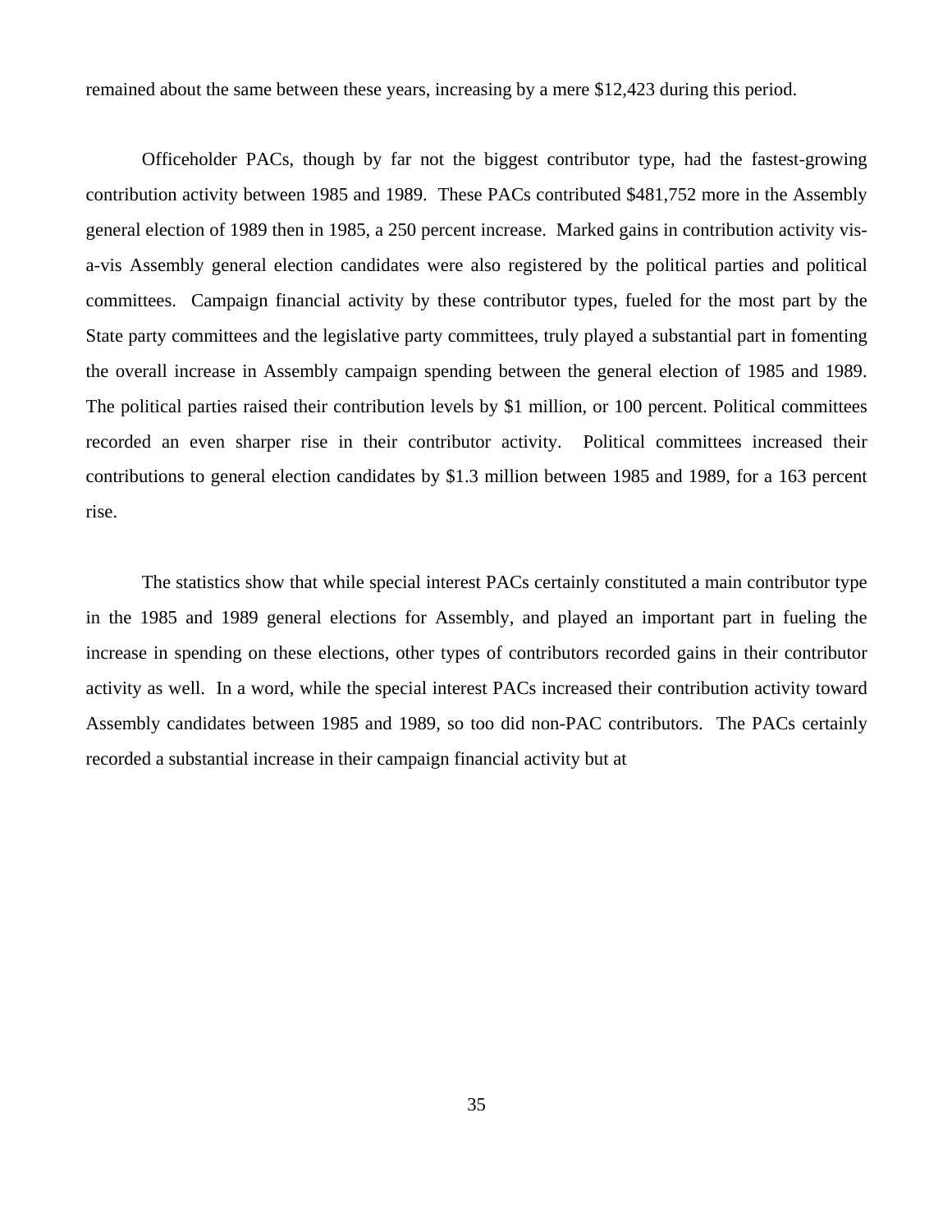remained about the same between these years, increasing by a mere $12,423 during this period.

Officeholder PACs, though by far not the biggest contributor type, had the fastest-growing contribution activity between 1985 and 1989. These PACs contributed $481,752 more in the Assembly general election of 1989 then in 1985, a 250 percent increase. Marked gains in contribution activity vis-a-vis Assembly general election candidates were also registered by the political parties and political committees. Campaign financial activity by these contributor types, fueled for the most part by the State party committees and the legislative party committees, truly played a substantial part in fomenting the overall increase in Assembly campaign spending between the general election of 1985 and 1989. The political parties raised their contribution levels by $1 million, or 100 percent. Political committees recorded an even sharper rise in their contributor activity. Political committees increased their contributions to general election candidates by $1.3 million between 1985 and 1989, for a 163 percent rise.

The statistics show that while special interest PACs certainly constituted a main contributor type in the 1985 and 1989 general elections for Assembly, and played an important part in fueling the increase in spending on these elections, other types of contributors recorded gains in their contributor activity as well. In a word, while the special interest PACs increased their contribution activity toward Assembly candidates between 1985 and 1989, so too did non-PAC contributors. The PACs certainly recorded a substantial increase in their campaign financial activity but at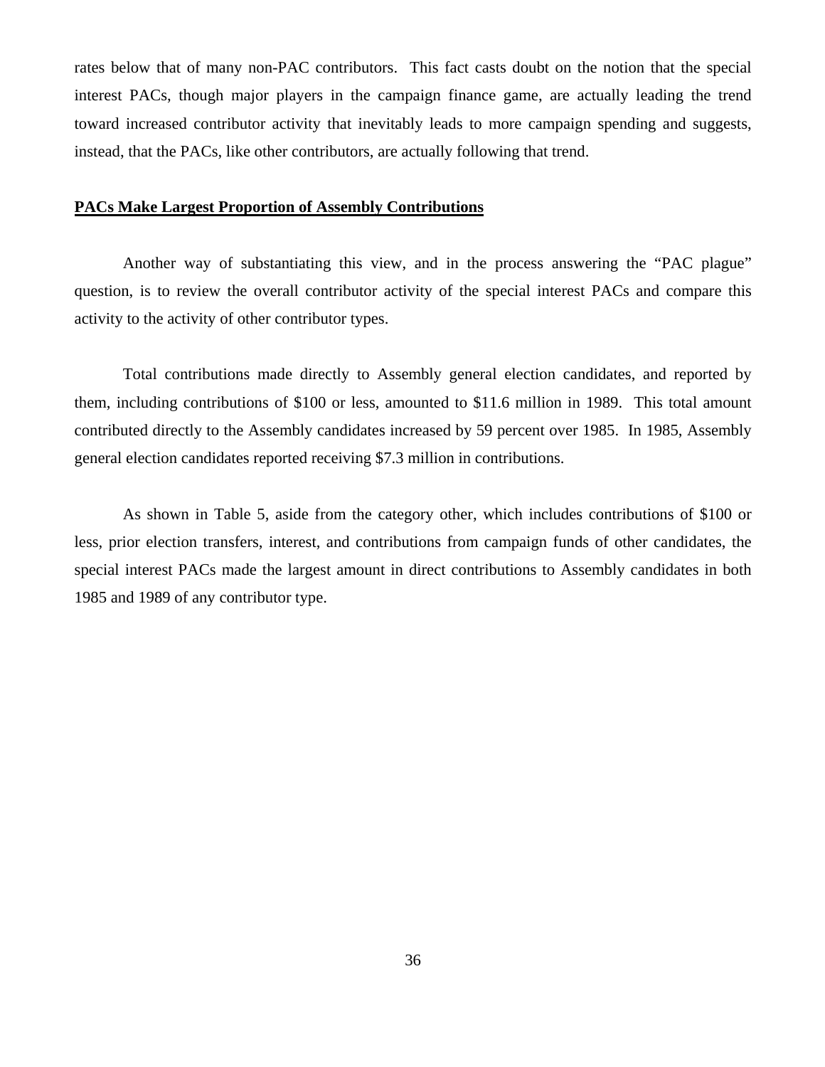rates below that of many non-PAC contributors. This fact casts doubt on the notion that the special interest PACs, though major players in the campaign finance game, are actually leading the trend toward increased contributor activity that inevitably leads to more campaign spending and suggests, instead, that the PACs, like other contributors, are actually following that trend.

## PACs Make Largest Proportion of Assembly Contributions

Another way of substantiating this view, and in the process answering the "PAC plague" question, is to review the overall contributor activity of the special interest PACs and compare this activity to the activity of other contributor types.

Total contributions made directly to Assembly general election candidates, and reported by them, including contributions of $100 or less, amounted to $11.6 million in 1989. This total amount contributed directly to the Assembly candidates increased by 59 percent over 1985. In 1985, Assembly general election candidates reported receiving $7.3 million in contributions.

As shown in Table 5, aside from the category other, which includes contributions of $100 or less, prior election transfers, interest, and contributions from campaign funds of other candidates, the special interest PACs made the largest amount in direct contributions to Assembly candidates in both 1985 and 1989 of any contributor type.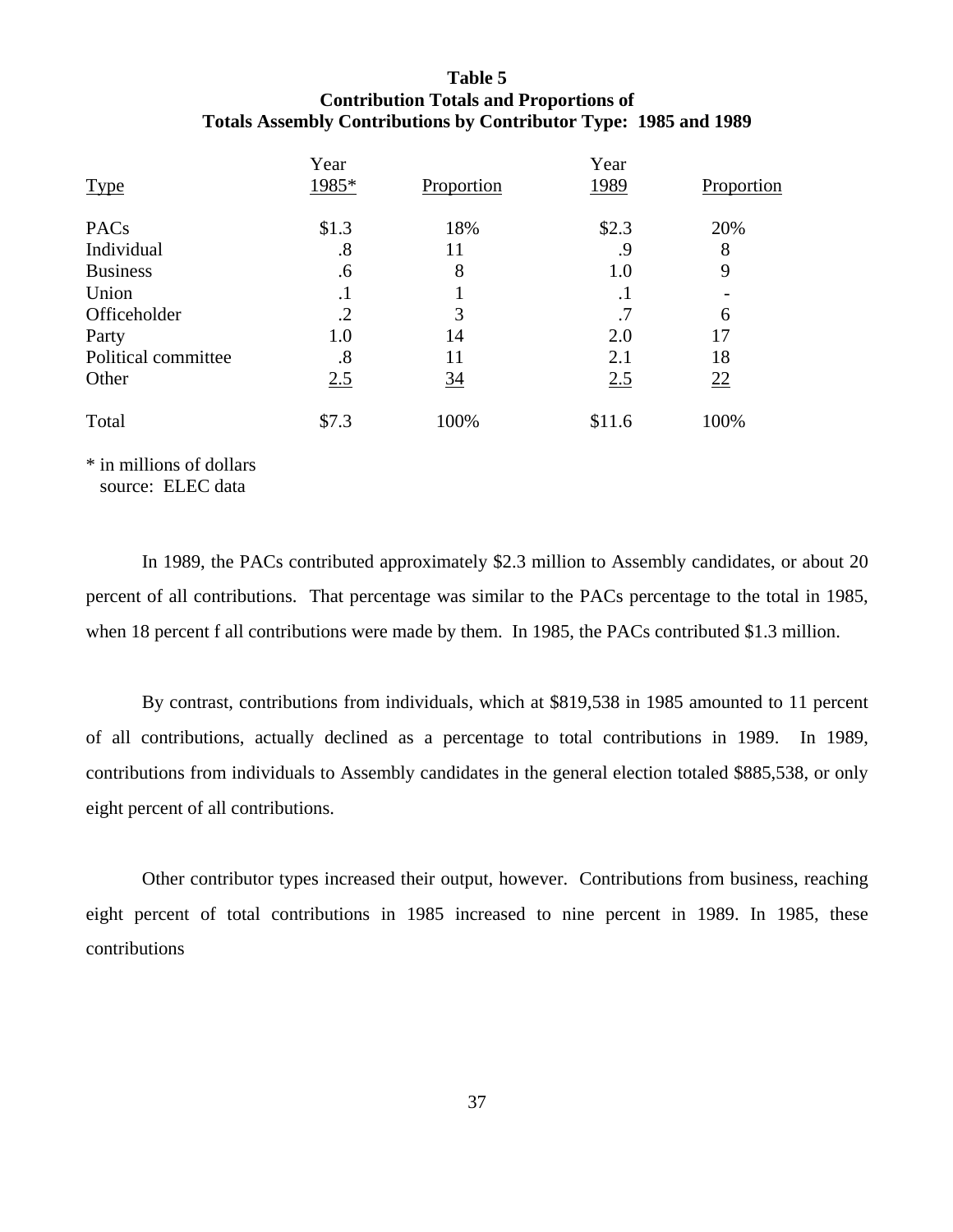**Table 5**
**Contribution Totals and Proportions of**
**Totals Assembly Contributions by Contributor Type: 1985 and 1989**

| Type | Year 1985* | Proportion | Year 1989 | Proportion |
|---|---|---|---|---|
| PACs | $1.3 | 18% | $2.3 | 20% |
| Individual | .8 | 11 | .9 | 8 |
| Business | .6 | 8 | 1.0 | 9 |
| Union | .1 | 1 | .1 | - |
| Officeholder | .2 | 3 | .7 | 6 |
| Party | 1.0 | 14 | 2.0 | 17 |
| Political committee | .8 | 11 | 2.1 | 18 |
| Other | 2.5 | 34 | 2.5 | 22 |
| Total | $7.3 | 100% | $11.6 | 100% |

\* in millions of dollars
source: ELEC data

In 1989, the PACs contributed approximately $2.3 million to Assembly candidates, or about 20 percent of all contributions. That percentage was similar to the PACs percentage to the total in 1985, when 18 percent f all contributions were made by them. In 1985, the PACs contributed $1.3 million.

By contrast, contributions from individuals, which at $819,538 in 1985 amounted to 11 percent of all contributions, actually declined as a percentage to total contributions in 1989. In 1989, contributions from individuals to Assembly candidates in the general election totaled $885,538, or only eight percent of all contributions.

Other contributor types increased their output, however. Contributions from business, reaching eight percent of total contributions in 1985 increased to nine percent in 1989. In 1985, these contributions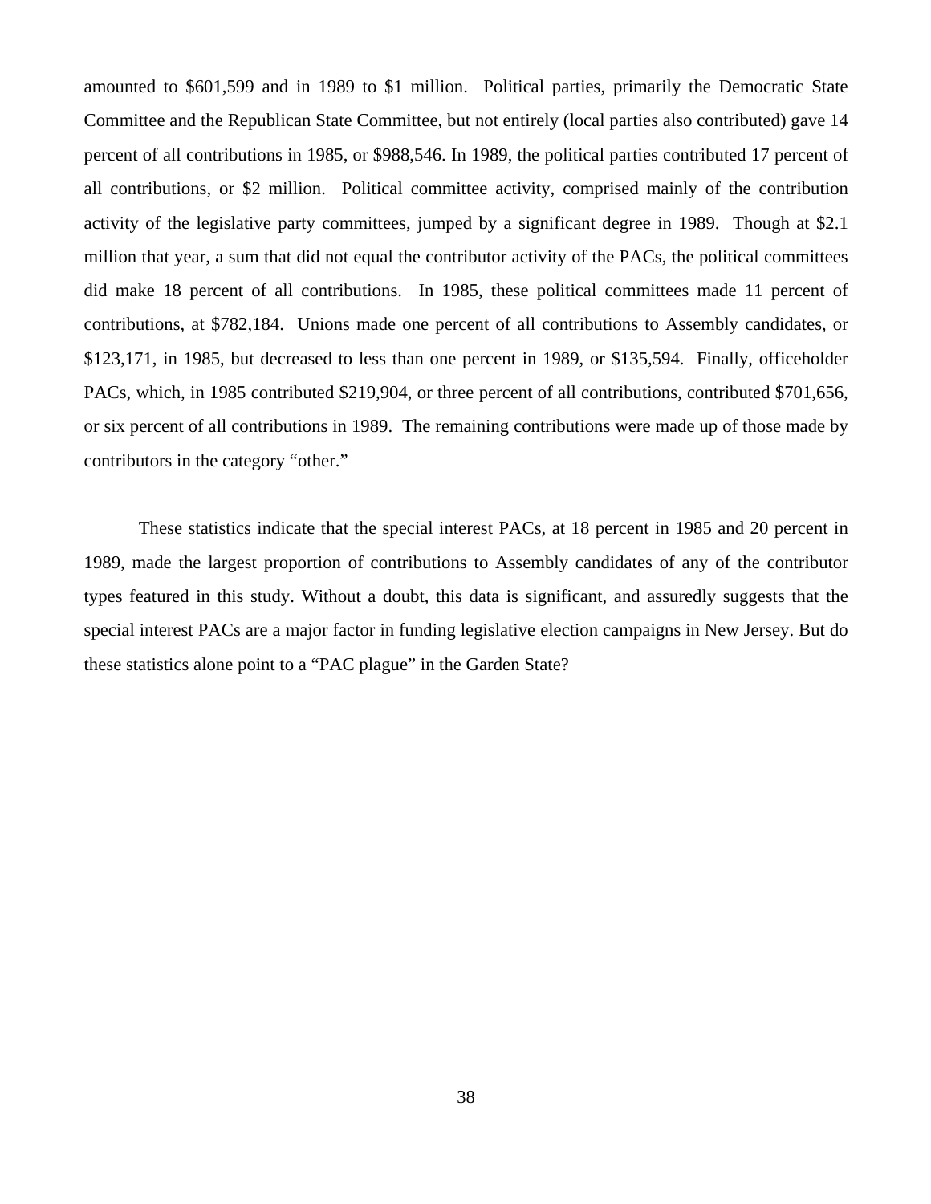amounted to $601,599 and in 1989 to $1 million. Political parties, primarily the Democratic State Committee and the Republican State Committee, but not entirely (local parties also contributed) gave 14 percent of all contributions in 1985, or $988,546. In 1989, the political parties contributed 17 percent of all contributions, or $2 million. Political committee activity, comprised mainly of the contribution activity of the legislative party committees, jumped by a significant degree in 1989. Though at $2.1 million that year, a sum that did not equal the contributor activity of the PACs, the political committees did make 18 percent of all contributions. In 1985, these political committees made 11 percent of contributions, at $782,184. Unions made one percent of all contributions to Assembly candidates, or $123,171, in 1985, but decreased to less than one percent in 1989, or $135,594. Finally, officeholder PACs, which, in 1985 contributed $219,904, or three percent of all contributions, contributed $701,656, or six percent of all contributions in 1989. The remaining contributions were made up of those made by contributors in the category "other."

These statistics indicate that the special interest PACs, at 18 percent in 1985 and 20 percent in 1989, made the largest proportion of contributions to Assembly candidates of any of the contributor types featured in this study. Without a doubt, this data is significant, and assuredly suggests that the special interest PACs are a major factor in funding legislative election campaigns in New Jersey. But do these statistics alone point to a "PAC plague" in the Garden State?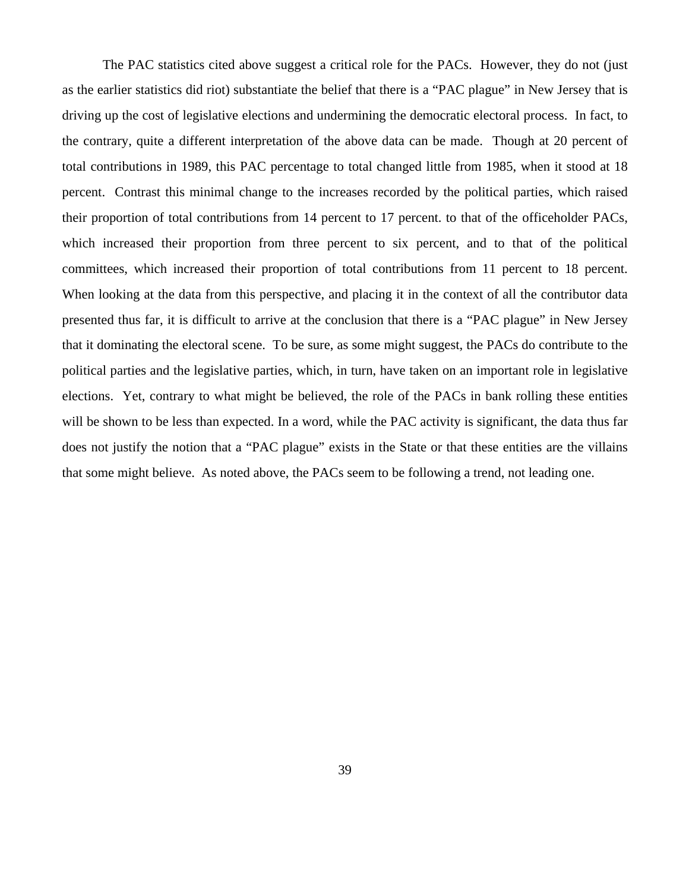The PAC statistics cited above suggest a critical role for the PACs. However, they do not (just as the earlier statistics did riot) substantiate the belief that there is a "PAC plague" in New Jersey that is driving up the cost of legislative elections and undermining the democratic electoral process. In fact, to the contrary, quite a different interpretation of the above data can be made. Though at 20 percent of total contributions in 1989, this PAC percentage to total changed little from 1985, when it stood at 18 percent. Contrast this minimal change to the increases recorded by the political parties, which raised their proportion of total contributions from 14 percent to 17 percent. to that of the officeholder PACs, which increased their proportion from three percent to six percent, and to that of the political committees, which increased their proportion of total contributions from 11 percent to 18 percent. When looking at the data from this perspective, and placing it in the context of all the contributor data presented thus far, it is difficult to arrive at the conclusion that there is a "PAC plague" in New Jersey that it dominating the electoral scene. To be sure, as some might suggest, the PACs do contribute to the political parties and the legislative parties, which, in turn, have taken on an important role in legislative elections. Yet, contrary to what might be believed, the role of the PACs in bank rolling these entities will be shown to be less than expected. In a word, while the PAC activity is significant, the data thus far does not justify the notion that a "PAC plague" exists in the State or that these entities are the villains that some might believe. As noted above, the PACs seem to be following a trend, not leading one.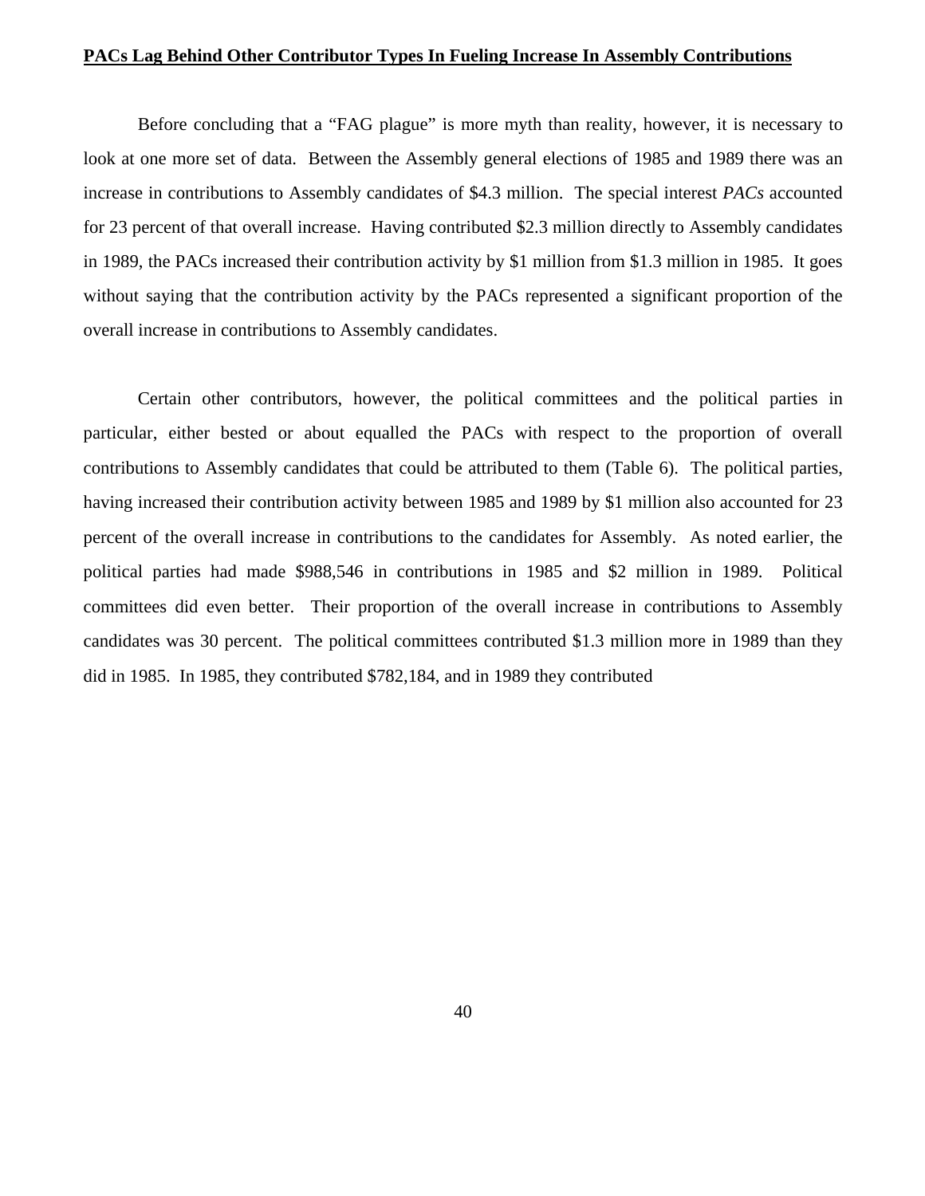**PACs Lag Behind Other Contributor Types In Fueling Increase In Assembly Contributions**

Before concluding that a "FAG plague" is more myth than reality, however, it is necessary to look at one more set of data. Between the Assembly general elections of 1985 and 1989 there was an increase in contributions to Assembly candidates of $4.3 million. The special interest *PACs* accounted for 23 percent of that overall increase. Having contributed $2.3 million directly to Assembly candidates in 1989, the PACs increased their contribution activity by $1 million from $1.3 million in 1985. It goes without saying that the contribution activity by the PACs represented a significant proportion of the overall increase in contributions to Assembly candidates.

Certain other contributors, however, the political committees and the political parties in particular, either bested or about equalled the PACs with respect to the proportion of overall contributions to Assembly candidates that could be attributed to them (Table 6). The political parties, having increased their contribution activity between 1985 and 1989 by $1 million also accounted for 23 percent of the overall increase in contributions to the candidates for Assembly. As noted earlier, the political parties had made $988,546 in contributions in 1985 and $2 million in 1989. Political committees did even better. Their proportion of the overall increase in contributions to Assembly candidates was 30 percent. The political committees contributed $1.3 million more in 1989 than they did in 1985. In 1985, they contributed $782,184, and in 1989 they contributed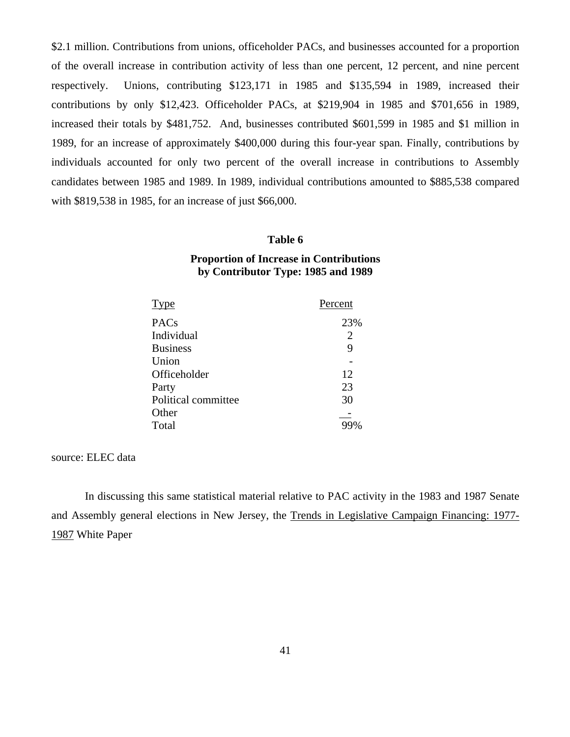$2.1 million. Contributions from unions, officeholder PACs, and businesses accounted for a proportion of the overall increase in contribution activity of less than one percent, 12 percent, and nine percent respectively. Unions, contributing $123,171 in 1985 and $135,594 in 1989, increased their contributions by only $12,423. Officeholder PACs, at $219,904 in 1985 and $701,656 in 1989, increased their totals by $481,752. And, businesses contributed $601,599 in 1985 and $1 million in 1989, for an increase of approximately $400,000 during this four-year span. Finally, contributions by individuals accounted for only two percent of the overall increase in contributions to Assembly candidates between 1985 and 1989. In 1989, individual contributions amounted to $885,538 compared with $819,538 in 1985, for an increase of just $66,000.

**Table 6**

**Proportion of Increase in Contributions by Contributor Type: 1985 and 1989**

| Type | Percent |
|---|---|
| PACs | 23% |
| Individual | 2 |
| Business | 9 |
| Union | - |
| Officeholder | 12 |
| Party | 23 |
| Political committee | 30 |
| Other | - |
| Total | 99% |

source: ELEC data

In discussing this same statistical material relative to PAC activity in the 1983 and 1987 Senate and Assembly general elections in New Jersey, the Trends in Legislative Campaign Financing: 1977-1987 White Paper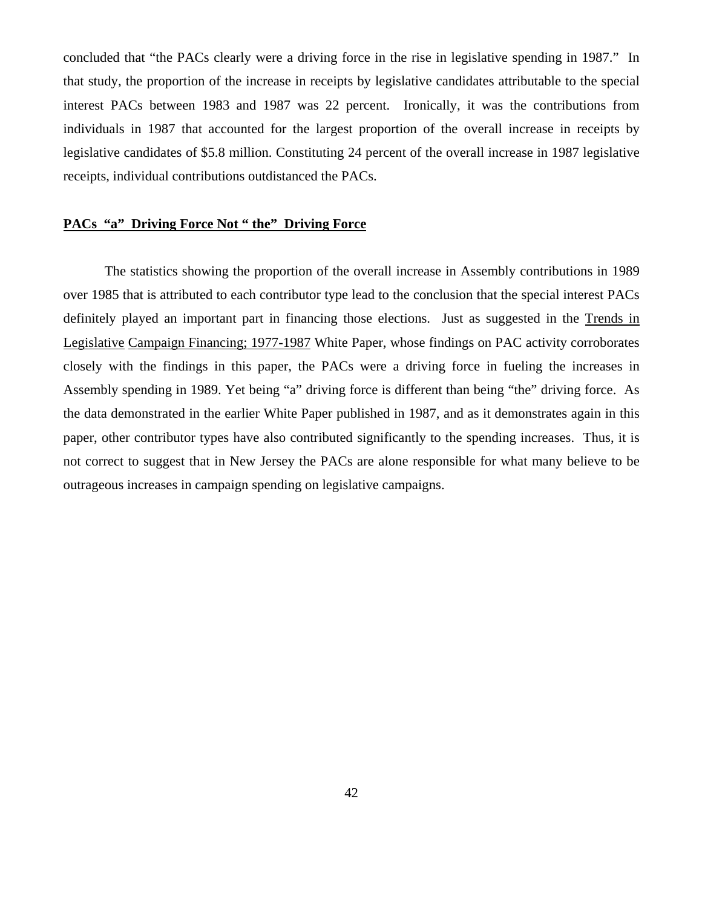concluded that "the PACs clearly were a driving force in the rise in legislative spending in 1987." In that study, the proportion of the increase in receipts by legislative candidates attributable to the special interest PACs between 1983 and 1987 was 22 percent. Ironically, it was the contributions from individuals in 1987 that accounted for the largest proportion of the overall increase in receipts by legislative candidates of $5.8 million. Constituting 24 percent of the overall increase in 1987 legislative receipts, individual contributions outdistanced the PACs.

**PACs "a" Driving Force Not " the" Driving Force**

The statistics showing the proportion of the overall increase in Assembly contributions in 1989 over 1985 that is attributed to each contributor type lead to the conclusion that the special interest PACs definitely played an important part in financing those elections. Just as suggested in the Trends in Legislative Campaign Financing; 1977-1987 White Paper, whose findings on PAC activity corroborates closely with the findings in this paper, the PACs were a driving force in fueling the increases in Assembly spending in 1989. Yet being "a" driving force is different than being "the" driving force. As the data demonstrated in the earlier White Paper published in 1987, and as it demonstrates again in this paper, other contributor types have also contributed significantly to the spending increases. Thus, it is not correct to suggest that in New Jersey the PACs are alone responsible for what many believe to be outrageous increases in campaign spending on legislative campaigns.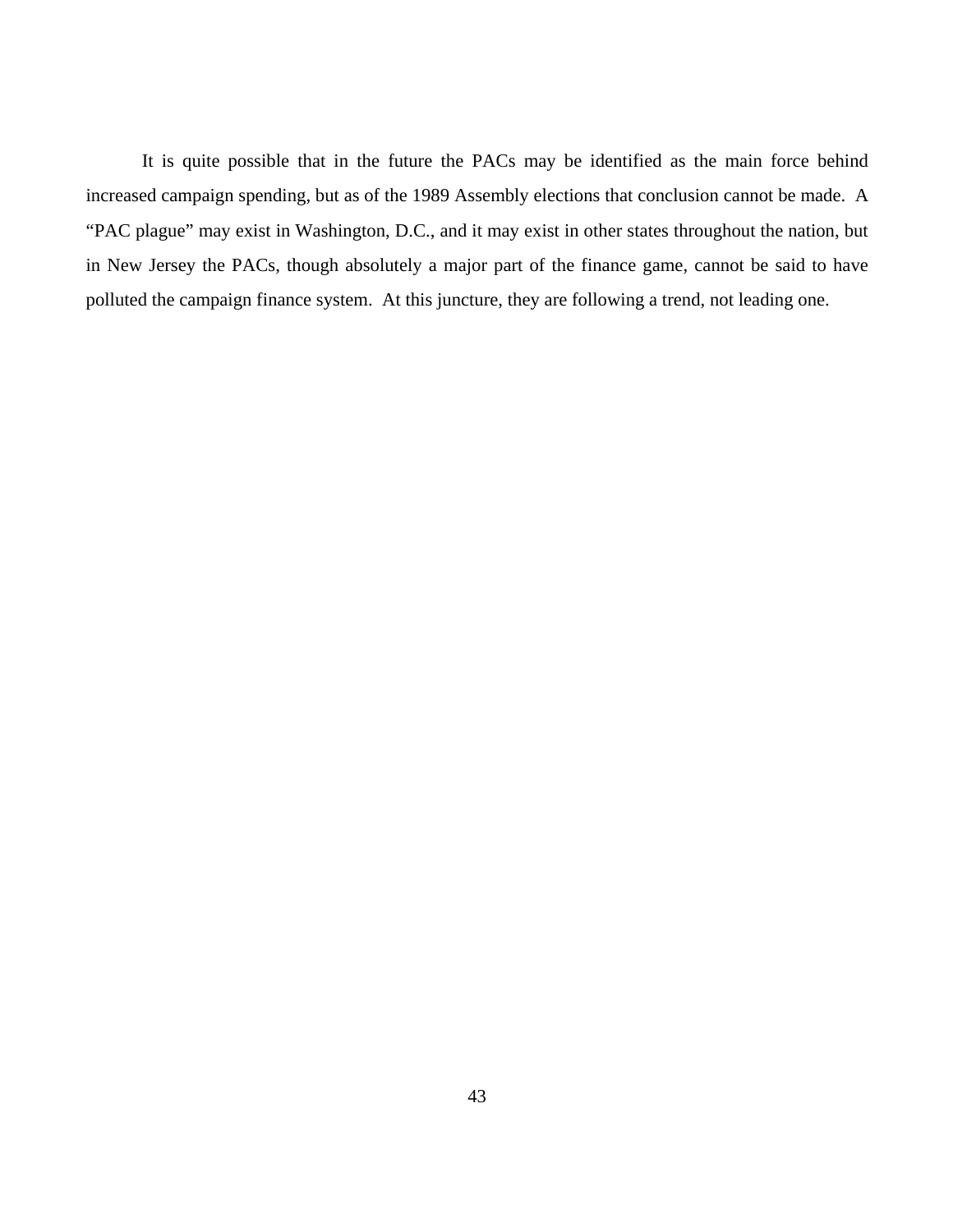It is quite possible that in the future the PACs may be identified as the main force behind increased campaign spending, but as of the 1989 Assembly elections that conclusion cannot be made. A "PAC plague" may exist in Washington, D.C., and it may exist in other states throughout the nation, but in New Jersey the PACs, though absolutely a major part of the finance game, cannot be said to have polluted the campaign finance system. At this juncture, they are following a trend, not leading one.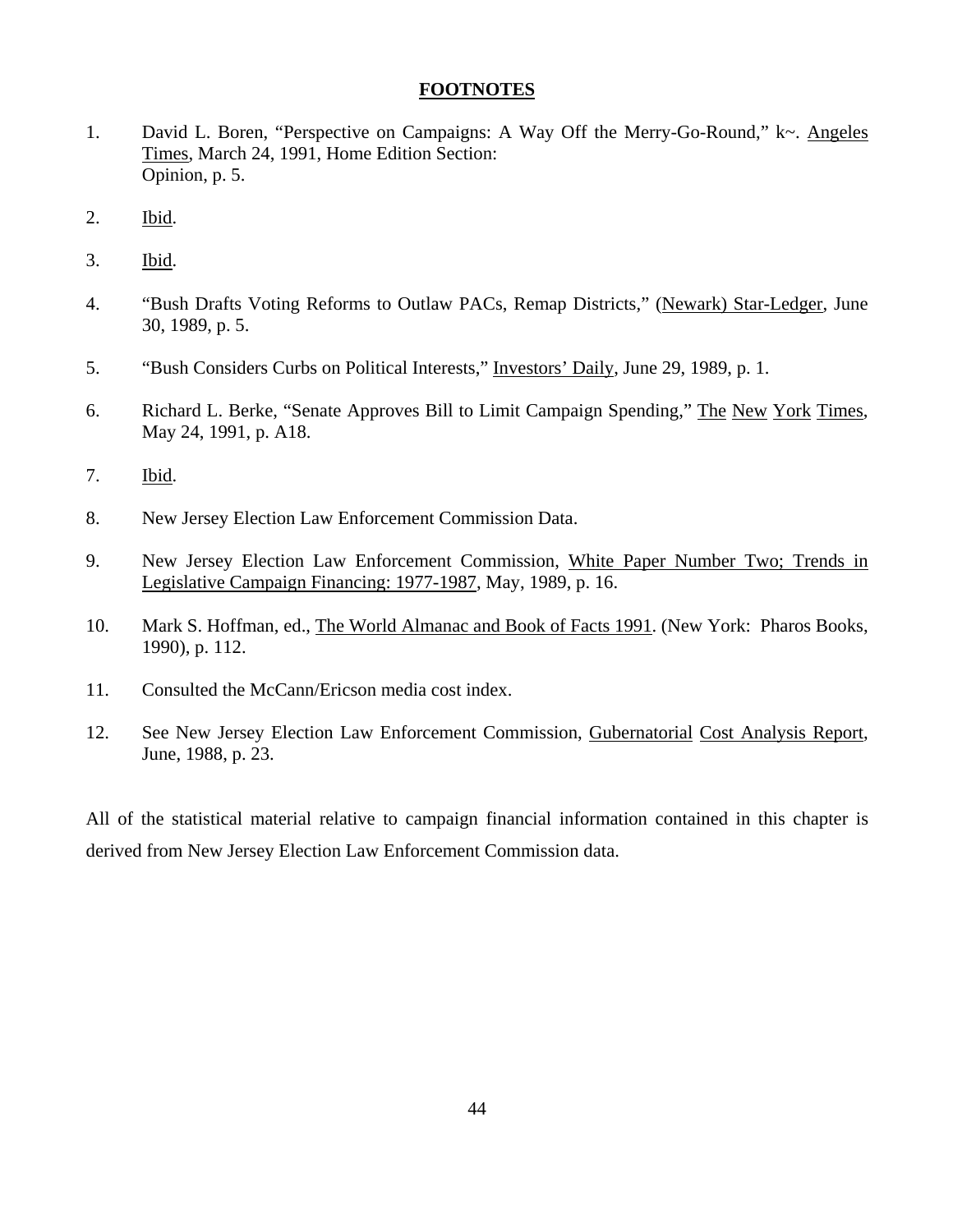## FOOTNOTES

1. David L. Boren, "Perspective on Campaigns: A Way Off the Merry-Go-Round," k~. Angeles Times, March 24, 1991, Home Edition Section: Opinion, p. 5.

2. Ibid.

3. Ibid.

4. "Bush Drafts Voting Reforms to Outlaw PACs, Remap Districts," (Newark) Star-Ledger, June 30, 1989, p. 5.

5. "Bush Considers Curbs on Political Interests," Investors' Daily, June 29, 1989, p. 1.

6. Richard L. Berke, "Senate Approves Bill to Limit Campaign Spending," The New York Times, May 24, 1991, p. A18.

7. Ibid.

8. New Jersey Election Law Enforcement Commission Data.

9. New Jersey Election Law Enforcement Commission, White Paper Number Two; Trends in Legislative Campaign Financing: 1977-1987, May, 1989, p. 16.

10. Mark S. Hoffman, ed., The World Almanac and Book of Facts 1991. (New York: Pharos Books, 1990), p. 112.

11. Consulted the McCann/Ericson media cost index.

12. See New Jersey Election Law Enforcement Commission, Gubernatorial Cost Analysis Report, June, 1988, p. 23.

All of the statistical material relative to campaign financial information contained in this chapter is derived from New Jersey Election Law Enforcement Commission data.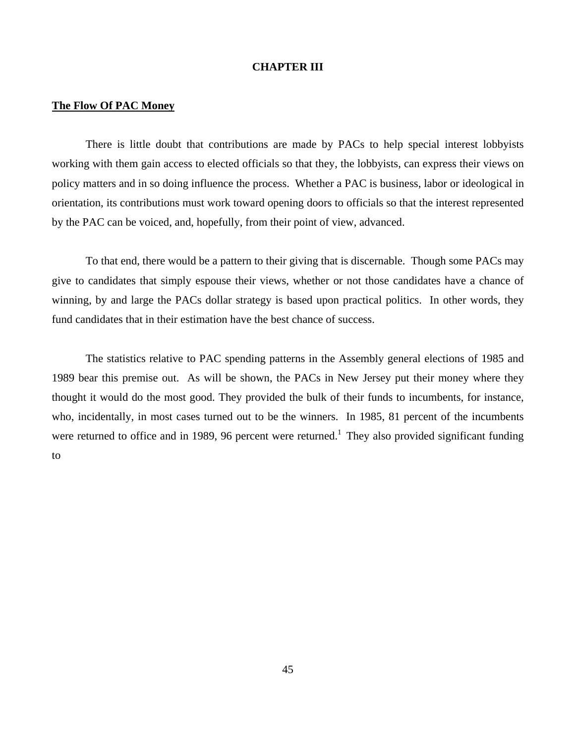# CHAPTER III

## The Flow Of PAC Money

There is little doubt that contributions are made by PACs to help special interest lobbyists working with them gain access to elected officials so that they, the lobbyists, can express their views on policy matters and in so doing influence the process. Whether a PAC is business, labor or ideological in orientation, its contributions must work toward opening doors to officials so that the interest represented by the PAC can be voiced, and, hopefully, from their point of view, advanced.

To that end, there would be a pattern to their giving that is discernable. Though some PACs may give to candidates that simply espouse their views, whether or not those candidates have a chance of winning, by and large the PACs dollar strategy is based upon practical politics. In other words, they fund candidates that in their estimation have the best chance of success.

The statistics relative to PAC spending patterns in the Assembly general elections of 1985 and 1989 bear this premise out. As will be shown, the PACs in New Jersey put their money where they thought it would do the most good. They provided the bulk of their funds to incumbents, for instance, who, incidentally, in most cases turned out to be the winners. In 1985, 81 percent of the incumbents were returned to office and in 1989, 96 percent were returned.[1] They also provided significant funding to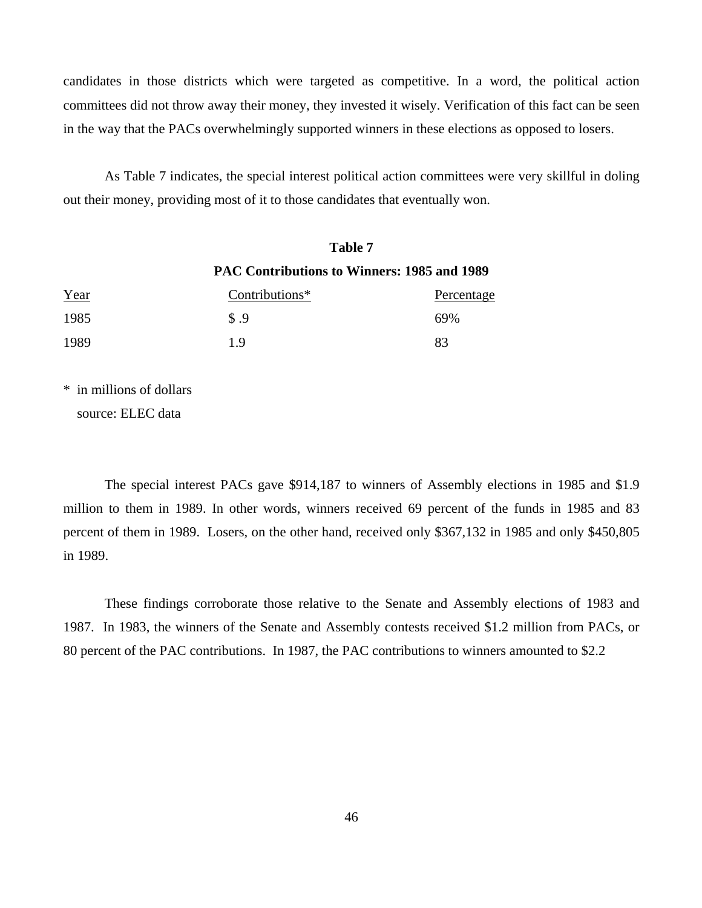candidates in those districts which were targeted as competitive. In a word, the political action committees did not throw away their money, they invested it wisely. Verification of this fact can be seen in the way that the PACs overwhelmingly supported winners in these elections as opposed to losers.

As Table 7 indicates, the special interest political action committees were very skillful in doling out their money, providing most of it to those candidates that eventually won.

**Table 7**

**PAC Contributions to Winners: 1985 and 1989**

| Year | Contributions* | Percentage |
|---|---|---|
| 1985 | $ .9 | 69% |
| 1989 | 1.9 | 83 |

\* in millions of dollars
source: ELEC data

The special interest PACs gave $914,187 to winners of Assembly elections in 1985 and $1.9 million to them in 1989. In other words, winners received 69 percent of the funds in 1985 and 83 percent of them in 1989. Losers, on the other hand, received only $367,132 in 1985 and only $450,805 in 1989.

These findings corroborate those relative to the Senate and Assembly elections of 1983 and 1987. In 1983, the winners of the Senate and Assembly contests received $1.2 million from PACs, or 80 percent of the PAC contributions. In 1987, the PAC contributions to winners amounted to $2.2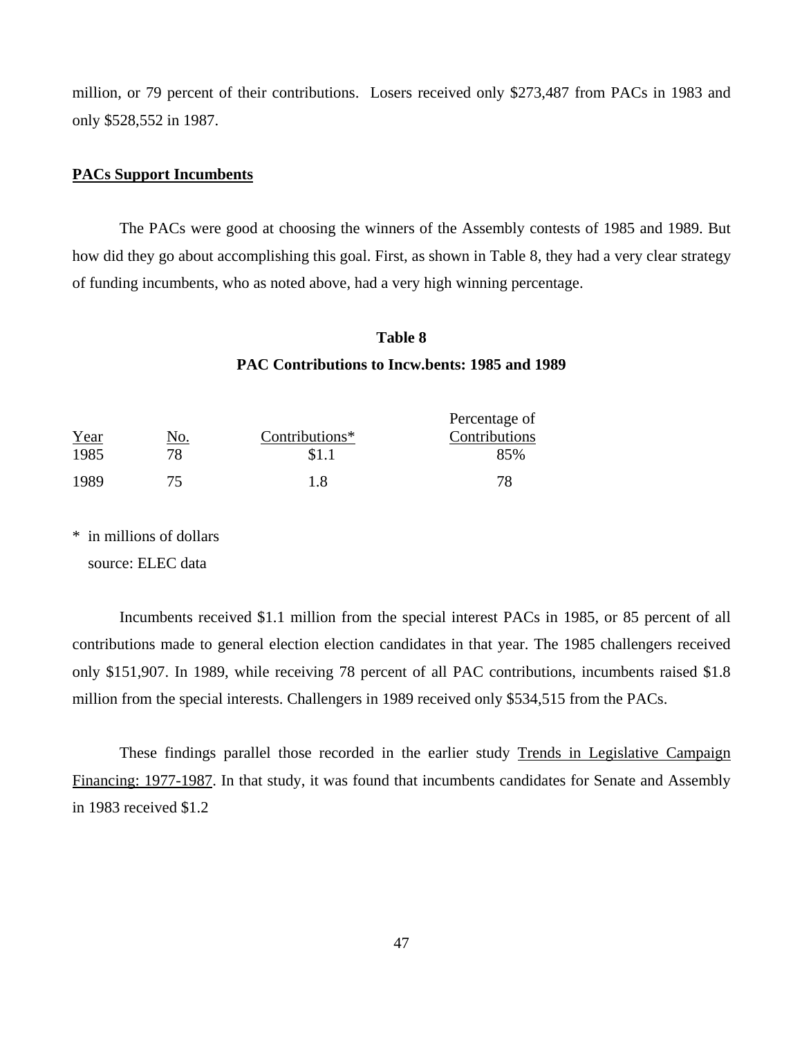million, or 79 percent of their contributions.  Losers received only $273,487 from PACs in 1983 and only $528,552 in 1987.

**PACs Support Incumbents**

The PACs were good at choosing the winners of the Assembly contests of 1985 and 1989. But how did they go about accomplishing this goal. First, as shown in Table 8, they had a very clear strategy of funding incumbents, who as noted above, had a very high winning percentage.

**Table 8**

**PAC Contributions to Incw.bents: 1985 and 1989**

| Year | No. | Contributions* | Percentage of Contributions |
|---|---|---|---|
| 1985 | 78 | $1.1 | 85% |
| 1989 | 75 | 1.8 | 78 |

\* in millions of dollars
source: ELEC data

Incumbents received $1.1 million from the special interest PACs in 1985, or 85 percent of all contributions made to general election election candidates in that year. The 1985 challengers received only $151,907. In 1989, while receiving 78 percent of all PAC contributions, incumbents raised $1.8 million from the special interests. Challengers in 1989 received only $534,515 from the PACs.

These findings parallel those recorded in the earlier study Trends in Legislative Campaign Financing: 1977-1987. In that study, it was found that incumbents candidates for Senate and Assembly in 1983 received $1.2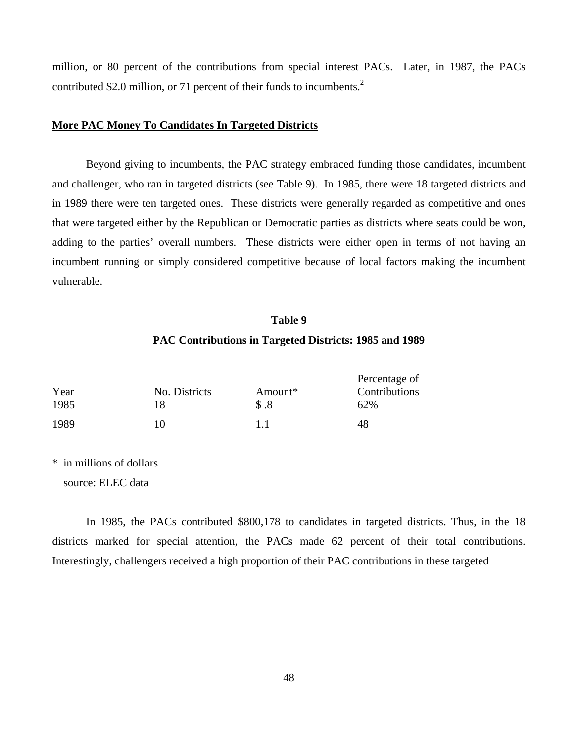million, or 80 percent of the contributions from special interest PACs. Later, in 1987, the PACs contributed $2.0 million, or 71 percent of their funds to incumbents.[2]

**More PAC Money To Candidates In Targeted Districts**

Beyond giving to incumbents, the PAC strategy embraced funding those candidates, incumbent and challenger, who ran in targeted districts (see Table 9). In 1985, there were 18 targeted districts and in 1989 there were ten targeted ones. These districts were generally regarded as competitive and ones that were targeted either by the Republican or Democratic parties as districts where seats could be won, adding to the parties' overall numbers. These districts were either open in terms of not having an incumbent running or simply considered competitive because of local factors making the incumbent vulnerable.

**Table 9**

**PAC Contributions in Targeted Districts: 1985 and 1989**

| Year | No. Districts | Amount* | Percentage of Contributions |
|---|---|---|---|
| 1985 | 18 | $ .8 | 62% |
| 1989 | 10 | 1.1 | 48 |

* in millions of dollars

source: ELEC data

In 1985, the PACs contributed $800,178 to candidates in targeted districts. Thus, in the 18 districts marked for special attention, the PACs made 62 percent of their total contributions. Interestingly, challengers received a high proportion of their PAC contributions in these targeted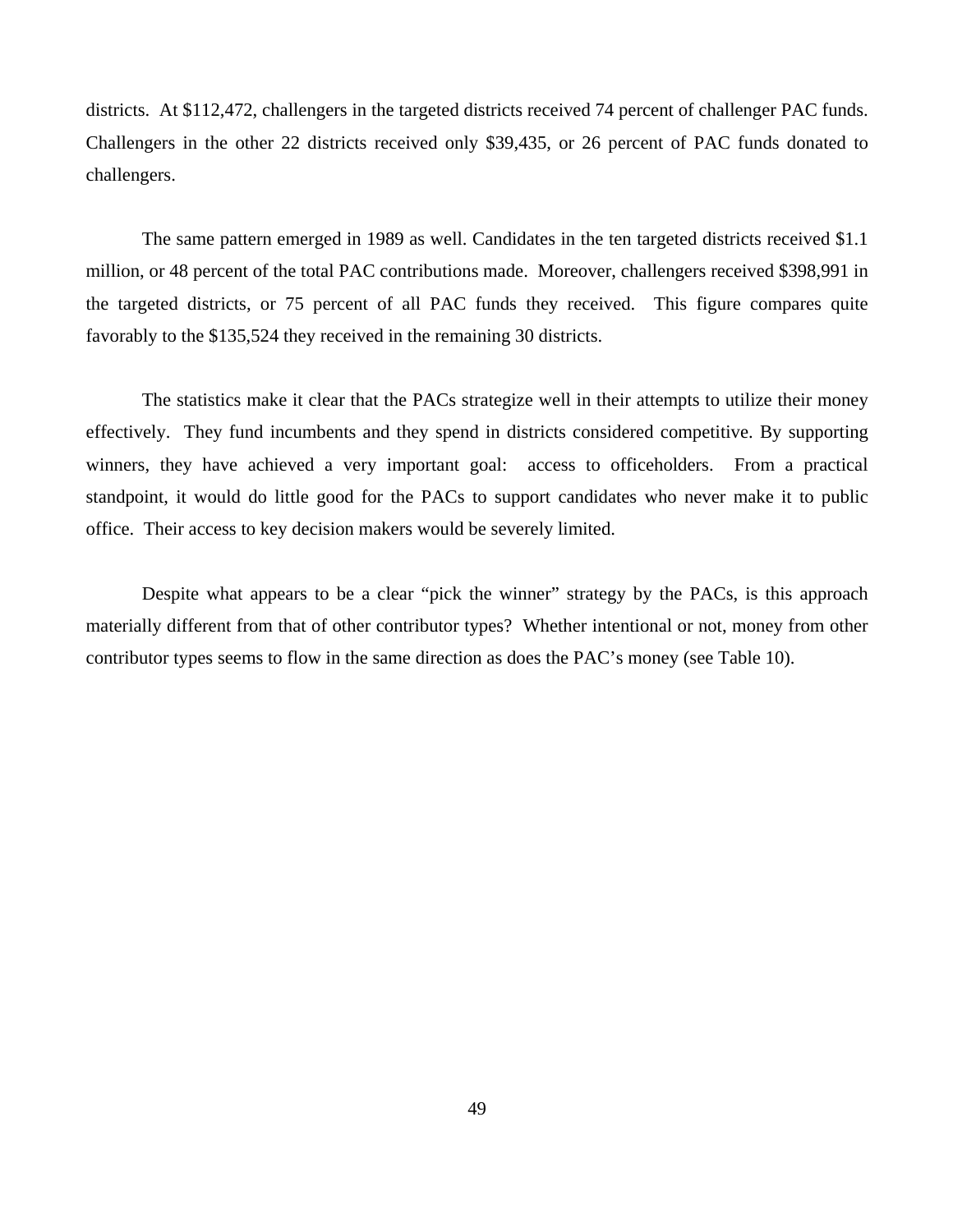districts. At $112,472, challengers in the targeted districts received 74 percent of challenger PAC funds. Challengers in the other 22 districts received only $39,435, or 26 percent of PAC funds donated to challengers.

The same pattern emerged in 1989 as well. Candidates in the ten targeted districts received $1.1 million, or 48 percent of the total PAC contributions made. Moreover, challengers received $398,991 in the targeted districts, or 75 percent of all PAC funds they received. This figure compares quite favorably to the $135,524 they received in the remaining 30 districts.

The statistics make it clear that the PACs strategize well in their attempts to utilize their money effectively. They fund incumbents and they spend in districts considered competitive. By supporting winners, they have achieved a very important goal: access to officeholders. From a practical standpoint, it would do little good for the PACs to support candidates who never make it to public office. Their access to key decision makers would be severely limited.

Despite what appears to be a clear "pick the winner" strategy by the PACs, is this approach materially different from that of other contributor types? Whether intentional or not, money from other contributor types seems to flow in the same direction as does the PAC's money (see Table 10).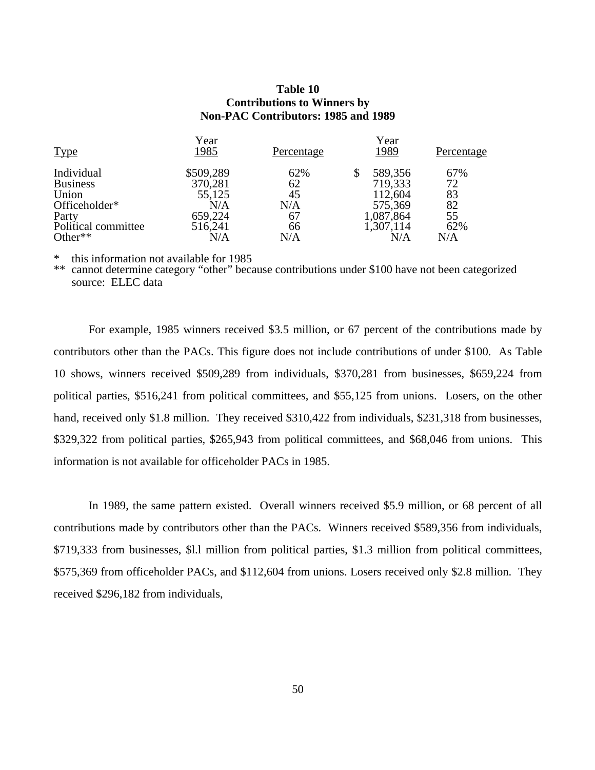**Table 10**
**Contributions to Winners by**
**Non-PAC Contributors: 1985 and 1989**

| Type | Year 1985 | Percentage | Year 1989 | Percentage |
|---|---|---|---|---|
| Individual | $509,289 | 62% | $ 589,356 | 67% |
| Business | 370,281 | 62 | 719,333 | 72 |
| Union | 55,125 | 45 | 112,604 | 83 |
| Officeholder* | N/A | N/A | 575,369 | 82 |
| Party | 659,224 | 67 | 1,087,864 | 55 |
| Political committee | 516,241 | 66 | 1,307,114 | 62% |
| Other** | N/A | N/A | N/A | N/A |

\* this information not available for 1985
\** cannot determine category "other" because contributions under $100 have not been categorized
source: ELEC data

For example, 1985 winners received $3.5 million, or 67 percent of the contributions made by contributors other than the PACs. This figure does not include contributions of under $100. As Table 10 shows, winners received $509,289 from individuals, $370,281 from businesses, $659,224 from political parties, $516,241 from political committees, and $55,125 from unions. Losers, on the other hand, received only $1.8 million. They received $310,422 from individuals, $231,318 from businesses, $329,322 from political parties, $265,943 from political committees, and $68,046 from unions. This information is not available for officeholder PACs in 1985.

In 1989, the same pattern existed. Overall winners received $5.9 million, or 68 percent of all contributions made by contributors other than the PACs. Winners received $589,356 from individuals, $719,333 from businesses, $l.l million from political parties, $1.3 million from political committees, $575,369 from officeholder PACs, and $112,604 from unions. Losers received only $2.8 million. They received $296,182 from individuals,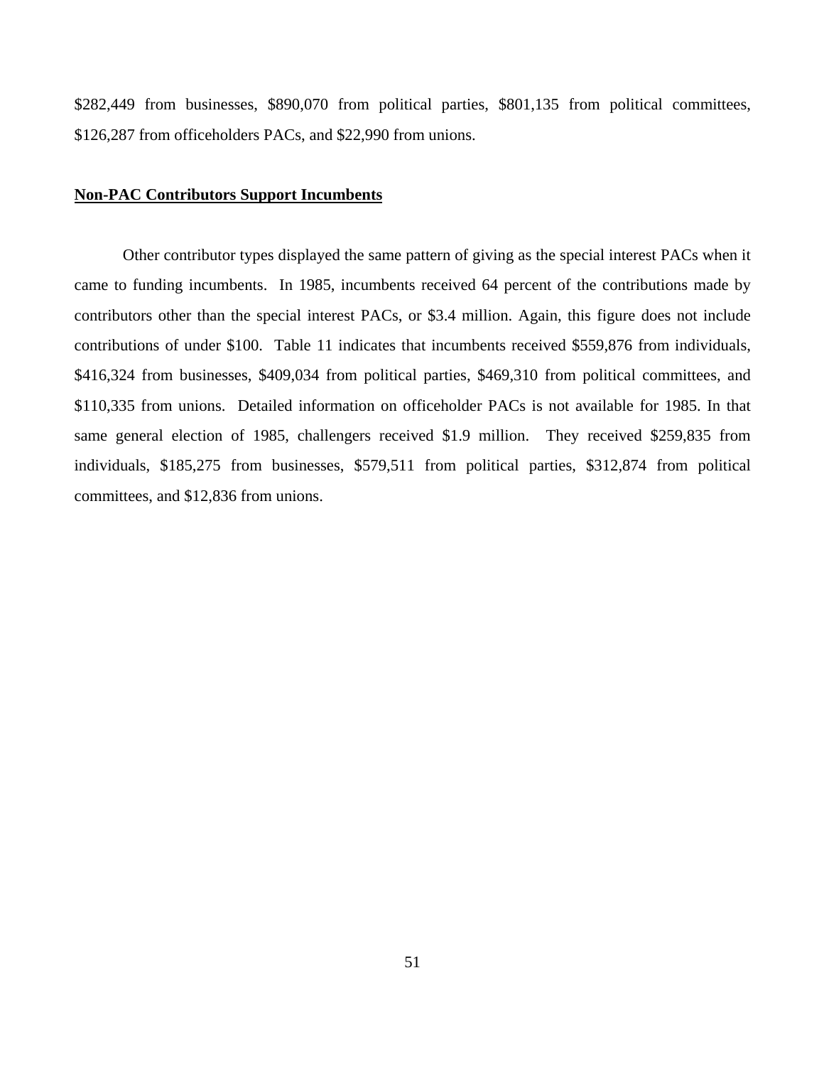$282,449 from businesses, $890,070 from political parties, $801,135 from political committees, $126,287 from officeholders PACs, and $22,990 from unions.

**Non-PAC Contributors Support Incumbents**

Other contributor types displayed the same pattern of giving as the special interest PACs when it came to funding incumbents. In 1985, incumbents received 64 percent of the contributions made by contributors other than the special interest PACs, or $3.4 million. Again, this figure does not include contributions of under $100. Table 11 indicates that incumbents received $559,876 from individuals, $416,324 from businesses, $409,034 from political parties, $469,310 from political committees, and $110,335 from unions. Detailed information on officeholder PACs is not available for 1985. In that same general election of 1985, challengers received $1.9 million. They received $259,835 from individuals, $185,275 from businesses, $579,511 from political parties, $312,874 from political committees, and $12,836 from unions.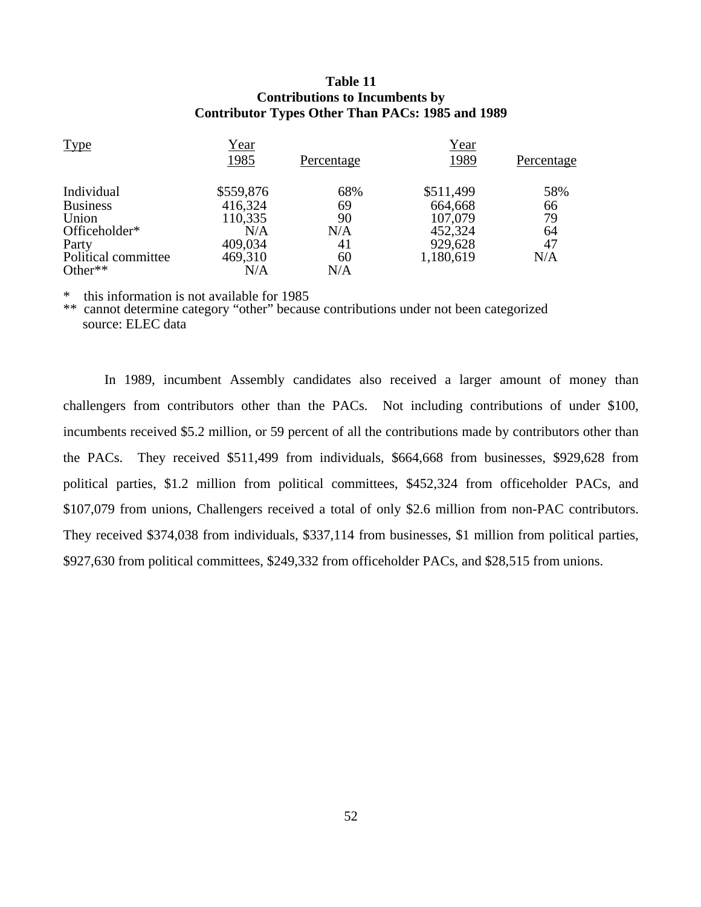**Table 11**
**Contributions to Incumbents by**
**Contributor Types Other Than PACs: 1985 and 1989**

| Type | Year 1985 | Percentage | Year 1989 | Percentage |
|---|---|---|---|---|
| Individual | $559,876 | 68% | $511,499 | 58% |
| Business | 416,324 | 69 | 664,668 | 66 |
| Union | 110,335 | 90 | 107,079 | 79 |
| Officeholder* | N/A | N/A | 452,324 | 64 |
| Party | 409,034 | 41 | 929,628 | 47 |
| Political committee | 469,310 | 60 | 1,180,619 | N/A |
| Other** | N/A | N/A | | |

\* this information is not available for 1985
\*\* cannot determine category "other" because contributions under not been categorized
source: ELEC data

In 1989, incumbent Assembly candidates also received a larger amount of money than challengers from contributors other than the PACs. Not including contributions of under $100, incumbents received $5.2 million, or 59 percent of all the contributions made by contributors other than the PACs. They received $511,499 from individuals, $664,668 from businesses, $929,628 from political parties, $1.2 million from political committees, $452,324 from officeholder PACs, and $107,079 from unions, Challengers received a total of only $2.6 million from non-PAC contributors. They received $374,038 from individuals, $337,114 from businesses, $1 million from political parties, $927,630 from political committees, $249,332 from officeholder PACs, and $28,515 from unions.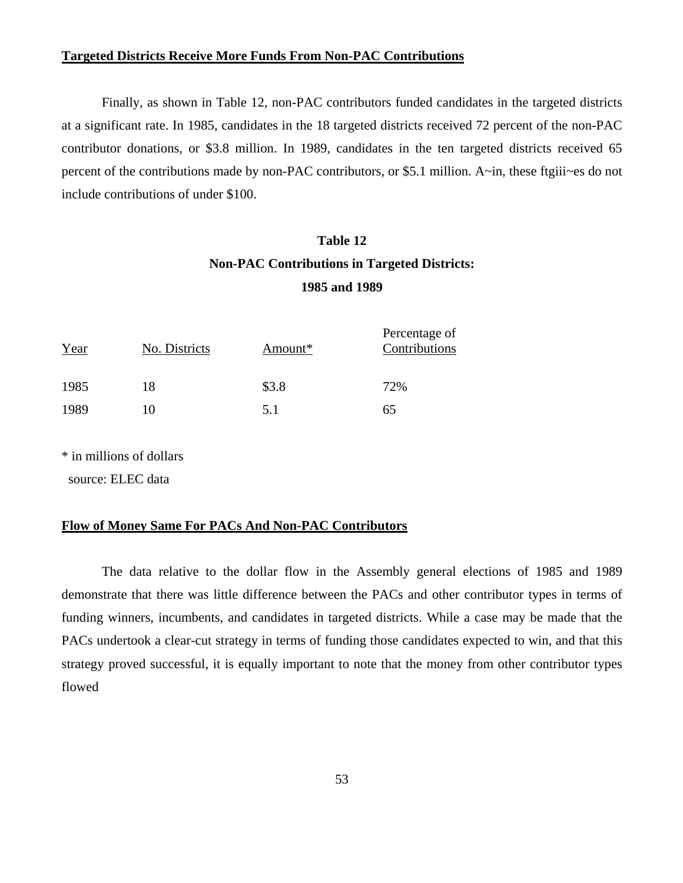**Targeted Districts Receive More Funds From Non-PAC Contributions**

Finally, as shown in Table 12, non-PAC contributors funded candidates in the targeted districts at a significant rate. In 1985, candidates in the 18 targeted districts received 72 percent of the non-PAC contributor donations, or $3.8 million. In 1989, candidates in the ten targeted districts received 65 percent of the contributions made by non-PAC contributors, or $5.1 million. A~in, these ftgiii~es do not include contributions of under $100.

**Table 12**
**Non-PAC Contributions in Targeted Districts:**
**1985 and 1989**

| Year | No. Districts | Amount* | Percentage of Contributions |
|---|---|---|---|
| 1985 | 18 | $3.8 | 72% |
| 1989 | 10 | 5.1 | 65 |

\* in millions of dollars
source: ELEC data

**Flow of Money Same For PACs And Non-PAC Contributors**

The data relative to the dollar flow in the Assembly general elections of 1985 and 1989 demonstrate that there was little difference between the PACs and other contributor types in terms of funding winners, incumbents, and candidates in targeted districts. While a case may be made that the PACs undertook a clear-cut strategy in terms of funding those candidates expected to win, and that this strategy proved successful, it is equally important to note that the money from other contributor types flowed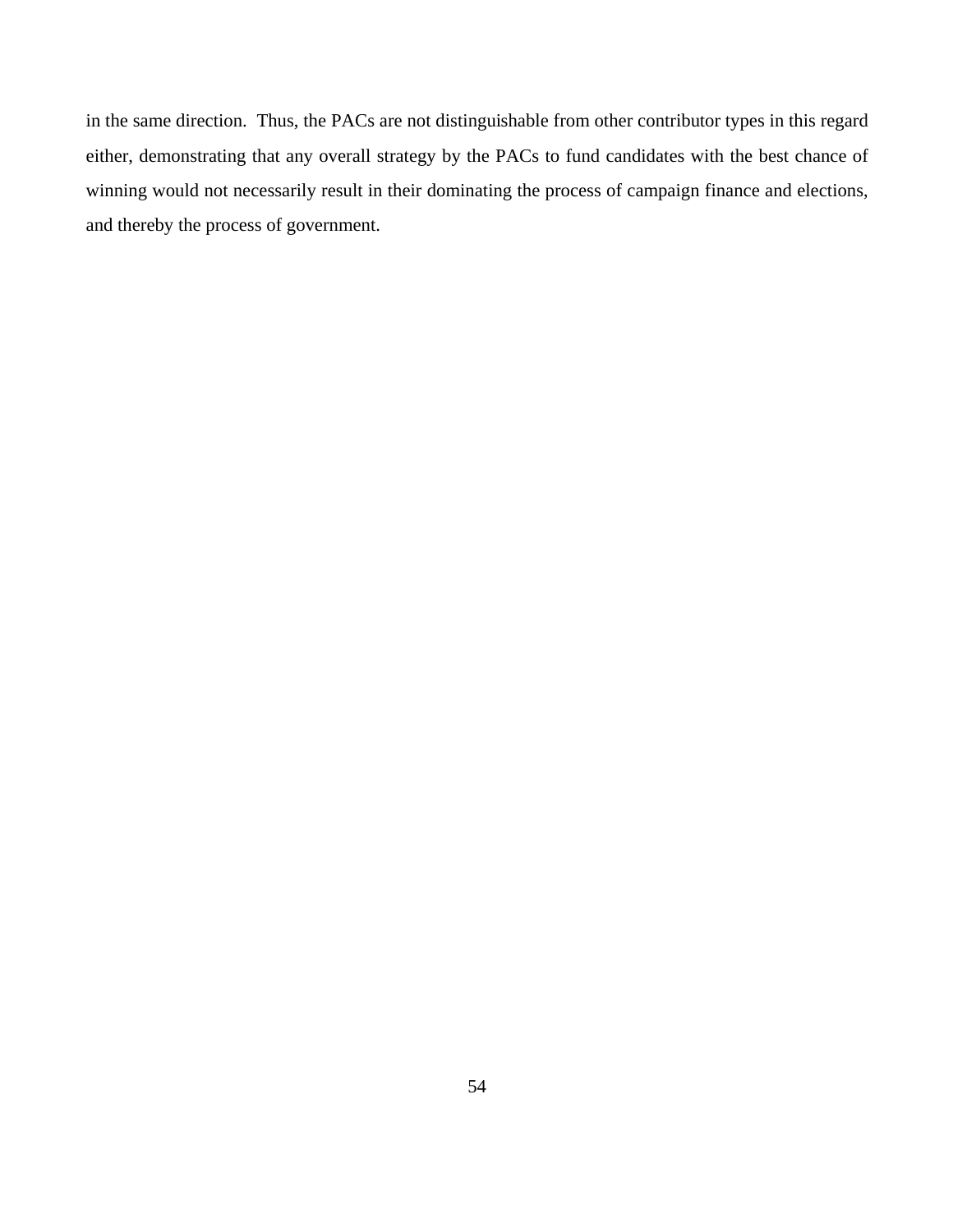in the same direction. Thus, the PACs are not distinguishable from other contributor types in this regard either, demonstrating that any overall strategy by the PACs to fund candidates with the best chance of winning would not necessarily result in their dominating the process of campaign finance and elections, and thereby the process of government.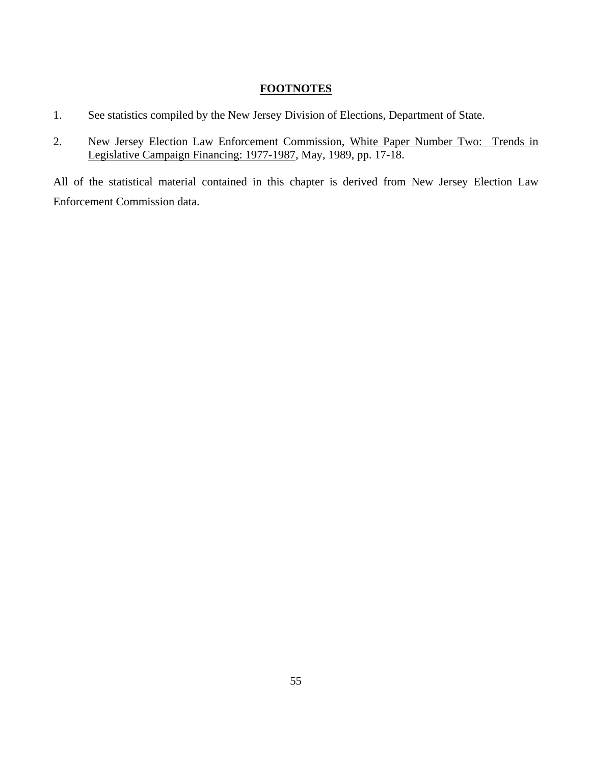## FOOTNOTES

1. See statistics compiled by the New Jersey Division of Elections, Department of State.

2. New Jersey Election Law Enforcement Commission, White Paper Number Two: Trends in Legislative Campaign Financing: 1977-1987, May, 1989, pp. 17-18.

All of the statistical material contained in this chapter is derived from New Jersey Election Law Enforcement Commission data.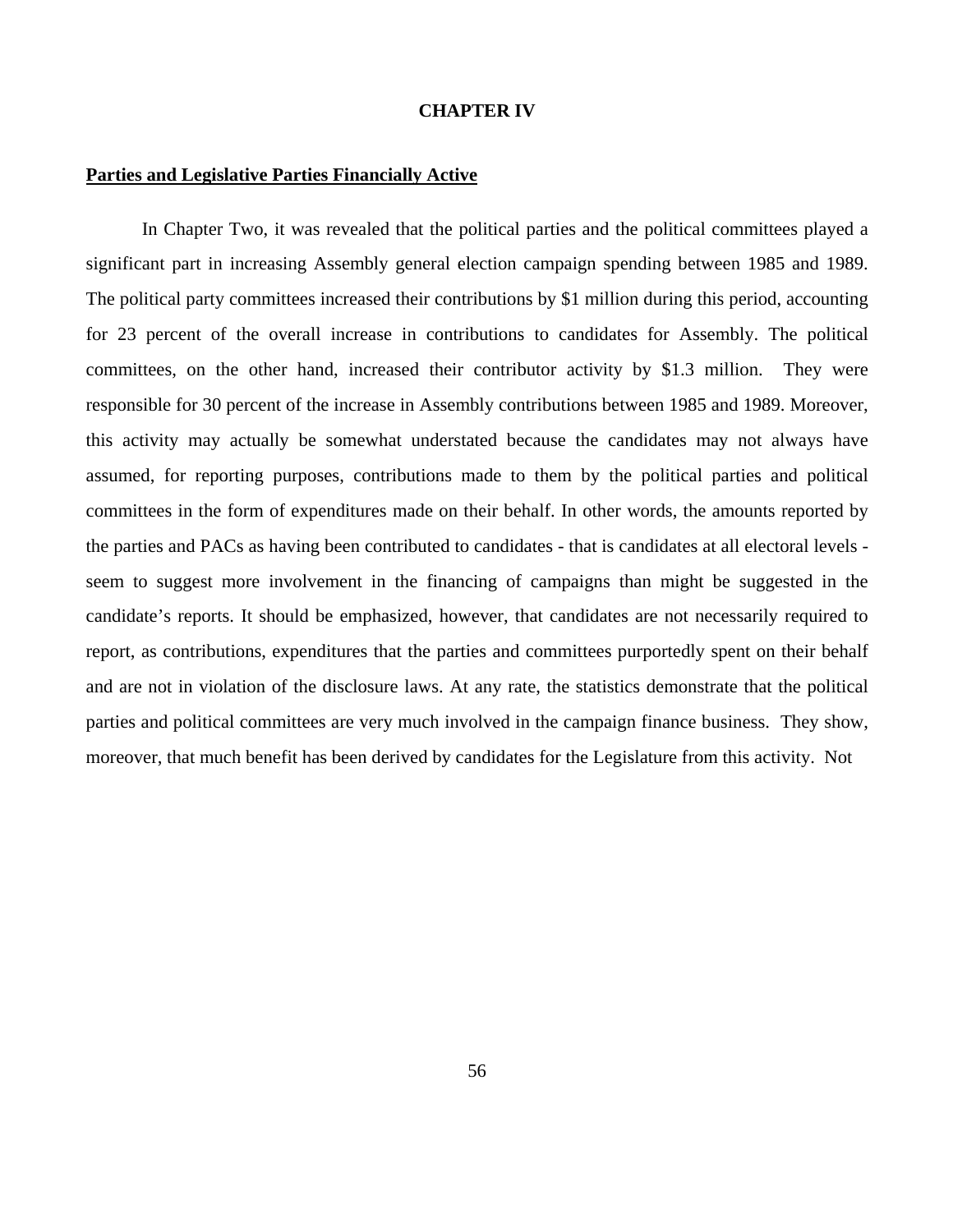# CHAPTER IV

## Parties and Legislative Parties Financially Active

In Chapter Two, it was revealed that the political parties and the political committees played a significant part in increasing Assembly general election campaign spending between 1985 and 1989. The political party committees increased their contributions by $1 million during this period, accounting for 23 percent of the overall increase in contributions to candidates for Assembly. The political committees, on the other hand, increased their contributor activity by $1.3 million. They were responsible for 30 percent of the increase in Assembly contributions between 1985 and 1989. Moreover, this activity may actually be somewhat understated because the candidates may not always have assumed, for reporting purposes, contributions made to them by the political parties and political committees in the form of expenditures made on their behalf. In other words, the amounts reported by the parties and PACs as having been contributed to candidates - that is candidates at all electoral levels - seem to suggest more involvement in the financing of campaigns than might be suggested in the candidate's reports. It should be emphasized, however, that candidates are not necessarily required to report, as contributions, expenditures that the parties and committees purportedly spent on their behalf and are not in violation of the disclosure laws. At any rate, the statistics demonstrate that the political parties and political committees are very much involved in the campaign finance business. They show, moreover, that much benefit has been derived by candidates for the Legislature from this activity. Not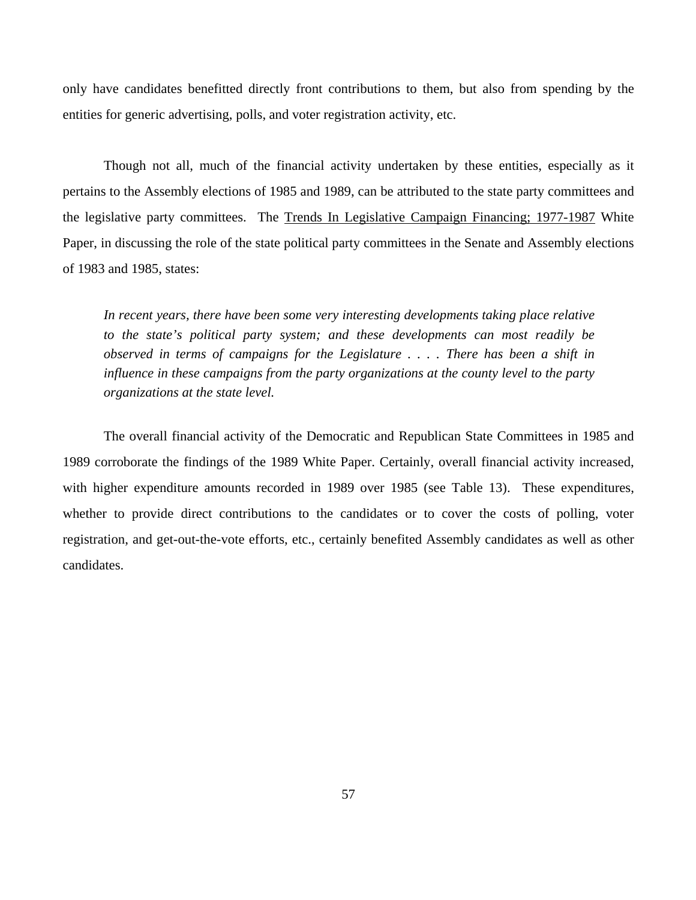only have candidates benefitted directly front contributions to them, but also from spending by the entities for generic advertising, polls, and voter registration activity, etc.

Though not all, much of the financial activity undertaken by these entities, especially as it pertains to the Assembly elections of 1985 and 1989, can be attributed to the state party committees and the legislative party committees. The Trends In Legislative Campaign Financing; 1977-1987 White Paper, in discussing the role of the state political party committees in the Senate and Assembly elections of 1983 and 1985, states:

> *In recent years, there have been some very interesting developments taking place relative to the state's political party system; and these developments can most readily be observed in terms of campaigns for the Legislature . . . . There has been a shift in influence in these campaigns from the party organizations at the county level to the party organizations at the state level.*

The overall financial activity of the Democratic and Republican State Committees in 1985 and 1989 corroborate the findings of the 1989 White Paper. Certainly, overall financial activity increased, with higher expenditure amounts recorded in 1989 over 1985 (see Table 13). These expenditures, whether to provide direct contributions to the candidates or to cover the costs of polling, voter registration, and get-out-the-vote efforts, etc., certainly benefited Assembly candidates as well as other candidates.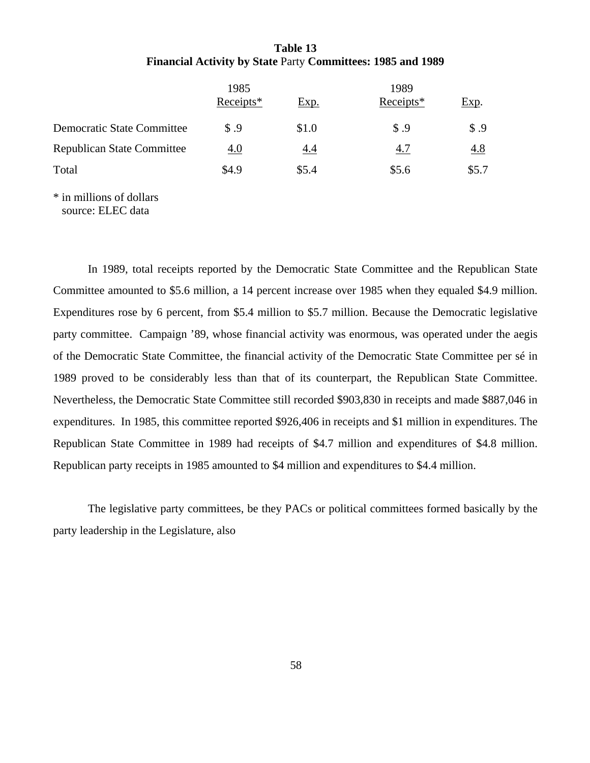**Table 13**
**Financial Activity by State** Party **Committees: 1985 and 1989**

| | 1985 Receipts* | Exp. | 1989 Receipts* | Exp. |
|---|---|---|---|---|
| Democratic State Committee | $ .9 | $1.0 | $ .9 | $ .9 |
| Republican State Committee | 4.0 | 4.4 | 4.7 | 4.8 |
| Total | $4.9 | $5.4 | $5.6 | $5.7 |

\* in millions of dollars
source: ELEC data

In 1989, total receipts reported by the Democratic State Committee and the Republican State Committee amounted to $5.6 million, a 14 percent increase over 1985 when they equaled $4.9 million. Expenditures rose by 6 percent, from $5.4 million to $5.7 million. Because the Democratic legislative party committee. Campaign '89, whose financial activity was enormous, was operated under the aegis of the Democratic State Committee, the financial activity of the Democratic State Committee per sé in 1989 proved to be considerably less than that of its counterpart, the Republican State Committee. Nevertheless, the Democratic State Committee still recorded $903,830 in receipts and made $887,046 in expenditures. In 1985, this committee reported $926,406 in receipts and $1 million in expenditures. The Republican State Committee in 1989 had receipts of $4.7 million and expenditures of $4.8 million. Republican party receipts in 1985 amounted to $4 million and expenditures to $4.4 million.

The legislative party committees, be they PACs or political committees formed basically by the party leadership in the Legislature, also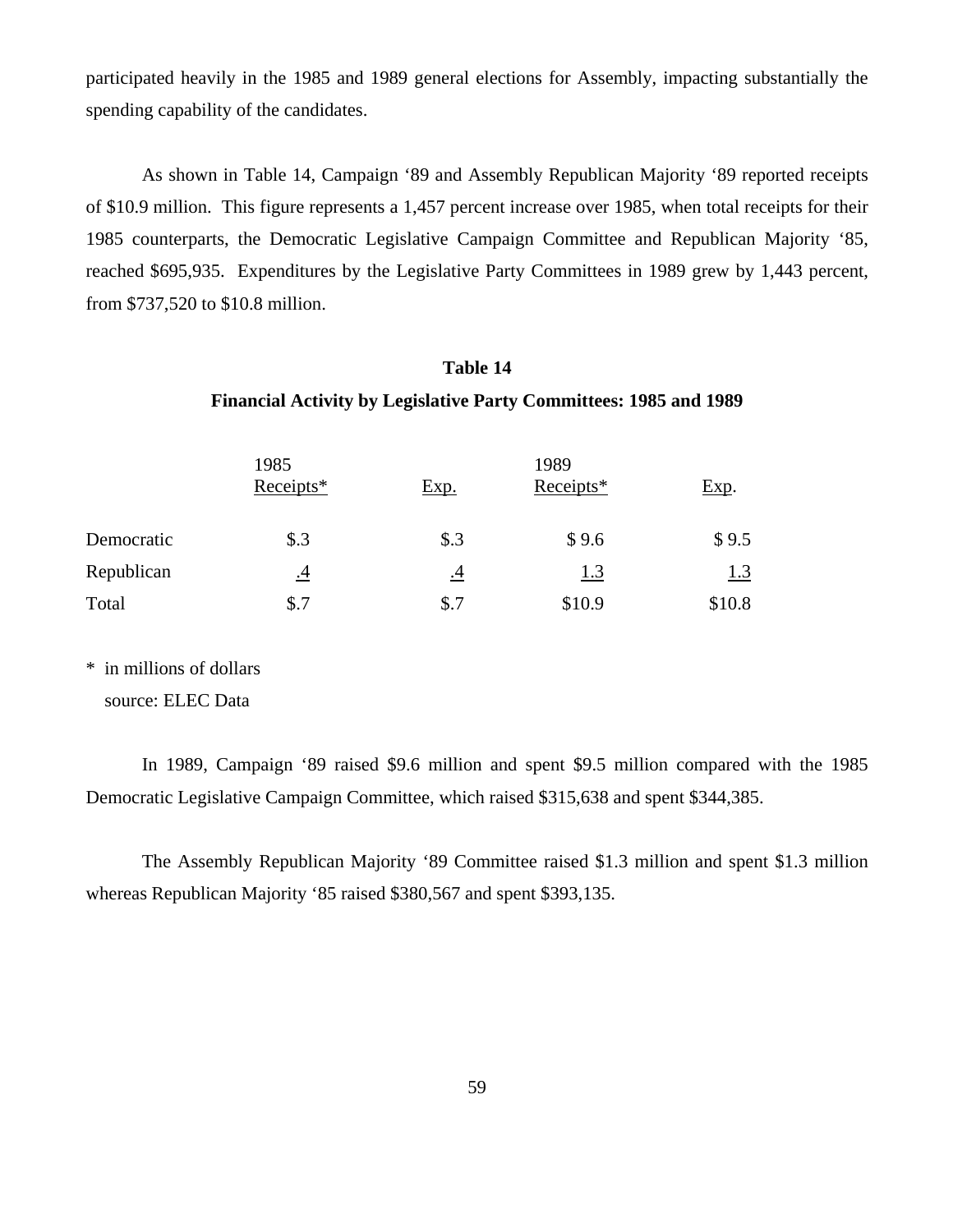participated heavily in the 1985 and 1989 general elections for Assembly, impacting substantially the spending capability of the candidates.

As shown in Table 14, Campaign '89 and Assembly Republican Majority '89 reported receipts of $10.9 million. This figure represents a 1,457 percent increase over 1985, when total receipts for their 1985 counterparts, the Democratic Legislative Campaign Committee and Republican Majority '85, reached $695,935. Expenditures by the Legislative Party Committees in 1989 grew by 1,443 percent, from $737,520 to $10.8 million.

**Table 14**

**Financial Activity by Legislative Party Committees: 1985 and 1989**

| | 1985 | | 1989 | |
|---|---|---|---|---|
| | Receipts* | Exp. | Receipts* | Exp. |
| Democratic | $.3 | $.3 | $ 9.6 | $ 9.5 |
| Republican | .4 | .4 | 1.3 | 1.3 |
| Total | $.7 | $.7 | $10.9 | $10.8 |

\* in millions of dollars
source: ELEC Data

In 1989, Campaign '89 raised $9.6 million and spent $9.5 million compared with the 1985 Democratic Legislative Campaign Committee, which raised $315,638 and spent $344,385.

The Assembly Republican Majority '89 Committee raised $1.3 million and spent $1.3 million whereas Republican Majority '85 raised $380,567 and spent $393,135.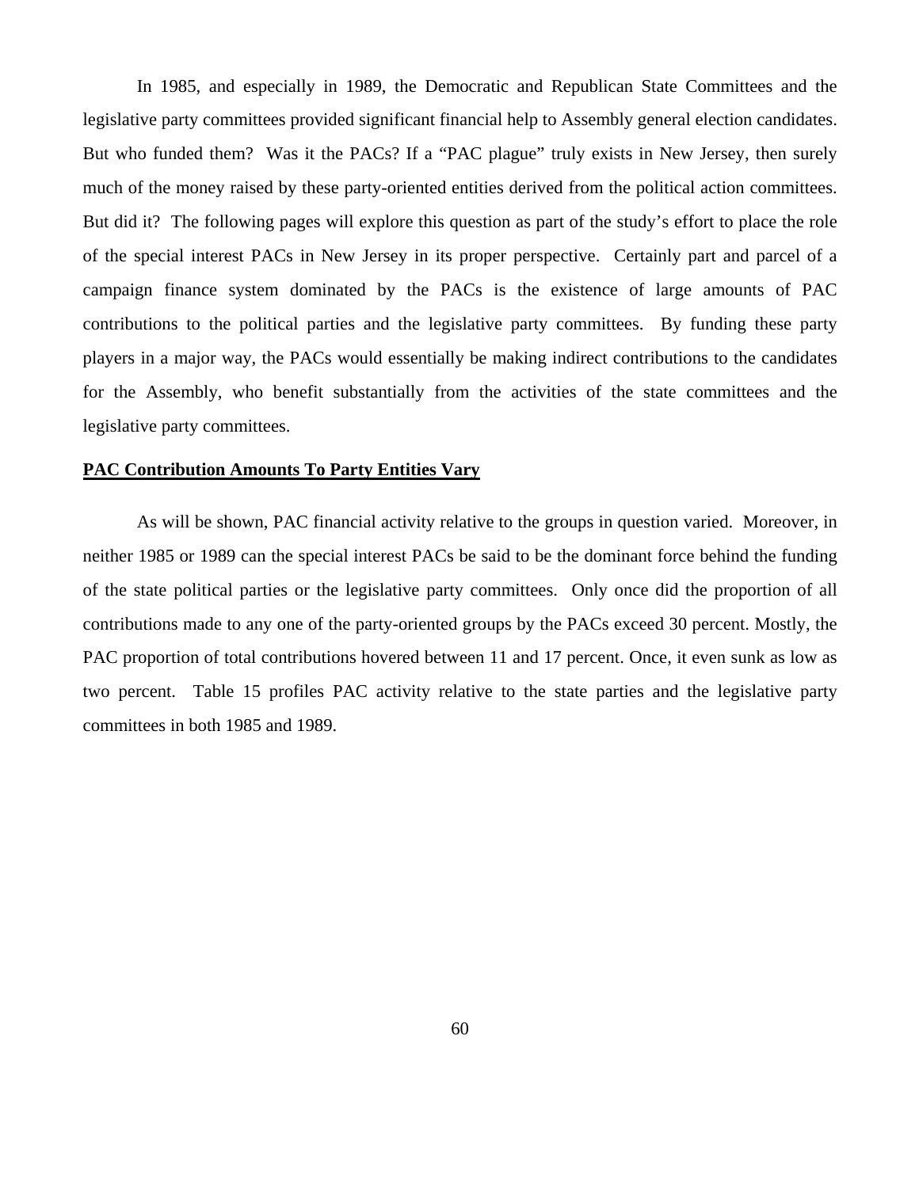In 1985, and especially in 1989, the Democratic and Republican State Committees and the legislative party committees provided significant financial help to Assembly general election candidates. But who funded them? Was it the PACs? If a "PAC plague" truly exists in New Jersey, then surely much of the money raised by these party-oriented entities derived from the political action committees. But did it? The following pages will explore this question as part of the study's effort to place the role of the special interest PACs in New Jersey in its proper perspective. Certainly part and parcel of a campaign finance system dominated by the PACs is the existence of large amounts of PAC contributions to the political parties and the legislative party committees. By funding these party players in a major way, the PACs would essentially be making indirect contributions to the candidates for the Assembly, who benefit substantially from the activities of the state committees and the legislative party committees.

**PAC Contribution Amounts To Party Entities Vary**

As will be shown, PAC financial activity relative to the groups in question varied. Moreover, in neither 1985 or 1989 can the special interest PACs be said to be the dominant force behind the funding of the state political parties or the legislative party committees. Only once did the proportion of all contributions made to any one of the party-oriented groups by the PACs exceed 30 percent. Mostly, the PAC proportion of total contributions hovered between 11 and 17 percent. Once, it even sunk as low as two percent. Table 15 profiles PAC activity relative to the state parties and the legislative party committees in both 1985 and 1989.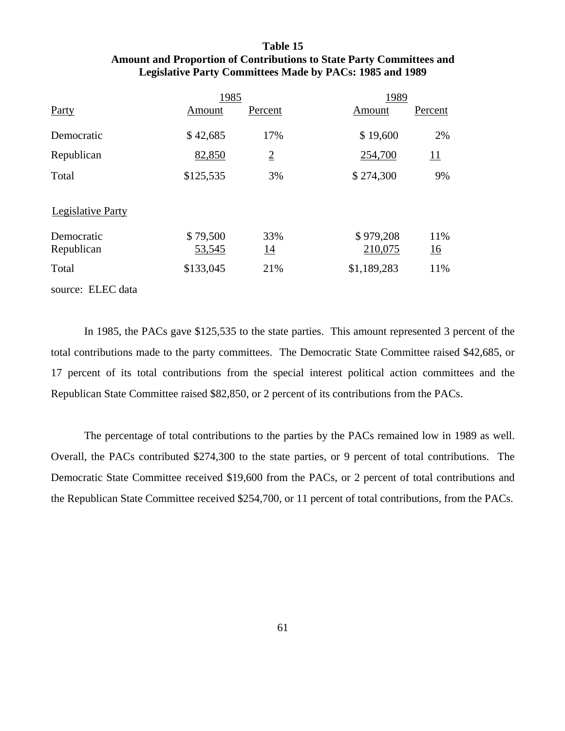**Table 15**
**Amount and Proportion of Contributions to State Party Committees and Legislative Party Committees Made by PACs: 1985 and 1989**

| Party | 1985 Amount | 1985 Percent | 1989 Amount | 1989 Percent |
|---|---|---|---|---|
| Democratic | $ 42,685 | 17% | $ 19,600 | 2% |
| Republican | 82,850 | 2 | 254,700 | 11 |
| Total | $125,535 | 3% | $ 274,300 | 9% |
| **Legislative Party** | | | | |
| Democratic | $ 79,500 | 33% | $ 979,208 | 11% |
| Republican | 53,545 | 14 | 210,075 | 16 |
| Total | $133,045 | 21% | $1,189,283 | 11% |

source: ELEC data

In 1985, the PACs gave $125,535 to the state parties. This amount represented 3 percent of the total contributions made to the party committees. The Democratic State Committee raised $42,685, or 17 percent of its total contributions from the special interest political action committees and the Republican State Committee raised $82,850, or 2 percent of its contributions from the PACs.

The percentage of total contributions to the parties by the PACs remained low in 1989 as well. Overall, the PACs contributed $274,300 to the state parties, or 9 percent of total contributions. The Democratic State Committee received $19,600 from the PACs, or 2 percent of total contributions and the Republican State Committee received $254,700, or 11 percent of total contributions, from the PACs.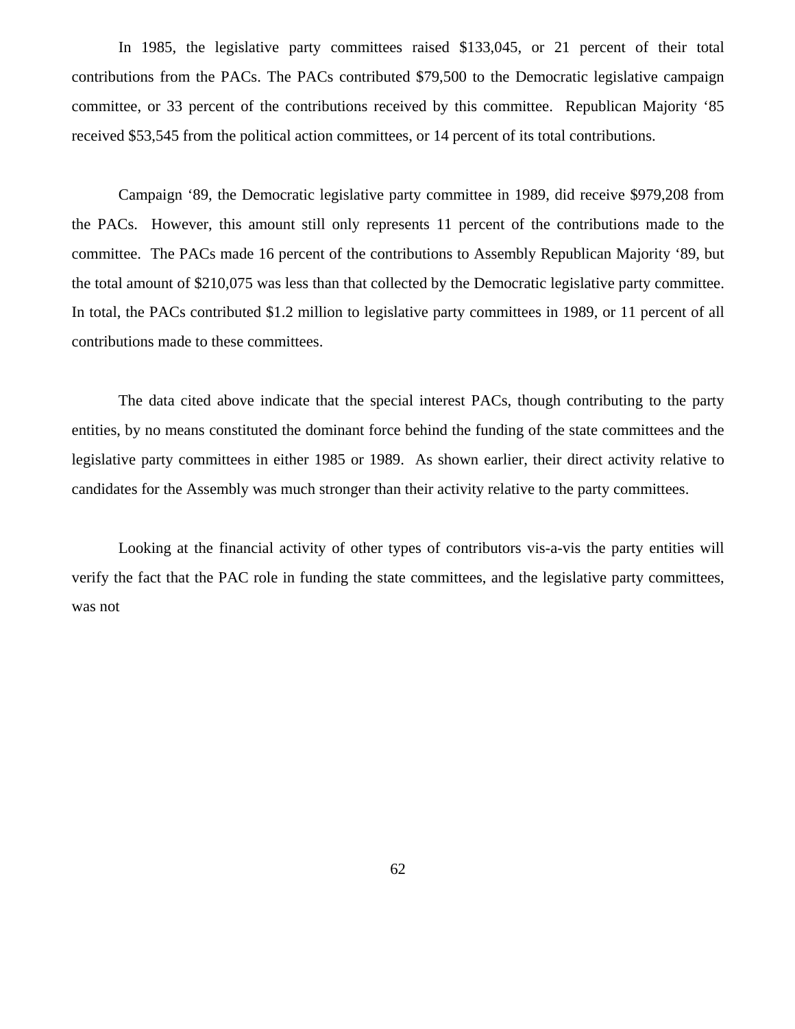In 1985, the legislative party committees raised $133,045, or 21 percent of their total contributions from the PACs. The PACs contributed $79,500 to the Democratic legislative campaign committee, or 33 percent of the contributions received by this committee. Republican Majority '85 received $53,545 from the political action committees, or 14 percent of its total contributions.

Campaign '89, the Democratic legislative party committee in 1989, did receive $979,208 from the PACs. However, this amount still only represents 11 percent of the contributions made to the committee. The PACs made 16 percent of the contributions to Assembly Republican Majority '89, but the total amount of $210,075 was less than that collected by the Democratic legislative party committee. In total, the PACs contributed $1.2 million to legislative party committees in 1989, or 11 percent of all contributions made to these committees.

The data cited above indicate that the special interest PACs, though contributing to the party entities, by no means constituted the dominant force behind the funding of the state committees and the legislative party committees in either 1985 or 1989. As shown earlier, their direct activity relative to candidates for the Assembly was much stronger than their activity relative to the party committees.

Looking at the financial activity of other types of contributors vis-a-vis the party entities will verify the fact that the PAC role in funding the state committees, and the legislative party committees, was not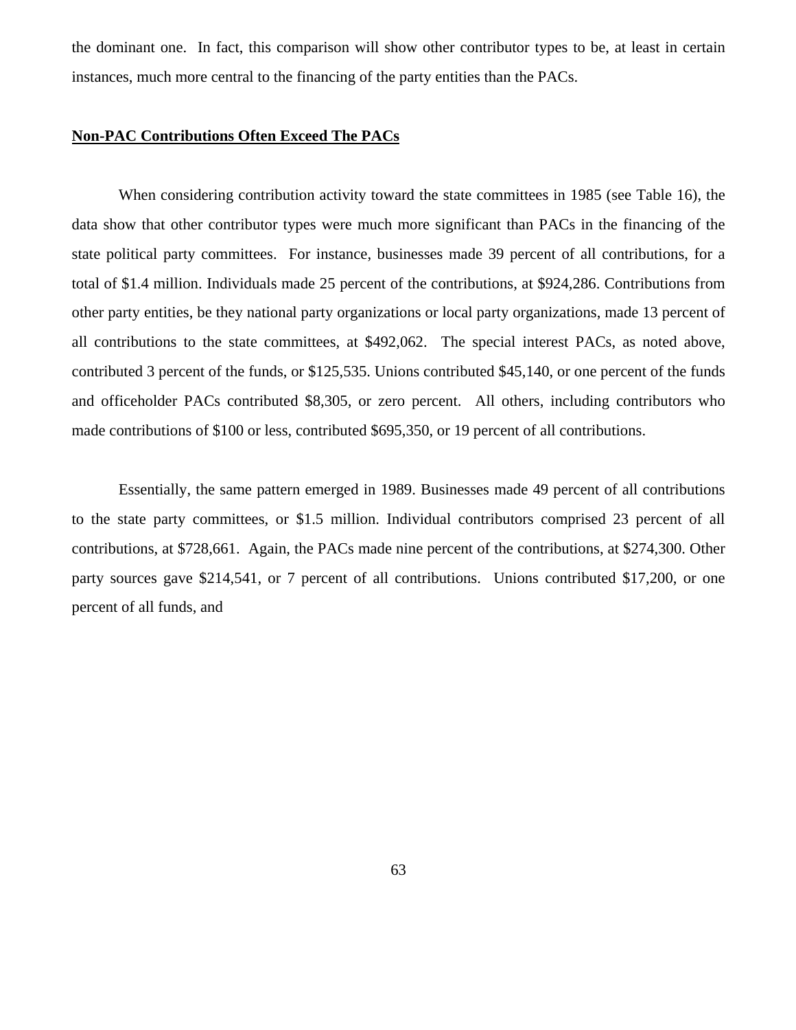the dominant one. In fact, this comparison will show other contributor types to be, at least in certain instances, much more central to the financing of the party entities than the PACs.

## **Non-PAC Contributions Often Exceed The PACs**

When considering contribution activity toward the state committees in 1985 (see Table 16), the data show that other contributor types were much more significant than PACs in the financing of the state political party committees. For instance, businesses made 39 percent of all contributions, for a total of $1.4 million. Individuals made 25 percent of the contributions, at $924,286. Contributions from other party entities, be they national party organizations or local party organizations, made 13 percent of all contributions to the state committees, at $492,062. The special interest PACs, as noted above, contributed 3 percent of the funds, or $125,535. Unions contributed $45,140, or one percent of the funds and officeholder PACs contributed $8,305, or zero percent. All others, including contributors who made contributions of $100 or less, contributed $695,350, or 19 percent of all contributions.

Essentially, the same pattern emerged in 1989. Businesses made 49 percent of all contributions to the state party committees, or $1.5 million. Individual contributors comprised 23 percent of all contributions, at $728,661. Again, the PACs made nine percent of the contributions, at $274,300. Other party sources gave $214,541, or 7 percent of all contributions. Unions contributed $17,200, or one percent of all funds, and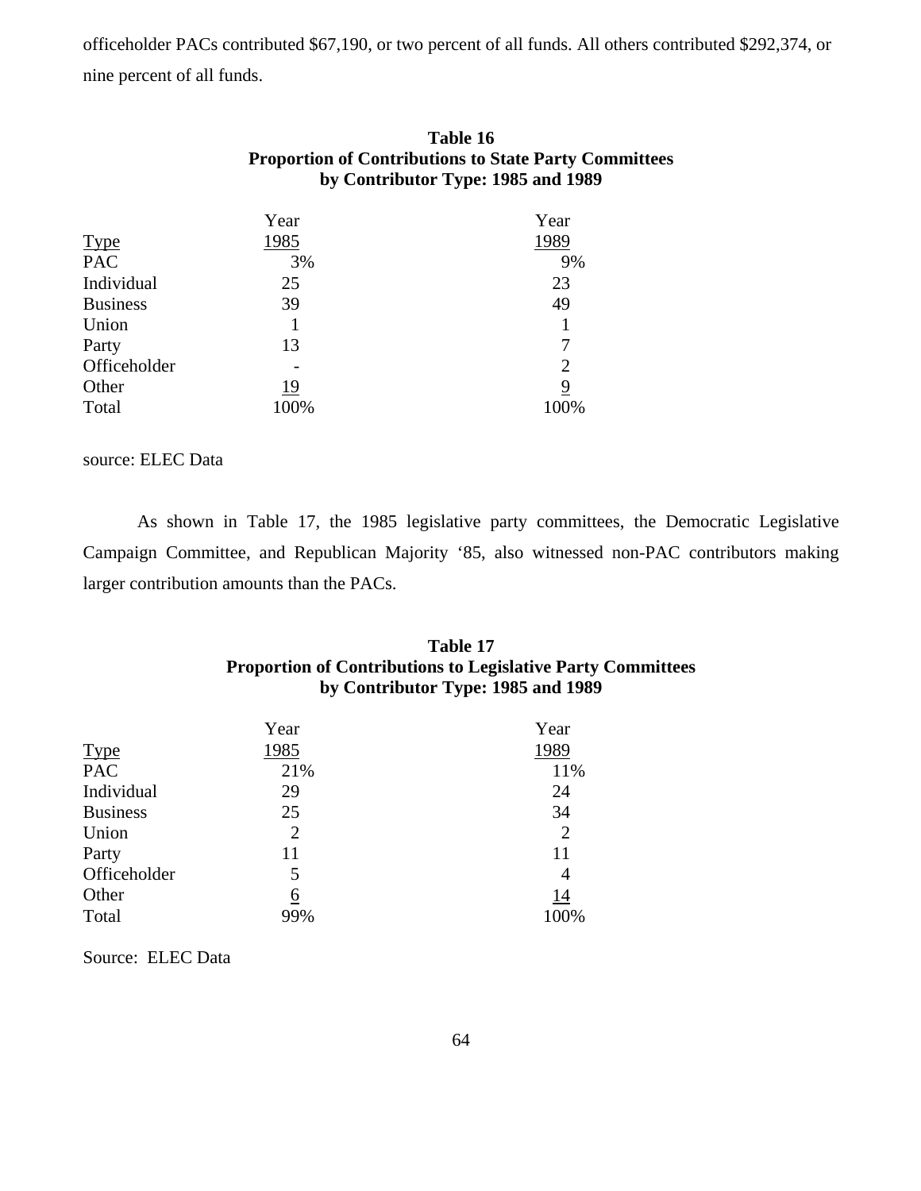officeholder PACs contributed $67,190, or two percent of all funds. All others contributed $292,374, or nine percent of all funds.

**Table 16**
**Proportion of Contributions to State Party Committees by Contributor Type: 1985 and 1989**

| Type | Year 1985 | Year 1989 |
|---|---|---|
| PAC | 3% | 9% |
| Individual | 25 | 23 |
| Business | 39 | 49 |
| Union | 1 | 1 |
| Party | 13 | 7 |
| Officeholder | - | 2 |
| Other | 19 | 9 |
| Total | 100% | 100% |

source: ELEC Data

As shown in Table 17, the 1985 legislative party committees, the Democratic Legislative Campaign Committee, and Republican Majority ‘85, also witnessed non-PAC contributors making larger contribution amounts than the PACs.

**Table 17**
**Proportion of Contributions to Legislative Party Committees by Contributor Type: 1985 and 1989**

| Type | Year 1985 | Year 1989 |
|---|---|---|
| PAC | 21% | 11% |
| Individual | 29 | 24 |
| Business | 25 | 34 |
| Union | 2 | 2 |
| Party | 11 | 11 |
| Officeholder | 5 | 4 |
| Other | 6 | 14 |
| Total | 99% | 100% |

Source: ELEC Data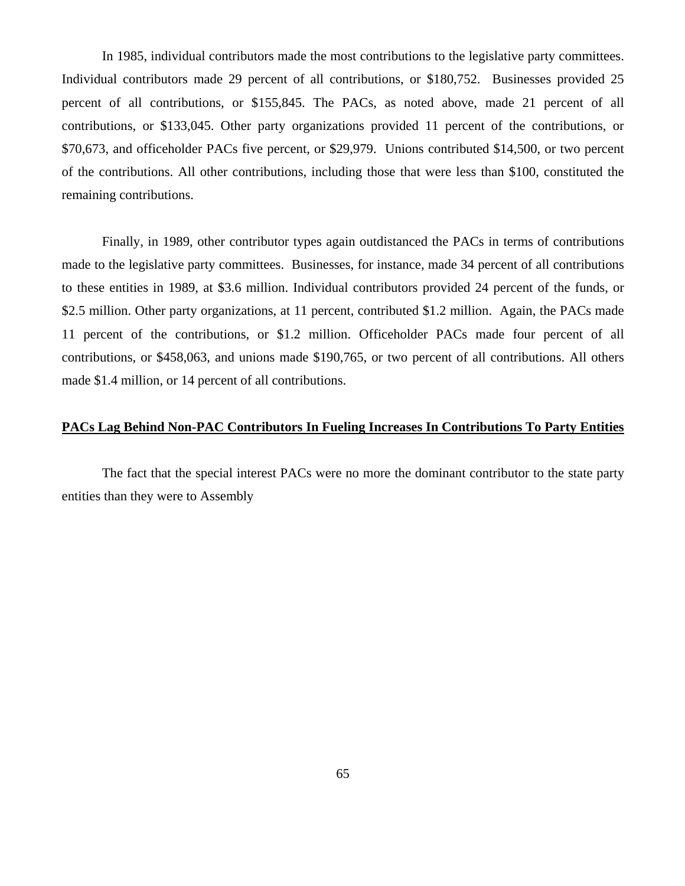In 1985, individual contributors made the most contributions to the legislative party committees. Individual contributors made 29 percent of all contributions, or $180,752. Businesses provided 25 percent of all contributions, or $155,845. The PACs, as noted above, made 21 percent of all contributions, or $133,045. Other party organizations provided 11 percent of the contributions, or $70,673, and officeholder PACs five percent, or $29,979. Unions contributed $14,500, or two percent of the contributions. All other contributions, including those that were less than $100, constituted the remaining contributions.

Finally, in 1989, other contributor types again outdistanced the PACs in terms of contributions made to the legislative party committees. Businesses, for instance, made 34 percent of all contributions to these entities in 1989, at $3.6 million. Individual contributors provided 24 percent of the funds, or $2.5 million. Other party organizations, at 11 percent, contributed $1.2 million. Again, the PACs made 11 percent of the contributions, or $1.2 million. Officeholder PACs made four percent of all contributions, or $458,063, and unions made $190,765, or two percent of all contributions. All others made $1.4 million, or 14 percent of all contributions.

## PACs Lag Behind Non-PAC Contributors In Fueling Increases In Contributions To Party Entities

The fact that the special interest PACs were no more the dominant contributor to the state party entities than they were to Assembly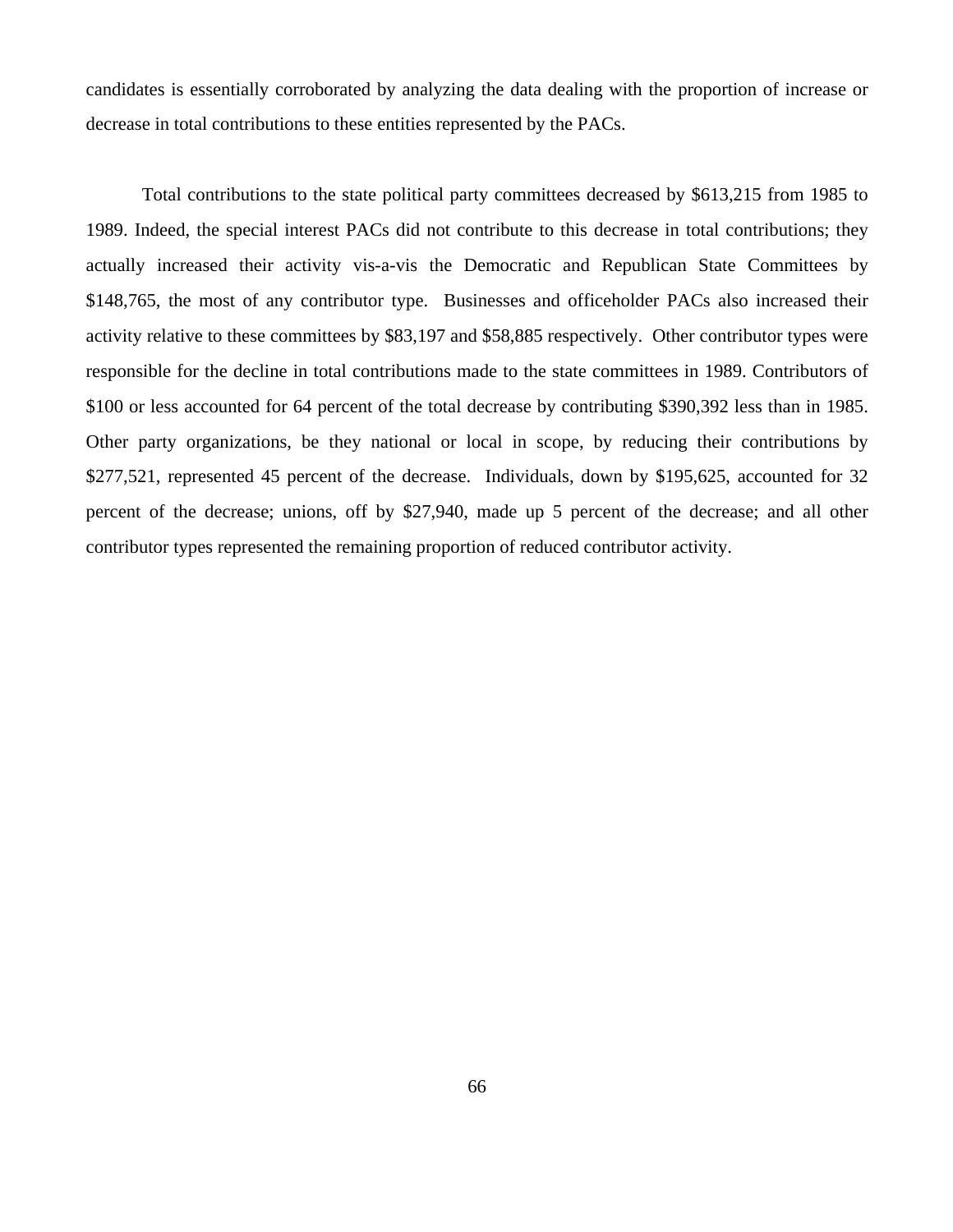candidates is essentially corroborated by analyzing the data dealing with the proportion of increase or decrease in total contributions to these entities represented by the PACs.

Total contributions to the state political party committees decreased by $613,215 from 1985 to 1989. Indeed, the special interest PACs did not contribute to this decrease in total contributions; they actually increased their activity vis-a-vis the Democratic and Republican State Committees by $148,765, the most of any contributor type. Businesses and officeholder PACs also increased their activity relative to these committees by $83,197 and $58,885 respectively. Other contributor types were responsible for the decline in total contributions made to the state committees in 1989. Contributors of $100 or less accounted for 64 percent of the total decrease by contributing $390,392 less than in 1985. Other party organizations, be they national or local in scope, by reducing their contributions by $277,521, represented 45 percent of the decrease. Individuals, down by $195,625, accounted for 32 percent of the decrease; unions, off by $27,940, made up 5 percent of the decrease; and all other contributor types represented the remaining proportion of reduced contributor activity.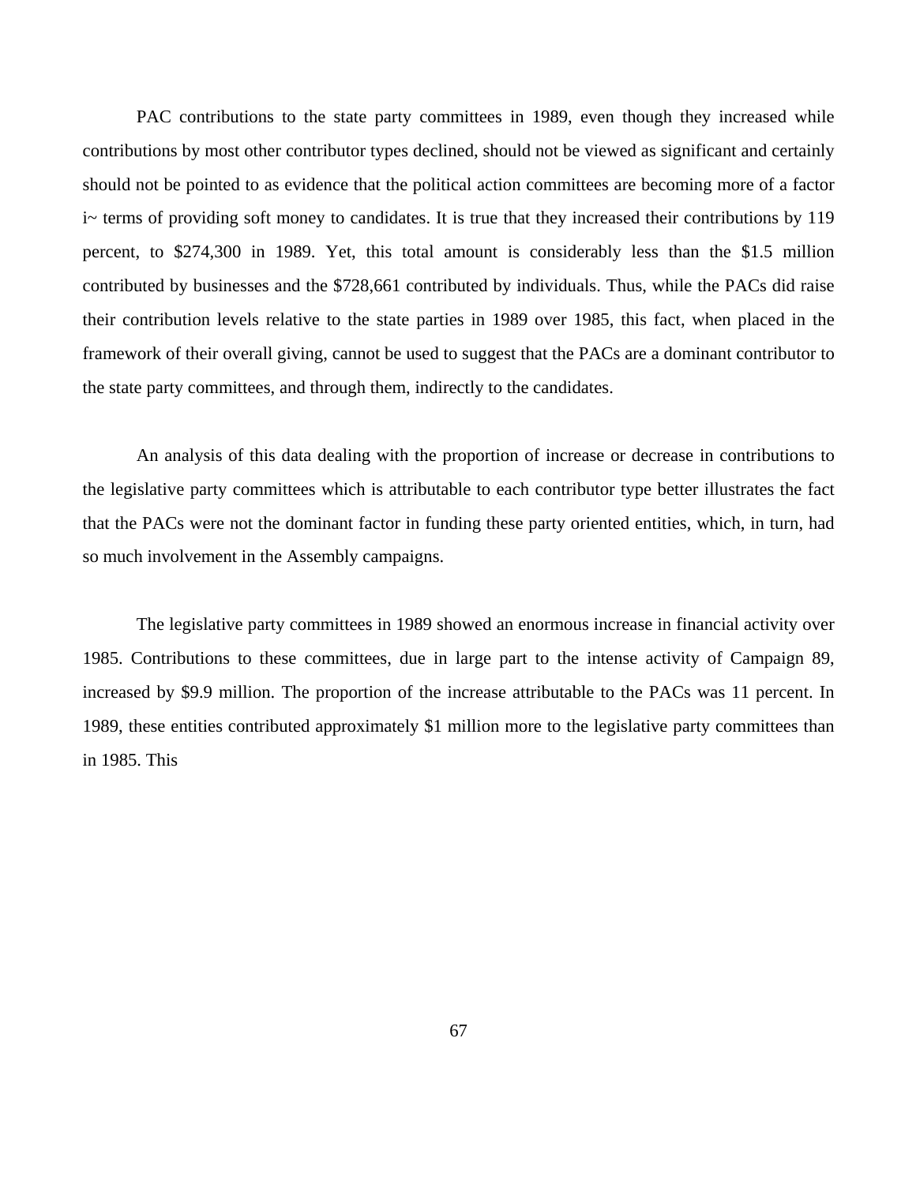PAC contributions to the state party committees in 1989, even though they increased while contributions by most other contributor types declined, should not be viewed as significant and certainly should not be pointed to as evidence that the political action committees are becoming more of a factor i~ terms of providing soft money to candidates. It is true that they increased their contributions by 119 percent, to $274,300 in 1989. Yet, this total amount is considerably less than the $1.5 million contributed by businesses and the $728,661 contributed by individuals. Thus, while the PACs did raise their contribution levels relative to the state parties in 1989 over 1985, this fact, when placed in the framework of their overall giving, cannot be used to suggest that the PACs are a dominant contributor to the state party committees, and through them, indirectly to the candidates.

An analysis of this data dealing with the proportion of increase or decrease in contributions to the legislative party committees which is attributable to each contributor type better illustrates the fact that the PACs were not the dominant factor in funding these party oriented entities, which, in turn, had so much involvement in the Assembly campaigns.

The legislative party committees in 1989 showed an enormous increase in financial activity over 1985. Contributions to these committees, due in large part to the intense activity of Campaign 89, increased by $9.9 million. The proportion of the increase attributable to the PACs was 11 percent. In 1989, these entities contributed approximately $1 million more to the legislative party committees than in 1985. This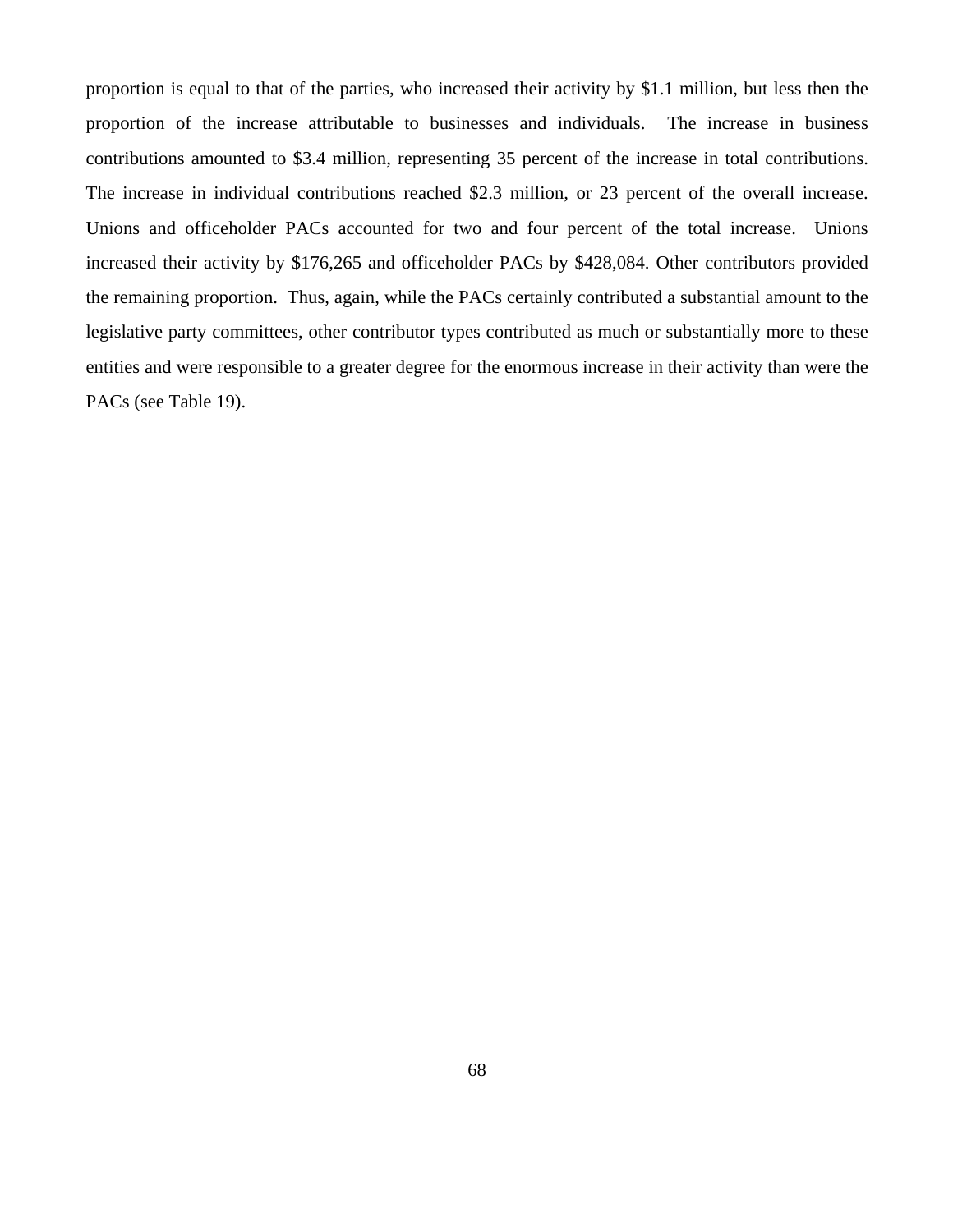proportion is equal to that of the parties, who increased their activity by $1.1 million, but less then the proportion of the increase attributable to businesses and individuals. The increase in business contributions amounted to $3.4 million, representing 35 percent of the increase in total contributions. The increase in individual contributions reached $2.3 million, or 23 percent of the overall increase. Unions and officeholder PACs accounted for two and four percent of the total increase. Unions increased their activity by $176,265 and officeholder PACs by $428,084. Other contributors provided the remaining proportion. Thus, again, while the PACs certainly contributed a substantial amount to the legislative party committees, other contributor types contributed as much or substantially more to these entities and were responsible to a greater degree for the enormous increase in their activity than were the PACs (see Table 19).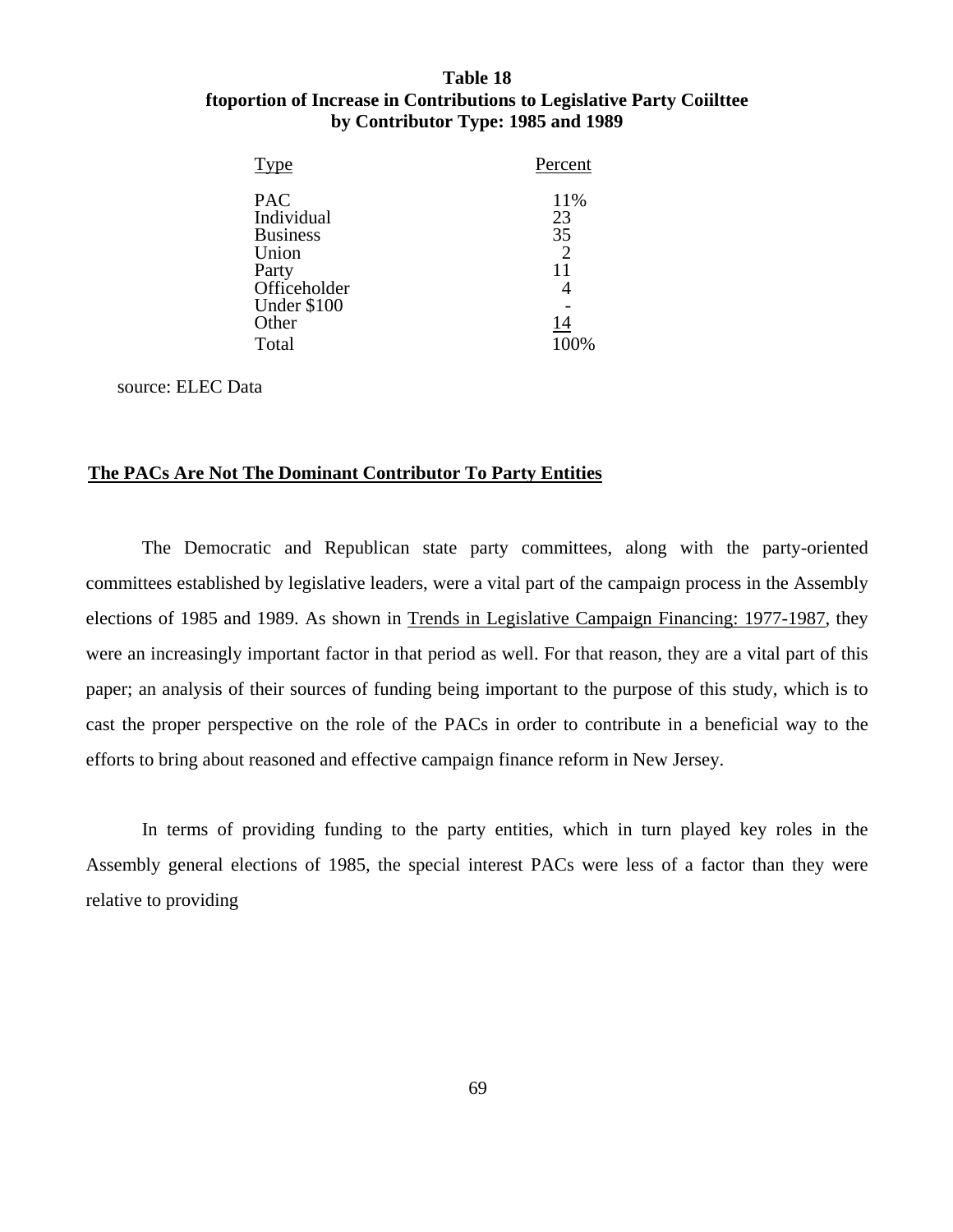**Table 18**
**ftoportion of Increase in Contributions to Legislative Party Coiilttee by Contributor Type: 1985 and 1989**

| Type | Percent |
|---|---|
| PAC | 11% |
| Individual | 23 |
| Business | 35 |
| Union | 2 |
| Party | 11 |
| Officeholder | 4 |
| Under $100 | - |
| Other | 14 |
| Total | 100% |

source: ELEC Data

## The PACs Are Not The Dominant Contributor To Party Entities

The Democratic and Republican state party committees, along with the party-oriented committees established by legislative leaders, were a vital part of the campaign process in the Assembly elections of 1985 and 1989. As shown in Trends in Legislative Campaign Financing: 1977-1987, they were an increasingly important factor in that period as well. For that reason, they are a vital part of this paper; an analysis of their sources of funding being important to the purpose of this study, which is to cast the proper perspective on the role of the PACs in order to contribute in a beneficial way to the efforts to bring about reasoned and effective campaign finance reform in New Jersey.

In terms of providing funding to the party entities, which in turn played key roles in the Assembly general elections of 1985, the special interest PACs were less of a factor than they were relative to providing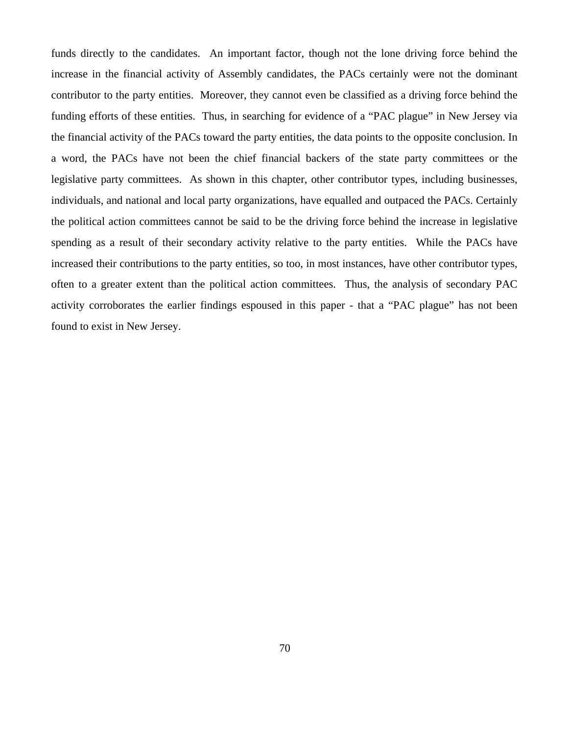funds directly to the candidates. An important factor, though not the lone driving force behind the increase in the financial activity of Assembly candidates, the PACs certainly were not the dominant contributor to the party entities. Moreover, they cannot even be classified as a driving force behind the funding efforts of these entities. Thus, in searching for evidence of a "PAC plague" in New Jersey via the financial activity of the PACs toward the party entities, the data points to the opposite conclusion. In a word, the PACs have not been the chief financial backers of the state party committees or the legislative party committees. As shown in this chapter, other contributor types, including businesses, individuals, and national and local party organizations, have equalled and outpaced the PACs. Certainly the political action committees cannot be said to be the driving force behind the increase in legislative spending as a result of their secondary activity relative to the party entities. While the PACs have increased their contributions to the party entities, so too, in most instances, have other contributor types, often to a greater extent than the political action committees. Thus, the analysis of secondary PAC activity corroborates the earlier findings espoused in this paper - that a "PAC plague" has not been found to exist in New Jersey.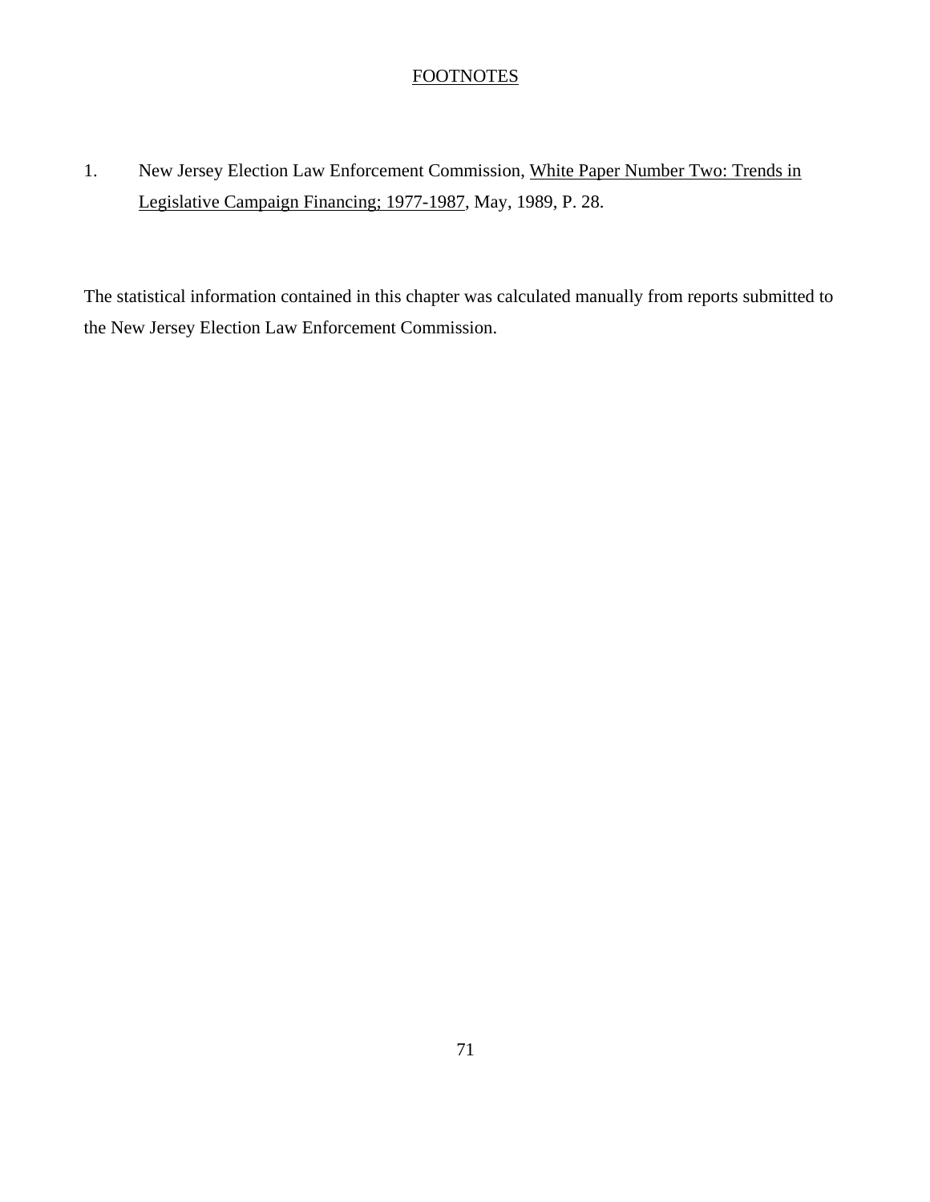## FOOTNOTES

1. New Jersey Election Law Enforcement Commission, White Paper Number Two: Trends in Legislative Campaign Financing; 1977-1987, May, 1989, P. 28.

The statistical information contained in this chapter was calculated manually from reports submitted to the New Jersey Election Law Enforcement Commission.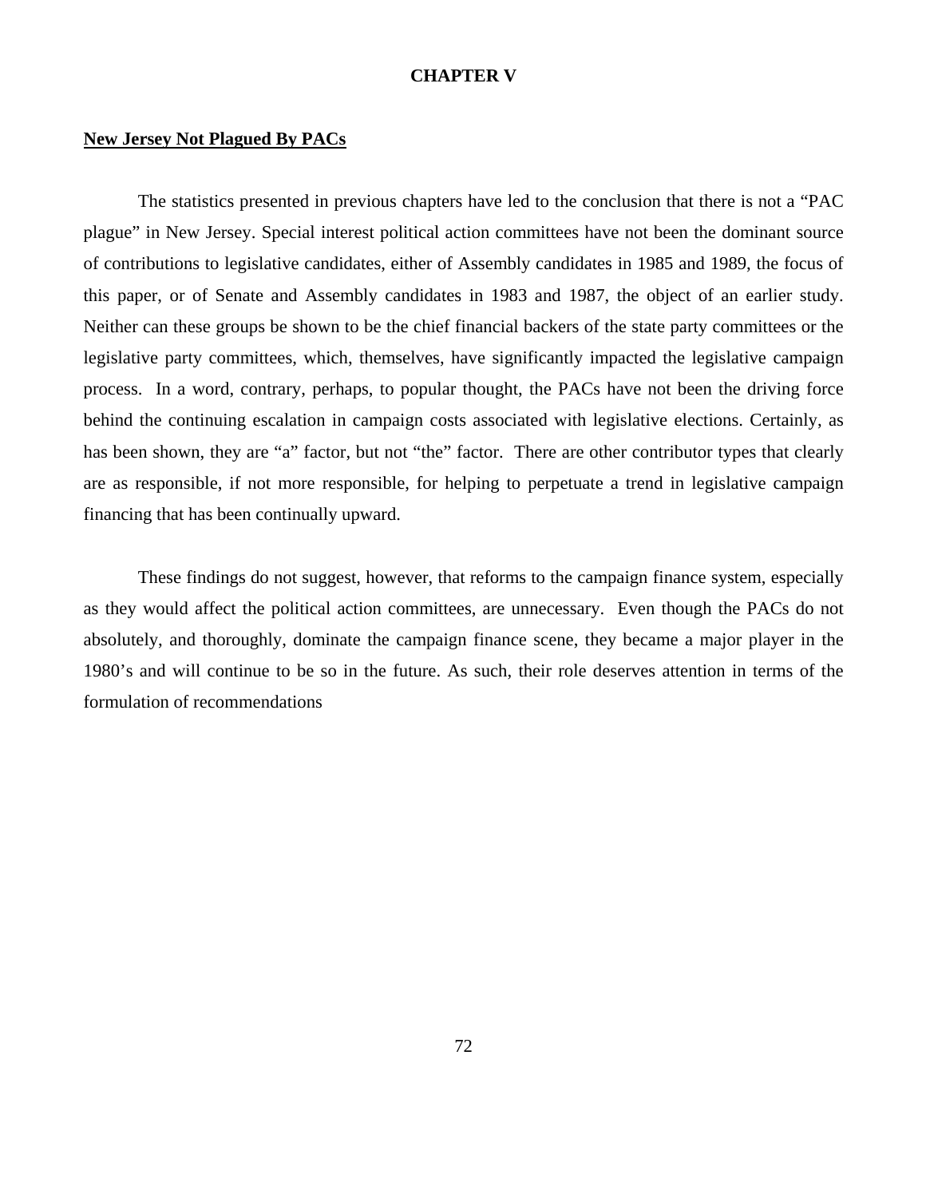# CHAPTER V

**New Jersey Not Plagued By PACs**

The statistics presented in previous chapters have led to the conclusion that there is not a "PAC plague" in New Jersey. Special interest political action committees have not been the dominant source of contributions to legislative candidates, either of Assembly candidates in 1985 and 1989, the focus of this paper, or of Senate and Assembly candidates in 1983 and 1987, the object of an earlier study. Neither can these groups be shown to be the chief financial backers of the state party committees or the legislative party committees, which, themselves, have significantly impacted the legislative campaign process. In a word, contrary, perhaps, to popular thought, the PACs have not been the driving force behind the continuing escalation in campaign costs associated with legislative elections. Certainly, as has been shown, they are "a" factor, but not "the" factor. There are other contributor types that clearly are as responsible, if not more responsible, for helping to perpetuate a trend in legislative campaign financing that has been continually upward.

These findings do not suggest, however, that reforms to the campaign finance system, especially as they would affect the political action committees, are unnecessary. Even though the PACs do not absolutely, and thoroughly, dominate the campaign finance scene, they became a major player in the 1980's and will continue to be so in the future. As such, their role deserves attention in terms of the formulation of recommendations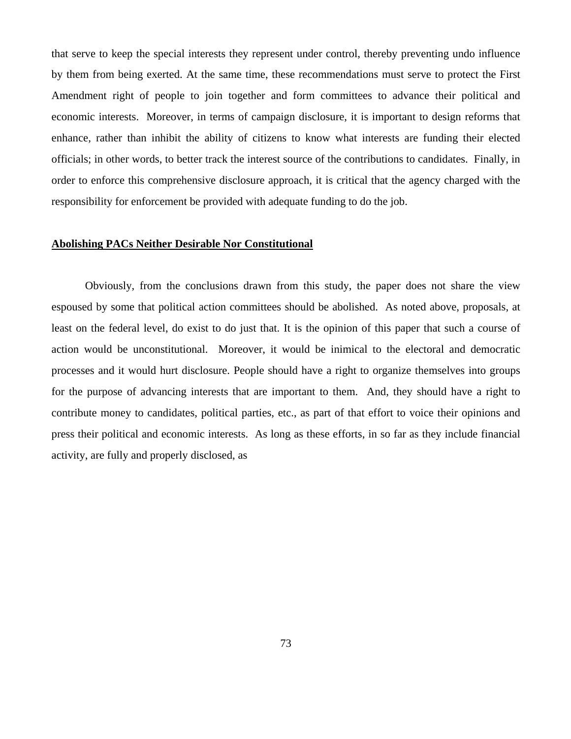that serve to keep the special interests they represent under control, thereby preventing undo influence by them from being exerted. At the same time, these recommendations must serve to protect the First Amendment right of people to join together and form committees to advance their political and economic interests. Moreover, in terms of campaign disclosure, it is important to design reforms that enhance, rather than inhibit the ability of citizens to know what interests are funding their elected officials; in other words, to better track the interest source of the contributions to candidates. Finally, in order to enforce this comprehensive disclosure approach, it is critical that the agency charged with the responsibility for enforcement be provided with adequate funding to do the job.

**<u>Abolishing PACs Neither Desirable Nor Constitutional</u>**

Obviously, from the conclusions drawn from this study, the paper does not share the view espoused by some that political action committees should be abolished. As noted above, proposals, at least on the federal level, do exist to do just that. It is the opinion of this paper that such a course of action would be unconstitutional. Moreover, it would be inimical to the electoral and democratic processes and it would hurt disclosure. People should have a right to organize themselves into groups for the purpose of advancing interests that are important to them. And, they should have a right to contribute money to candidates, political parties, etc., as part of that effort to voice their opinions and press their political and economic interests. As long as these efforts, in so far as they include financial activity, are fully and properly disclosed, as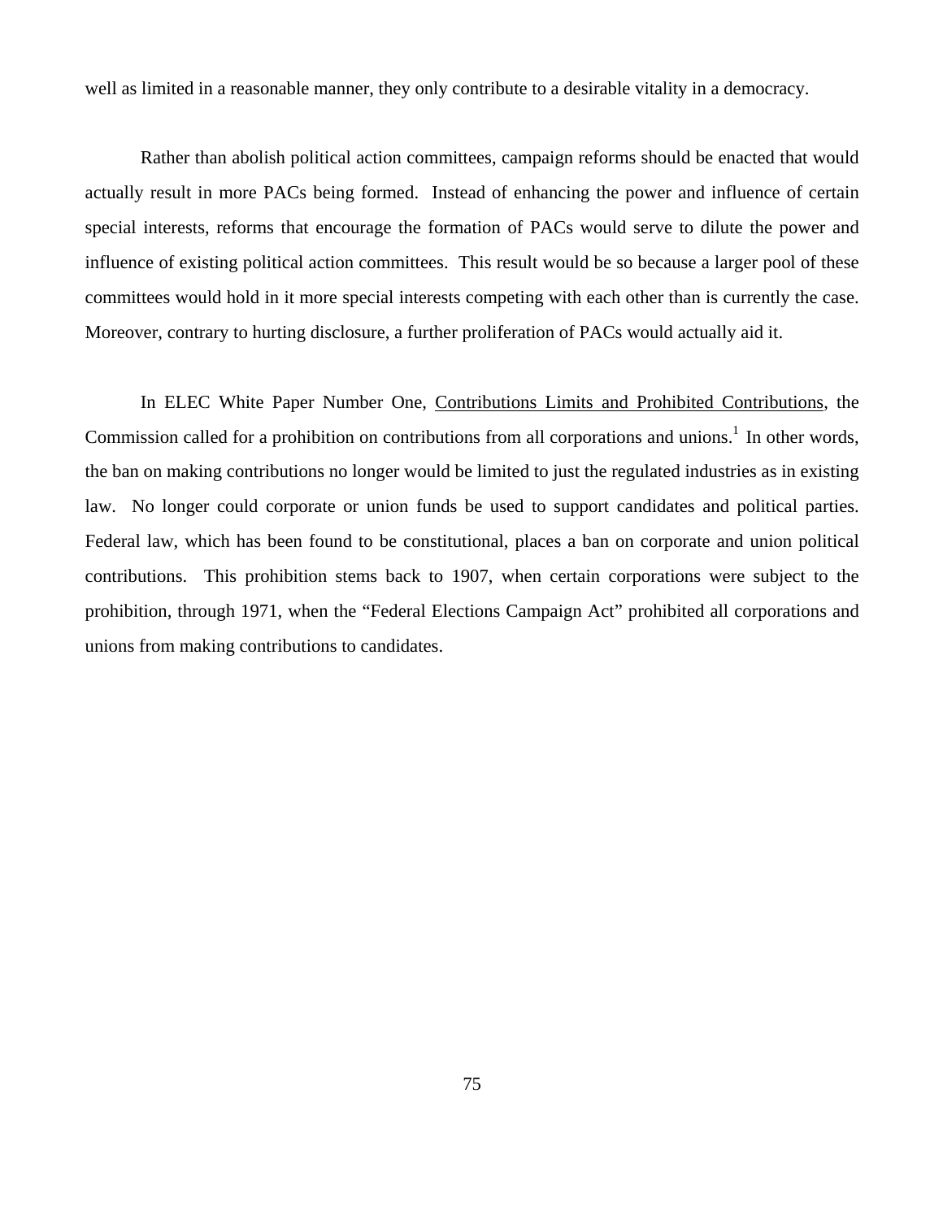well as limited in a reasonable manner, they only contribute to a desirable vitality in a democracy.

Rather than abolish political action committees, campaign reforms should be enacted that would actually result in more PACs being formed. Instead of enhancing the power and influence of certain special interests, reforms that encourage the formation of PACs would serve to dilute the power and influence of existing political action committees. This result would be so because a larger pool of these committees would hold in it more special interests competing with each other than is currently the case. Moreover, contrary to hurting disclosure, a further proliferation of PACs would actually aid it.

In ELEC White Paper Number One, Contributions Limits and Prohibited Contributions, the Commission called for a prohibition on contributions from all corporations and unions.[1] In other words, the ban on making contributions no longer would be limited to just the regulated industries as in existing law. No longer could corporate or union funds be used to support candidates and political parties. Federal law, which has been found to be constitutional, places a ban on corporate and union political contributions. This prohibition stems back to 1907, when certain corporations were subject to the prohibition, through 1971, when the "Federal Elections Campaign Act" prohibited all corporations and unions from making contributions to candidates.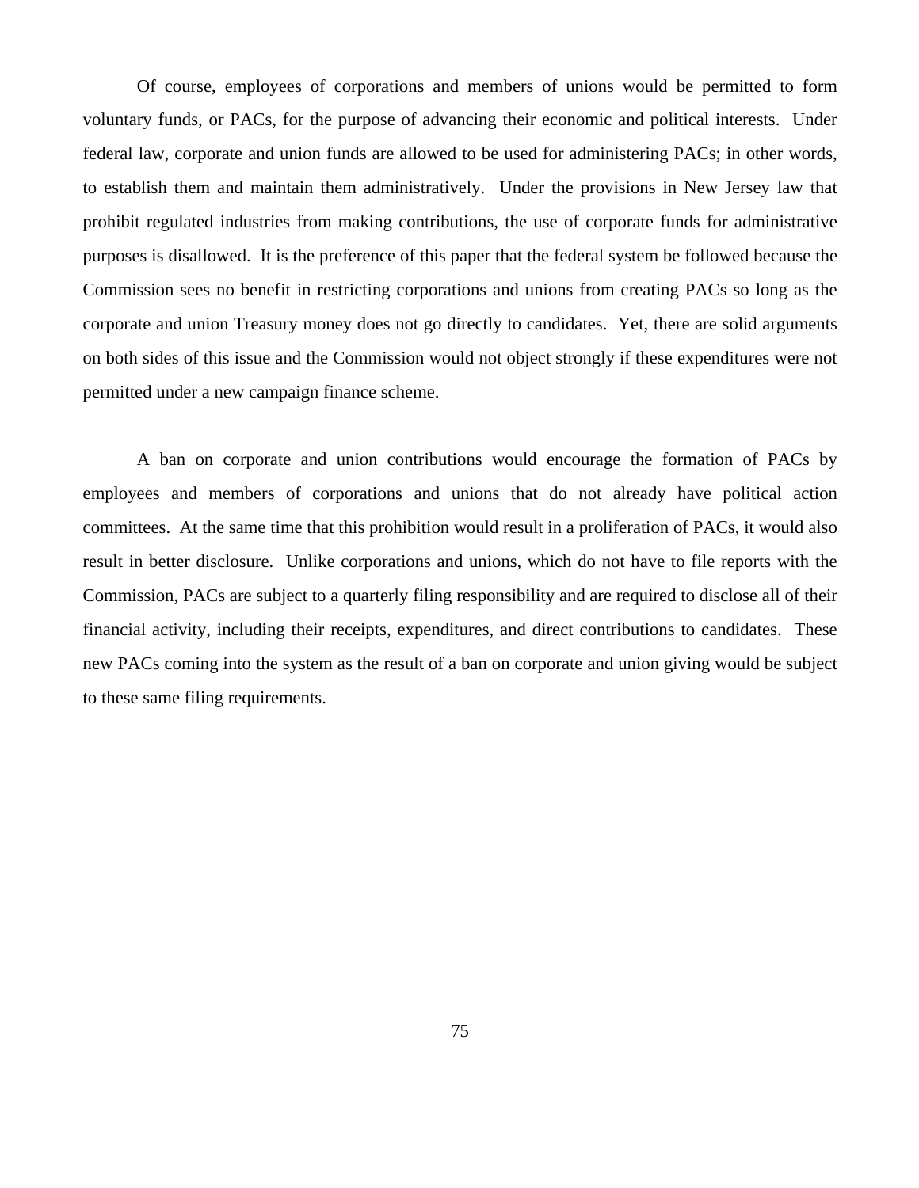Of course, employees of corporations and members of unions would be permitted to form voluntary funds, or PACs, for the purpose of advancing their economic and political interests. Under federal law, corporate and union funds are allowed to be used for administering PACs; in other words, to establish them and maintain them administratively. Under the provisions in New Jersey law that prohibit regulated industries from making contributions, the use of corporate funds for administrative purposes is disallowed. It is the preference of this paper that the federal system be followed because the Commission sees no benefit in restricting corporations and unions from creating PACs so long as the corporate and union Treasury money does not go directly to candidates. Yet, there are solid arguments on both sides of this issue and the Commission would not object strongly if these expenditures were not permitted under a new campaign finance scheme.

A ban on corporate and union contributions would encourage the formation of PACs by employees and members of corporations and unions that do not already have political action committees. At the same time that this prohibition would result in a proliferation of PACs, it would also result in better disclosure. Unlike corporations and unions, which do not have to file reports with the Commission, PACs are subject to a quarterly filing responsibility and are required to disclose all of their financial activity, including their receipts, expenditures, and direct contributions to candidates. These new PACs coming into the system as the result of a ban on corporate and union giving would be subject to these same filing requirements.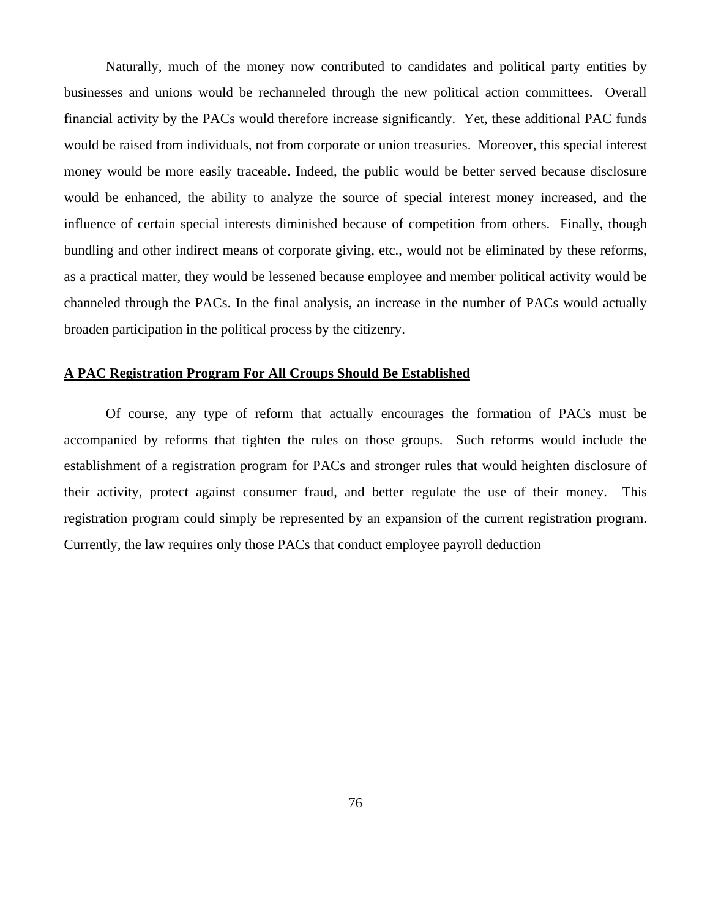Naturally, much of the money now contributed to candidates and political party entities by businesses and unions would be rechanneled through the new political action committees. Overall financial activity by the PACs would therefore increase significantly. Yet, these additional PAC funds would be raised from individuals, not from corporate or union treasuries. Moreover, this special interest money would be more easily traceable. Indeed, the public would be better served because disclosure would be enhanced, the ability to analyze the source of special interest money increased, and the influence of certain special interests diminished because of competition from others. Finally, though bundling and other indirect means of corporate giving, etc., would not be eliminated by these reforms, as a practical matter, they would be lessened because employee and member political activity would be channeled through the PACs. In the final analysis, an increase in the number of PACs would actually broaden participation in the political process by the citizenry.

**A PAC Registration Program For All Croups Should Be Established**

Of course, any type of reform that actually encourages the formation of PACs must be accompanied by reforms that tighten the rules on those groups. Such reforms would include the establishment of a registration program for PACs and stronger rules that would heighten disclosure of their activity, protect against consumer fraud, and better regulate the use of their money. This registration program could simply be represented by an expansion of the current registration program. Currently, the law requires only those PACs that conduct employee payroll deduction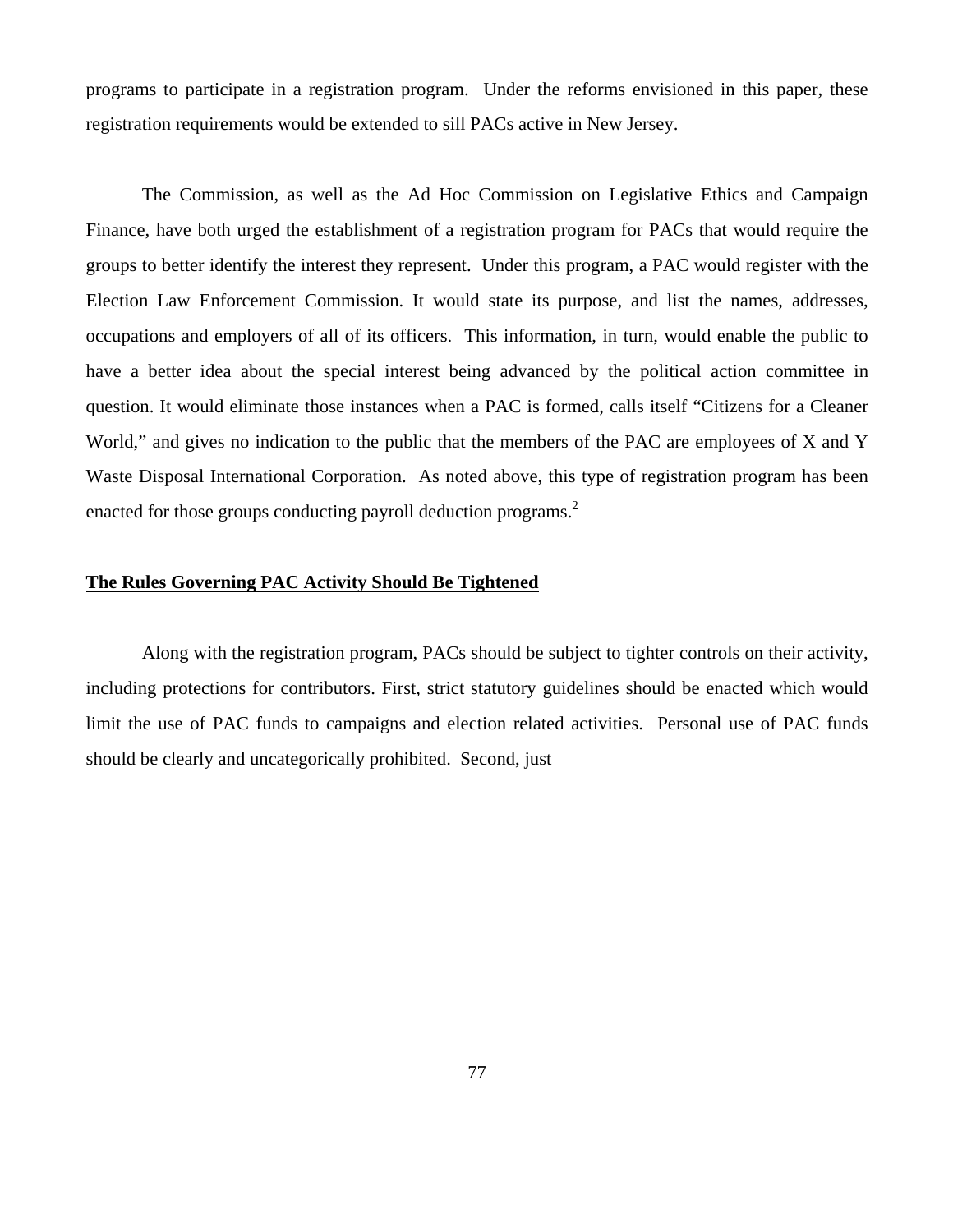programs to participate in a registration program. Under the reforms envisioned in this paper, these registration requirements would be extended to sill PACs active in New Jersey.

The Commission, as well as the Ad Hoc Commission on Legislative Ethics and Campaign Finance, have both urged the establishment of a registration program for PACs that would require the groups to better identify the interest they represent. Under this program, a PAC would register with the Election Law Enforcement Commission. It would state its purpose, and list the names, addresses, occupations and employers of all of its officers. This information, in turn, would enable the public to have a better idea about the special interest being advanced by the political action committee in question. It would eliminate those instances when a PAC is formed, calls itself "Citizens for a Cleaner World," and gives no indication to the public that the members of the PAC are employees of X and Y Waste Disposal International Corporation. As noted above, this type of registration program has been enacted for those groups conducting payroll deduction programs.[2]

**The Rules Governing PAC Activity Should Be Tightened**

Along with the registration program, PACs should be subject to tighter controls on their activity, including protections for contributors. First, strict statutory guidelines should be enacted which would limit the use of PAC funds to campaigns and election related activities. Personal use of PAC funds should be clearly and uncategorically prohibited. Second, just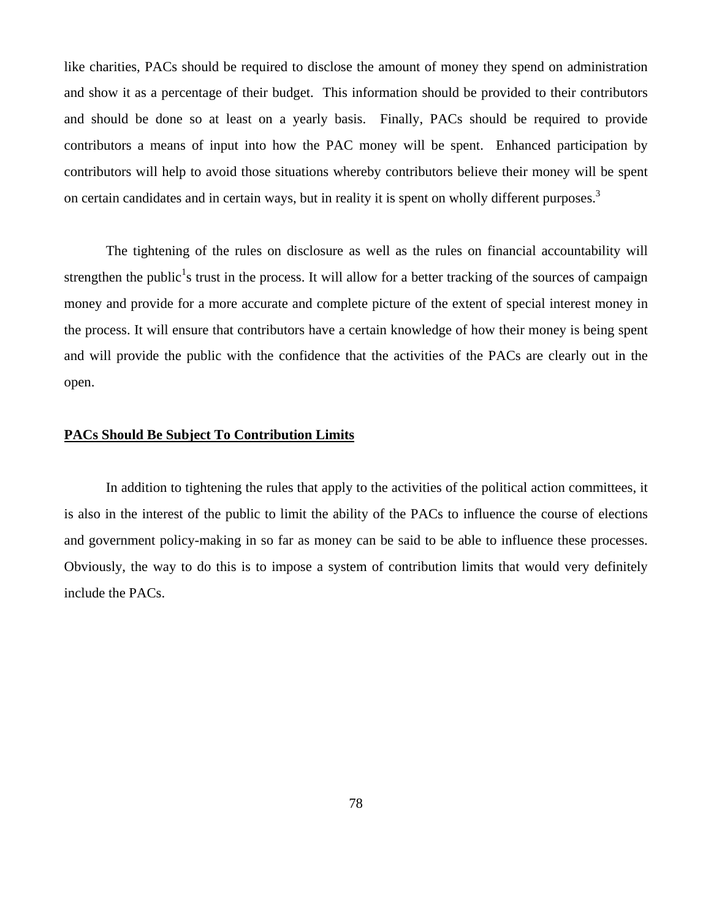like charities, PACs should be required to disclose the amount of money they spend on administration and show it as a percentage of their budget. This information should be provided to their contributors and should be done so at least on a yearly basis. Finally, PACs should be required to provide contributors a means of input into how the PAC money will be spent. Enhanced participation by contributors will help to avoid those situations whereby contributors believe their money will be spent on certain candidates and in certain ways, but in reality it is spent on wholly different purposes.[3]

The tightening of the rules on disclosure as well as the rules on financial accountability will strengthen the public[1]s trust in the process. It will allow for a better tracking of the sources of campaign money and provide for a more accurate and complete picture of the extent of special interest money in the process. It will ensure that contributors have a certain knowledge of how their money is being spent and will provide the public with the confidence that the activities of the PACs are clearly out in the open.

**<u>PACs Should Be Subject To Contribution Limits</u>**

In addition to tightening the rules that apply to the activities of the political action committees, it is also in the interest of the public to limit the ability of the PACs to influence the course of elections and government policy-making in so far as money can be said to be able to influence these processes. Obviously, the way to do this is to impose a system of contribution limits that would very definitely include the PACs.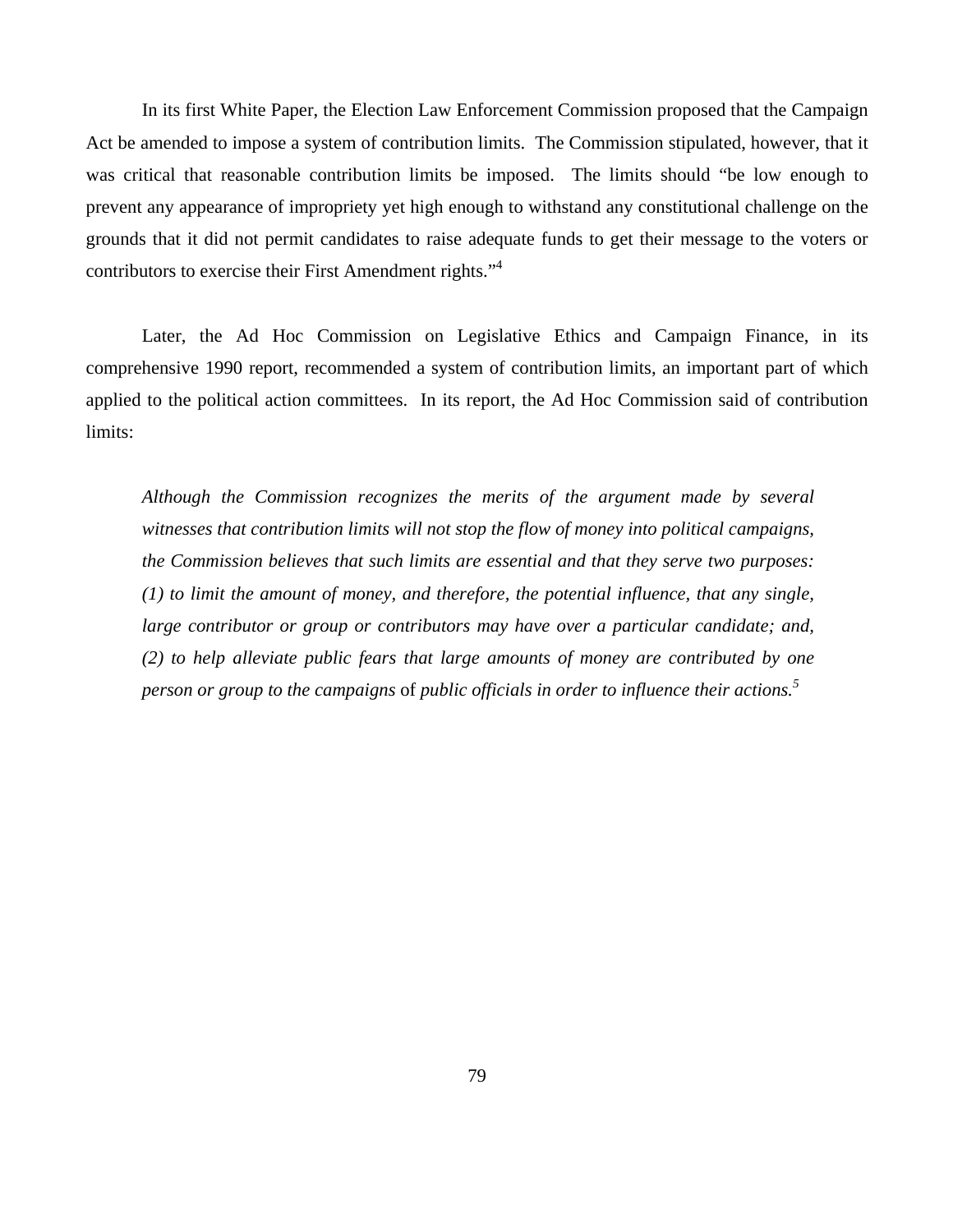In its first White Paper, the Election Law Enforcement Commission proposed that the Campaign Act be amended to impose a system of contribution limits. The Commission stipulated, however, that it was critical that reasonable contribution limits be imposed. The limits should "be low enough to prevent any appearance of impropriety yet high enough to withstand any constitutional challenge on the grounds that it did not permit candidates to raise adequate funds to get their message to the voters or contributors to exercise their First Amendment rights."[4]

Later, the Ad Hoc Commission on Legislative Ethics and Campaign Finance, in its comprehensive 1990 report, recommended a system of contribution limits, an important part of which applied to the political action committees. In its report, the Ad Hoc Commission said of contribution limits:

> *Although the Commission recognizes the merits of the argument made by several witnesses that contribution limits will not stop the flow of money into political campaigns, the Commission believes that such limits are essential and that they serve two purposes: (1) to limit the amount of money, and therefore, the potential influence, that any single, large contributor or group or contributors may have over a particular candidate; and, (2) to help alleviate public fears that large amounts of money are contributed by one person or group to the campaigns* of *public officials in order to influence their actions.*[5]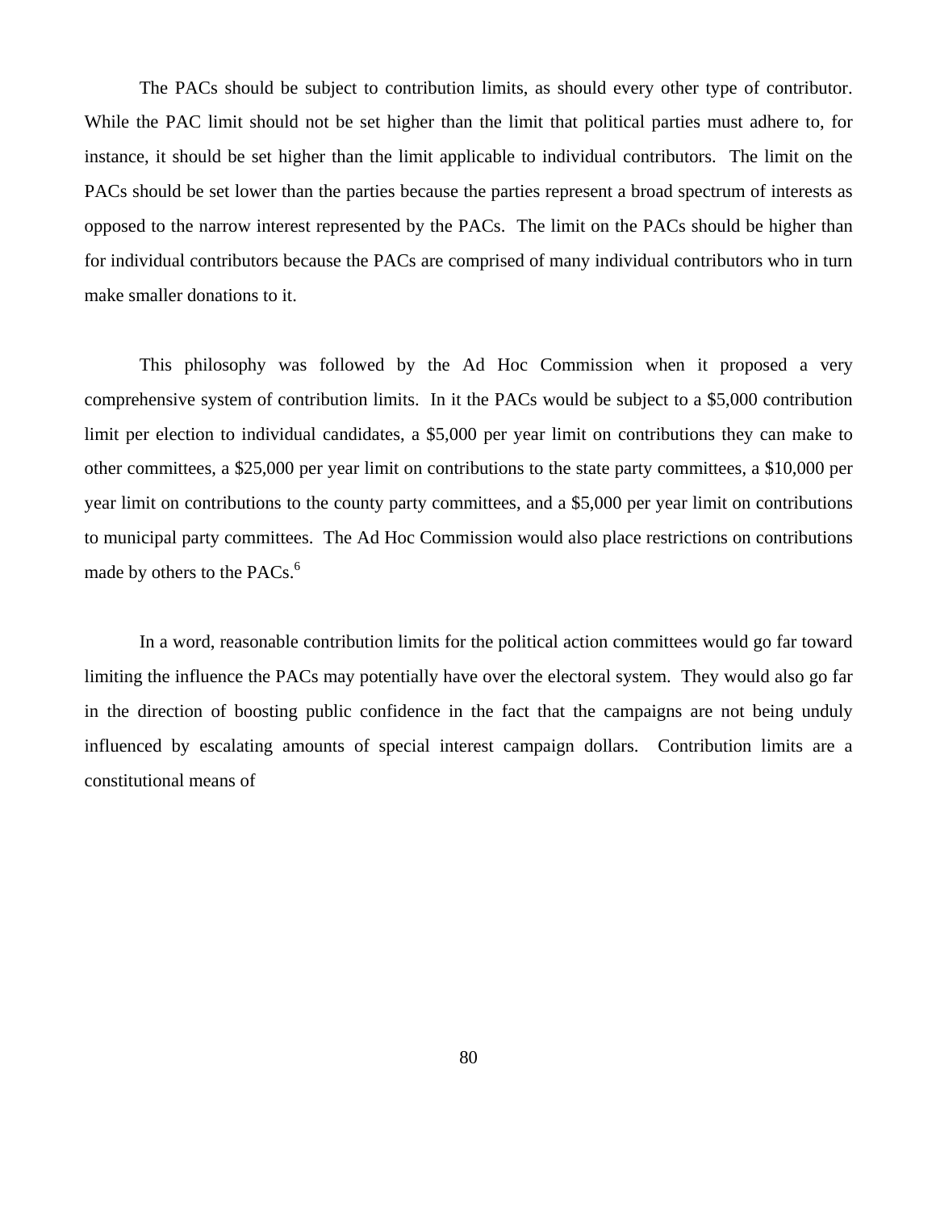The PACs should be subject to contribution limits, as should every other type of contributor. While the PAC limit should not be set higher than the limit that political parties must adhere to, for instance, it should be set higher than the limit applicable to individual contributors. The limit on the PACs should be set lower than the parties because the parties represent a broad spectrum of interests as opposed to the narrow interest represented by the PACs. The limit on the PACs should be higher than for individual contributors because the PACs are comprised of many individual contributors who in turn make smaller donations to it.

This philosophy was followed by the Ad Hoc Commission when it proposed a very comprehensive system of contribution limits. In it the PACs would be subject to a $5,000 contribution limit per election to individual candidates, a $5,000 per year limit on contributions they can make to other committees, a $25,000 per year limit on contributions to the state party committees, a $10,000 per year limit on contributions to the county party committees, and a $5,000 per year limit on contributions to municipal party committees. The Ad Hoc Commission would also place restrictions on contributions made by others to the PACs.[6]

In a word, reasonable contribution limits for the political action committees would go far toward limiting the influence the PACs may potentially have over the electoral system. They would also go far in the direction of boosting public confidence in the fact that the campaigns are not being unduly influenced by escalating amounts of special interest campaign dollars. Contribution limits are a constitutional means of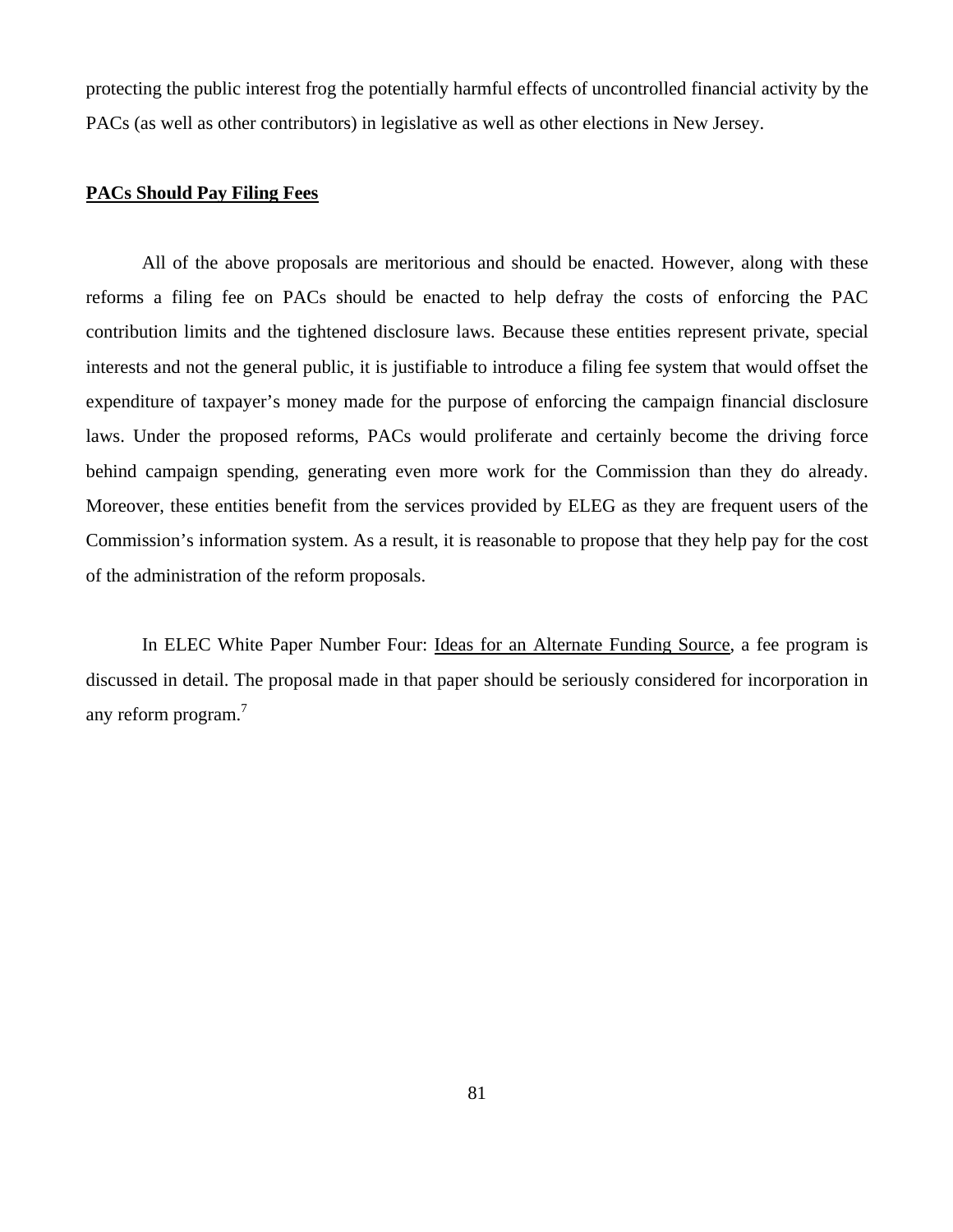protecting the public interest frog the potentially harmful effects of uncontrolled financial activity by the PACs (as well as other contributors) in legislative as well as other elections in New Jersey.

**PACs Should Pay Filing Fees**

All of the above proposals are meritorious and should be enacted. However, along with these reforms a filing fee on PACs should be enacted to help defray the costs of enforcing the PAC contribution limits and the tightened disclosure laws. Because these entities represent private, special interests and not the general public, it is justifiable to introduce a filing fee system that would offset the expenditure of taxpayer's money made for the purpose of enforcing the campaign financial disclosure laws. Under the proposed reforms, PACs would proliferate and certainly become the driving force behind campaign spending, generating even more work for the Commission than they do already. Moreover, these entities benefit from the services provided by ELEG as they are frequent users of the Commission's information system. As a result, it is reasonable to propose that they help pay for the cost of the administration of the reform proposals.

In ELEC White Paper Number Four: Ideas for an Alternate Funding Source, a fee program is discussed in detail. The proposal made in that paper should be seriously considered for incorporation in any reform program.[7]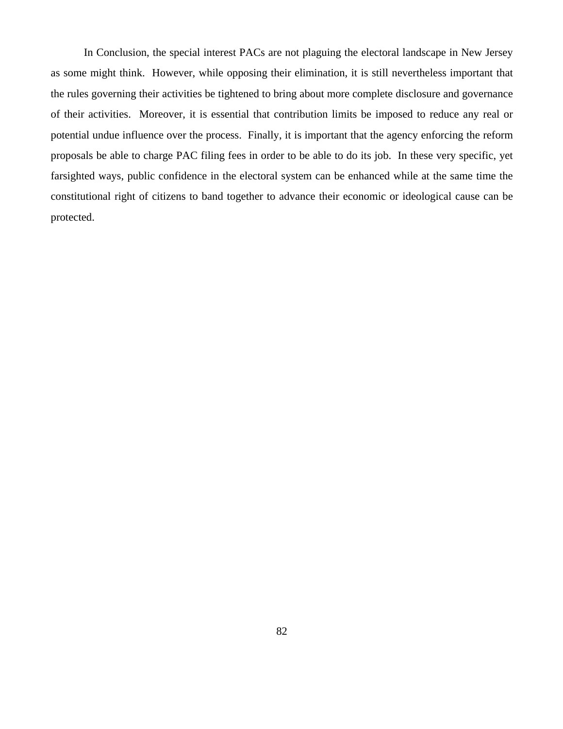In Conclusion, the special interest PACs are not plaguing the electoral landscape in New Jersey as some might think. However, while opposing their elimination, it is still nevertheless important that the rules governing their activities be tightened to bring about more complete disclosure and governance of their activities. Moreover, it is essential that contribution limits be imposed to reduce any real or potential undue influence over the process. Finally, it is important that the agency enforcing the reform proposals be able to charge PAC filing fees in order to be able to do its job. In these very specific, yet farsighted ways, public confidence in the electoral system can be enhanced while at the same time the constitutional right of citizens to band together to advance their economic or ideological cause can be protected.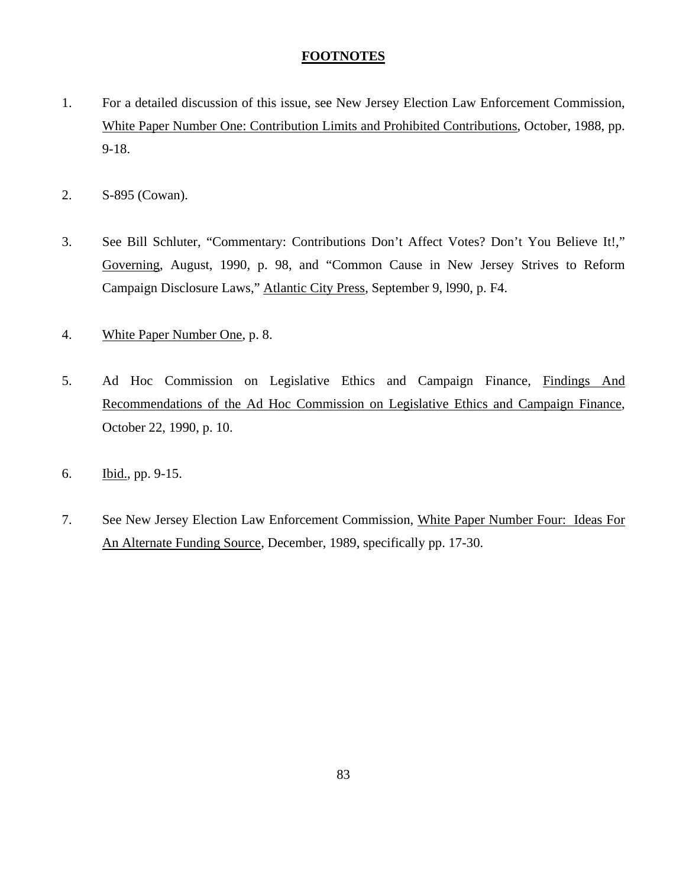## FOOTNOTES

1. For a detailed discussion of this issue, see New Jersey Election Law Enforcement Commission, White Paper Number One: Contribution Limits and Prohibited Contributions, October, 1988, pp. 9-18.

2. S-895 (Cowan).

3. See Bill Schluter, "Commentary: Contributions Don't Affect Votes? Don't You Believe It!," Governing, August, 1990, p. 98, and "Common Cause in New Jersey Strives to Reform Campaign Disclosure Laws," Atlantic City Press, September 9, l990, p. F4.

4. White Paper Number One, p. 8.

5. Ad Hoc Commission on Legislative Ethics and Campaign Finance, Findings And Recommendations of the Ad Hoc Commission on Legislative Ethics and Campaign Finance, October 22, 1990, p. 10.

6. Ibid., pp. 9-15.

7. See New Jersey Election Law Enforcement Commission, White Paper Number Four: Ideas For An Alternate Funding Source, December, 1989, specifically pp. 17-30.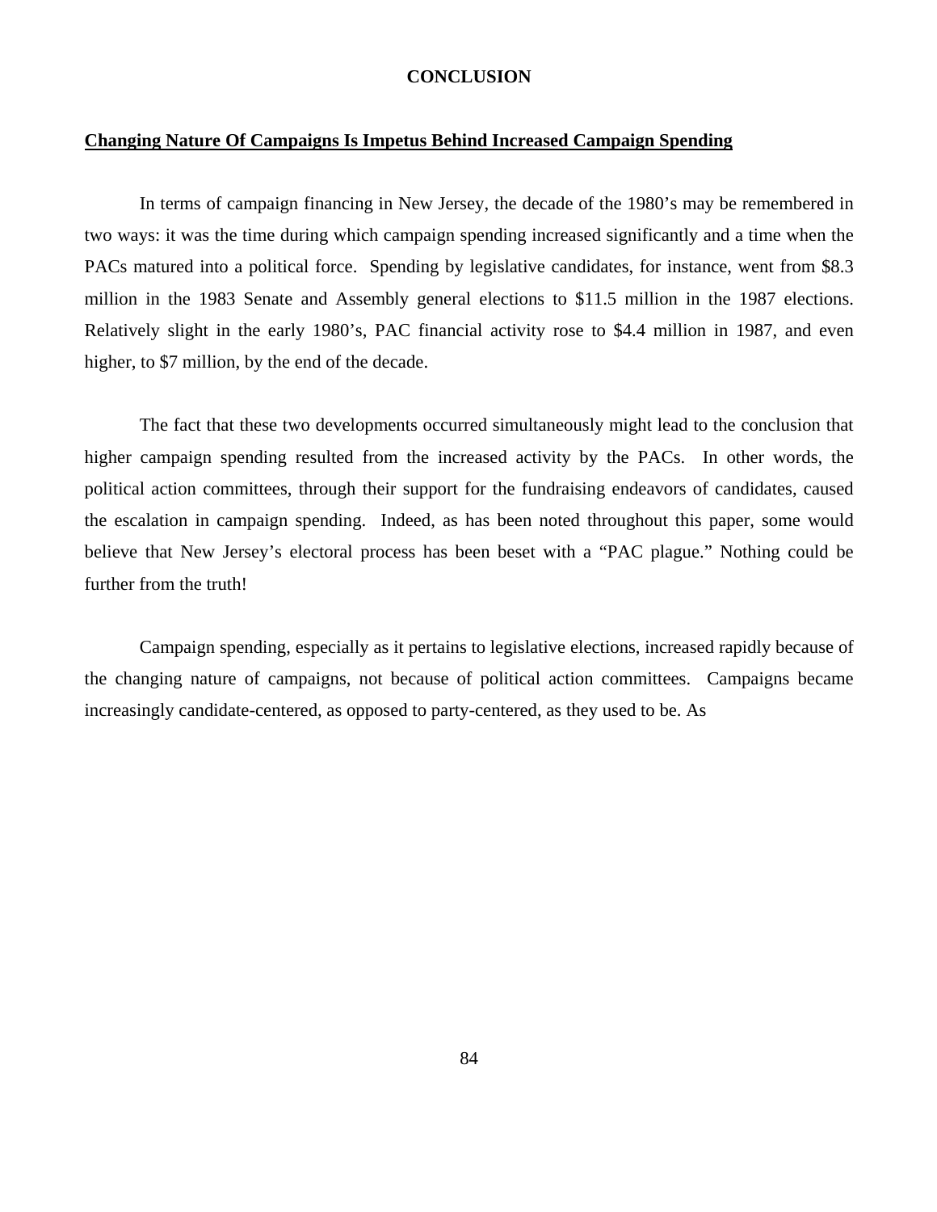# CONCLUSION

## Changing Nature Of Campaigns Is Impetus Behind Increased Campaign Spending

In terms of campaign financing in New Jersey, the decade of the 1980's may be remembered in two ways: it was the time during which campaign spending increased significantly and a time when the PACs matured into a political force. Spending by legislative candidates, for instance, went from $8.3 million in the 1983 Senate and Assembly general elections to $11.5 million in the 1987 elections. Relatively slight in the early 1980's, PAC financial activity rose to $4.4 million in 1987, and even higher, to $7 million, by the end of the decade.

The fact that these two developments occurred simultaneously might lead to the conclusion that higher campaign spending resulted from the increased activity by the PACs. In other words, the political action committees, through their support for the fundraising endeavors of candidates, caused the escalation in campaign spending. Indeed, as has been noted throughout this paper, some would believe that New Jersey's electoral process has been beset with a "PAC plague." Nothing could be further from the truth!

Campaign spending, especially as it pertains to legislative elections, increased rapidly because of the changing nature of campaigns, not because of political action committees. Campaigns became increasingly candidate-centered, as opposed to party-centered, as they used to be. As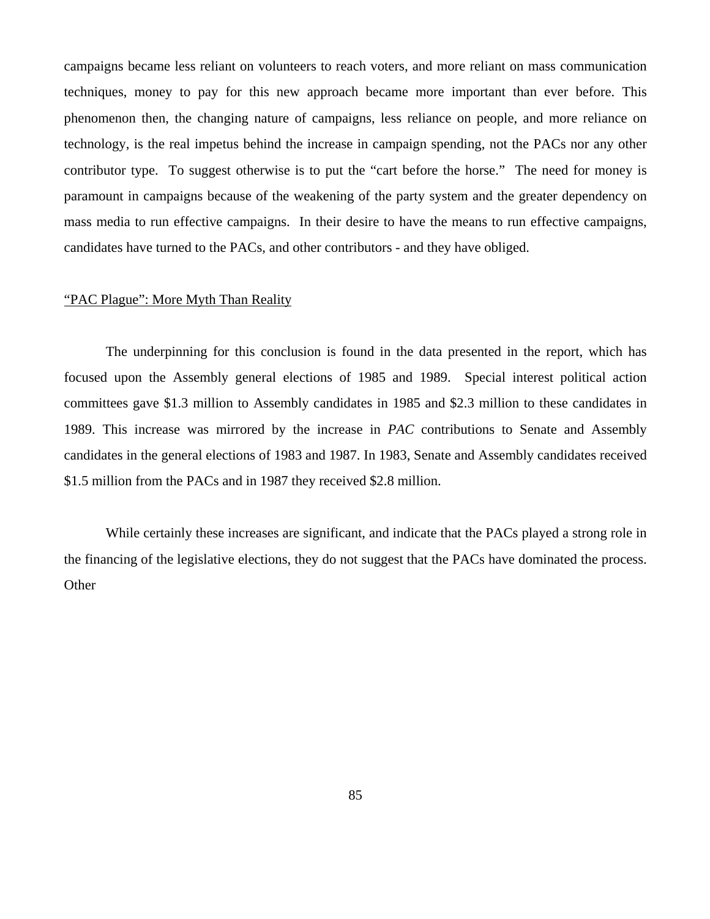campaigns became less reliant on volunteers to reach voters, and more reliant on mass communication techniques, money to pay for this new approach became more important than ever before. This phenomenon then, the changing nature of campaigns, less reliance on people, and more reliance on technology, is the real impetus behind the increase in campaign spending, not the PACs nor any other contributor type. To suggest otherwise is to put the "cart before the horse." The need for money is paramount in campaigns because of the weakening of the party system and the greater dependency on mass media to run effective campaigns. In their desire to have the means to run effective campaigns, candidates have turned to the PACs, and other contributors - and they have obliged.

<u>"PAC Plague": More Myth Than Reality</u>

The underpinning for this conclusion is found in the data presented in the report, which has focused upon the Assembly general elections of 1985 and 1989. Special interest political action committees gave $1.3 million to Assembly candidates in 1985 and $2.3 million to these candidates in 1989. This increase was mirrored by the increase in *PAC* contributions to Senate and Assembly candidates in the general elections of 1983 and 1987. In 1983, Senate and Assembly candidates received $1.5 million from the PACs and in 1987 they received $2.8 million.

While certainly these increases are significant, and indicate that the PACs played a strong role in the financing of the legislative elections, they do not suggest that the PACs have dominated the process. Other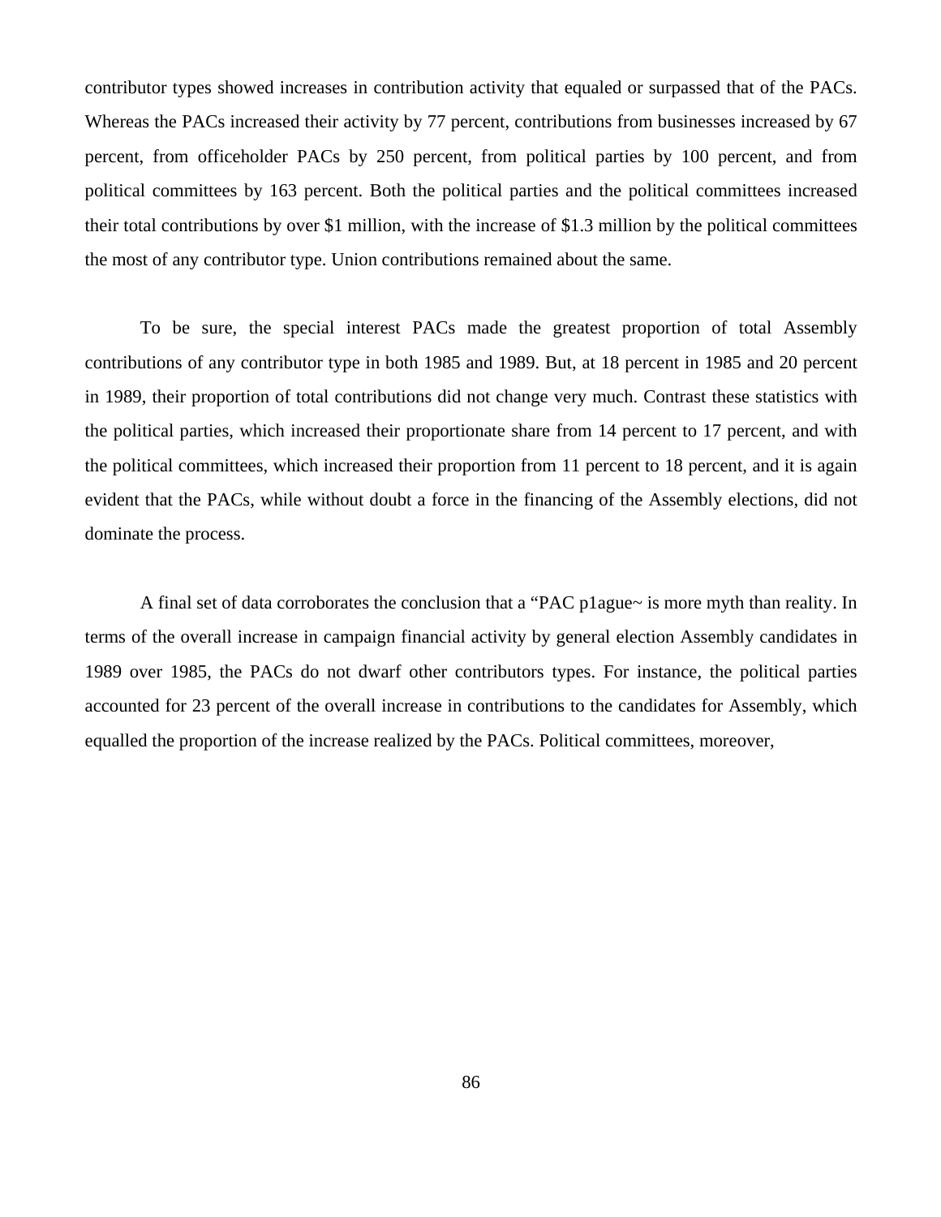contributor types showed increases in contribution activity that equaled or surpassed that of the PACs. Whereas the PACs increased their activity by 77 percent, contributions from businesses increased by 67 percent, from officeholder PACs by 250 percent, from political parties by 100 percent, and from political committees by 163 percent. Both the political parties and the political committees increased their total contributions by over $1 million, with the increase of $1.3 million by the political committees the most of any contributor type. Union contributions remained about the same.

To be sure, the special interest PACs made the greatest proportion of total Assembly contributions of any contributor type in both 1985 and 1989. But, at 18 percent in 1985 and 20 percent in 1989, their proportion of total contributions did not change very much. Contrast these statistics with the political parties, which increased their proportionate share from 14 percent to 17 percent, and with the political committees, which increased their proportion from 11 percent to 18 percent, and it is again evident that the PACs, while without doubt a force in the financing of the Assembly elections, did not dominate the process.

A final set of data corroborates the conclusion that a "PAC p1ague~ is more myth than reality. In terms of the overall increase in campaign financial activity by general election Assembly candidates in 1989 over 1985, the PACs do not dwarf other contributors types. For instance, the political parties accounted for 23 percent of the overall increase in contributions to the candidates for Assembly, which equalled the proportion of the increase realized by the PACs. Political committees, moreover,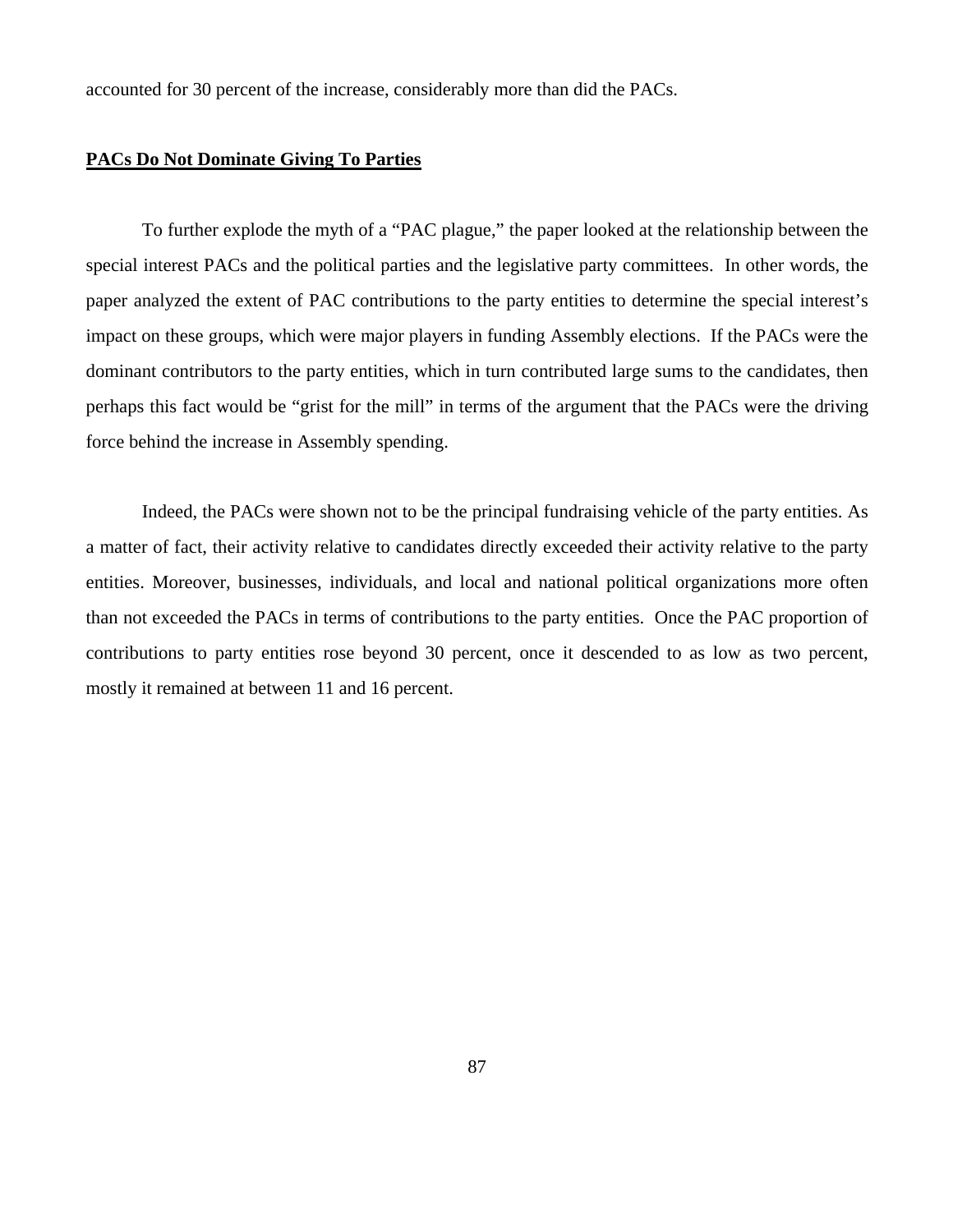accounted for 30 percent of the increase, considerably more than did the PACs.

## **PACs Do Not Dominate Giving To Parties**

To further explode the myth of a "PAC plague," the paper looked at the relationship between the special interest PACs and the political parties and the legislative party committees. In other words, the paper analyzed the extent of PAC contributions to the party entities to determine the special interest's impact on these groups, which were major players in funding Assembly elections. If the PACs were the dominant contributors to the party entities, which in turn contributed large sums to the candidates, then perhaps this fact would be "grist for the mill" in terms of the argument that the PACs were the driving force behind the increase in Assembly spending.

Indeed, the PACs were shown not to be the principal fundraising vehicle of the party entities. As a matter of fact, their activity relative to candidates directly exceeded their activity relative to the party entities. Moreover, businesses, individuals, and local and national political organizations more often than not exceeded the PACs in terms of contributions to the party entities. Once the PAC proportion of contributions to party entities rose beyond 30 percent, once it descended to as low as two percent, mostly it remained at between 11 and 16 percent.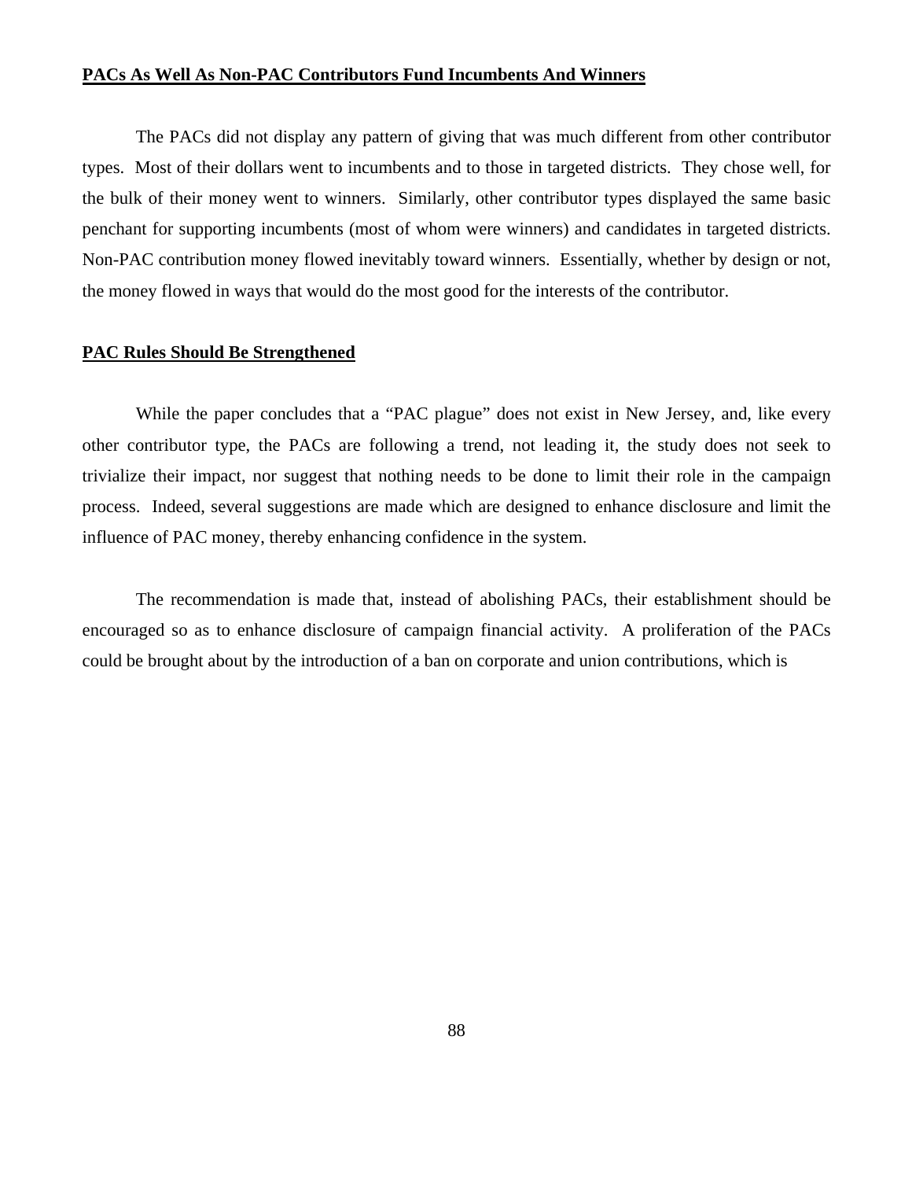**PACs As Well As Non-PAC Contributors Fund Incumbents And Winners**

The PACs did not display any pattern of giving that was much different from other contributor types. Most of their dollars went to incumbents and to those in targeted districts. They chose well, for the bulk of their money went to winners. Similarly, other contributor types displayed the same basic penchant for supporting incumbents (most of whom were winners) and candidates in targeted districts. Non-PAC contribution money flowed inevitably toward winners. Essentially, whether by design or not, the money flowed in ways that would do the most good for the interests of the contributor.

**PAC Rules Should Be Strengthened**

While the paper concludes that a "PAC plague" does not exist in New Jersey, and, like every other contributor type, the PACs are following a trend, not leading it, the study does not seek to trivialize their impact, nor suggest that nothing needs to be done to limit their role in the campaign process. Indeed, several suggestions are made which are designed to enhance disclosure and limit the influence of PAC money, thereby enhancing confidence in the system.

The recommendation is made that, instead of abolishing PACs, their establishment should be encouraged so as to enhance disclosure of campaign financial activity. A proliferation of the PACs could be brought about by the introduction of a ban on corporate and union contributions, which is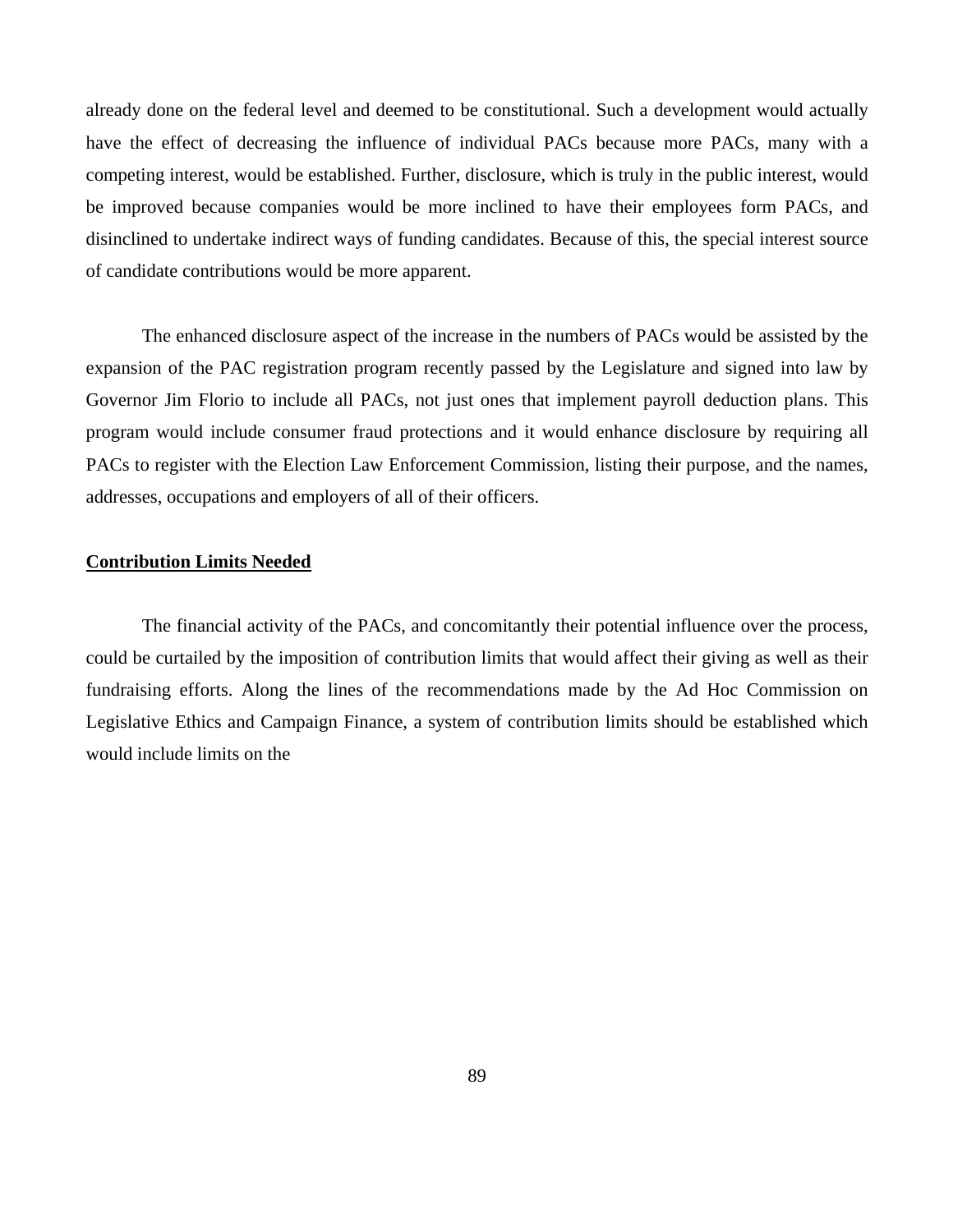already done on the federal level and deemed to be constitutional. Such a development would actually have the effect of decreasing the influence of individual PACs because more PACs, many with a competing interest, would be established. Further, disclosure, which is truly in the public interest, would be improved because companies would be more inclined to have their employees form PACs, and disinclined to undertake indirect ways of funding candidates. Because of this, the special interest source of candidate contributions would be more apparent.

The enhanced disclosure aspect of the increase in the numbers of PACs would be assisted by the expansion of the PAC registration program recently passed by the Legislature and signed into law by Governor Jim Florio to include all PACs, not just ones that implement payroll deduction plans. This program would include consumer fraud protections and it would enhance disclosure by requiring all PACs to register with the Election Law Enforcement Commission, listing their purpose, and the names, addresses, occupations and employers of all of their officers.

**Contribution Limits Needed**

The financial activity of the PACs, and concomitantly their potential influence over the process, could be curtailed by the imposition of contribution limits that would affect their giving as well as their fundraising efforts. Along the lines of the recommendations made by the Ad Hoc Commission on Legislative Ethics and Campaign Finance, a system of contribution limits should be established which would include limits on the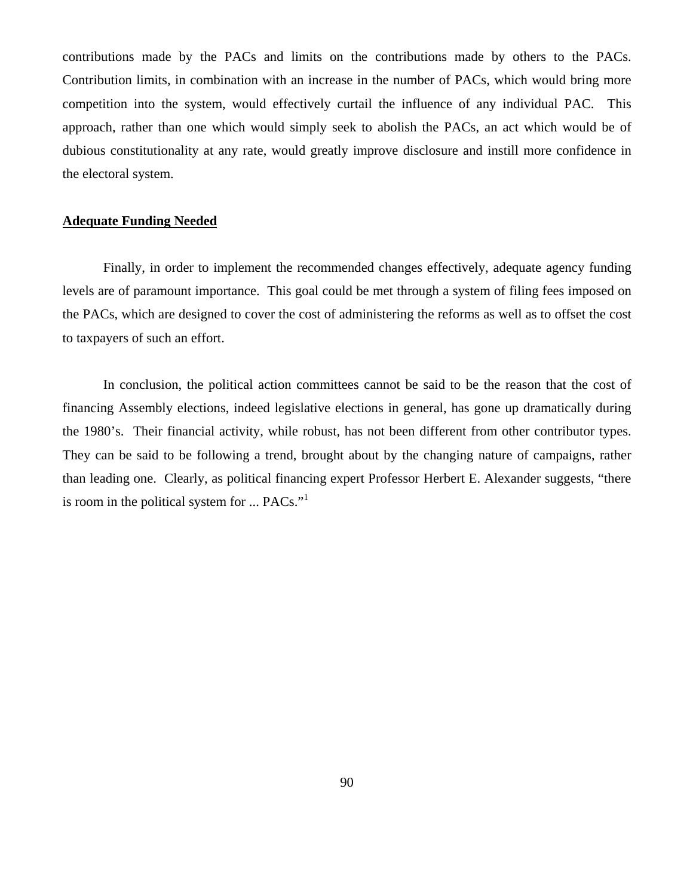contributions made by the PACs and limits on the contributions made by others to the PACs. Contribution limits, in combination with an increase in the number of PACs, which would bring more competition into the system, would effectively curtail the influence of any individual PAC. This approach, rather than one which would simply seek to abolish the PACs, an act which would be of dubious constitutionality at any rate, would greatly improve disclosure and instill more confidence in the electoral system.

**Adequate Funding Needed**

Finally, in order to implement the recommended changes effectively, adequate agency funding levels are of paramount importance. This goal could be met through a system of filing fees imposed on the PACs, which are designed to cover the cost of administering the reforms as well as to offset the cost to taxpayers of such an effort.

In conclusion, the political action committees cannot be said to be the reason that the cost of financing Assembly elections, indeed legislative elections in general, has gone up dramatically during the 1980's. Their financial activity, while robust, has not been different from other contributor types. They can be said to be following a trend, brought about by the changing nature of campaigns, rather than leading one. Clearly, as political financing expert Professor Herbert E. Alexander suggests, "there is room in the political system for ... PACs."[1]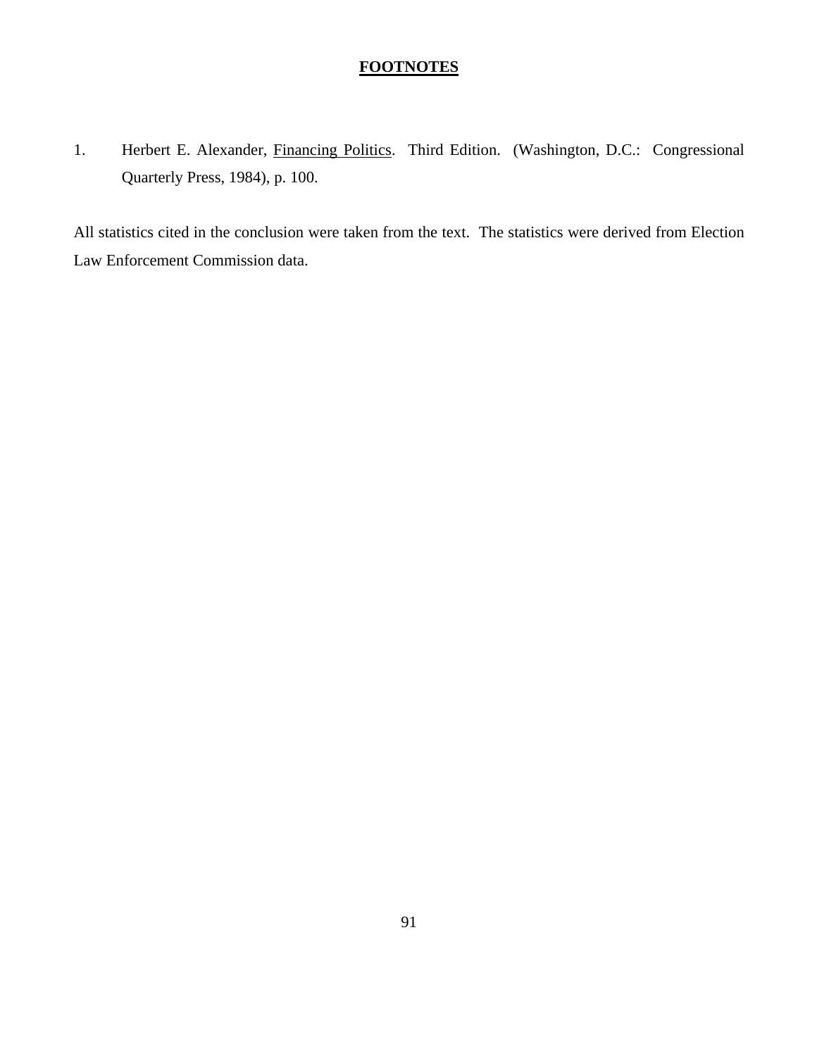# FOOTNOTES

1. Herbert E. Alexander, Financing Politics. Third Edition. (Washington, D.C.: Congressional Quarterly Press, 1984), p. 100.

All statistics cited in the conclusion were taken from the text. The statistics were derived from Election Law Enforcement Commission data.